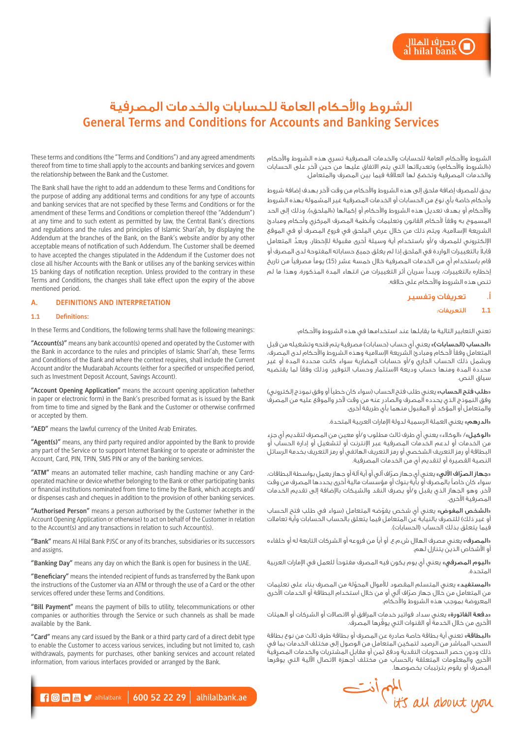# الشروط والأحكام العامة للحسابات والخدمات المصرفية
# General Terms and Conditions for Accounts and Banking Services

These terms and conditions (the "Terms and Conditions") and any agreed amendments thereof from time to time shall apply to the accounts and banking services and govern the relationship between the Bank and the Customer.

The Bank shall have the right to add an addendum to these Terms and Conditions for the purpose of adding any additional terms and conditions for any type of accounts and banking services that are not specified by these Terms and Conditions or for the amendment of these Terms and Conditions or completion thereof (the "Addendum") at any time and to such extent as permitted by law, the Central Bank's directions and regulations and the rules and principles of Islamic Shari'ah, by displaying the Addendum at the branches of the Bank, on the Bank's website and/or by any other acceptable means of notification of such Addendum. The Customer shall be deemed to have accepted the changes stipulated in the Addendum if the Customer does not close all his/her Accounts with the Bank or utilises any of the banking services within 15 banking days of notification reception. Unless provided to the contrary in these Terms and Conditions, the changes shall take effect upon the expiry of the above mentioned period.

## A. DEFINITIONS AND INTERPRETATION

### 1.1 Definitions:

In these Terms and Conditions, the following terms shall have the following meanings:

**"Account(s)"** means any bank account(s) opened and operated by the Customer with the Bank in accordance to the rules and principles of Islamic Shari'ah, these Terms and Conditions of the Bank and where the context requires, shall include the Current Account and/or the Mudarabah Accounts (either for a specified or unspecified period, such as Investment Deposit Account, Savings Account).

**"Account Opening Application"** means the account opening application (whether in paper or electronic form) in the Bank's prescribed format as is issued by the Bank from time to time and signed by the Bank and the Customer or otherwise confirmed or accepted by them.

**"AED"** means the lawful currency of the United Arab Emirates.

**"Agent(s)"** means, any third party required and/or appointed by the Bank to provide any part of the Service or to support Internet Banking or to operate or administer the Account, Card, PIN, TPIN, SMS PIN or any of the banking services.

**"ATM"** means an automated teller machine, cash handling machine or any Card-operated machine or device whether belonging to the Bank or other participating banks or financial institutions nominated from time to time by the Bank, which accepts and/or dispenses cash and cheques in addition to the provision of other banking services.

**"Authorised Person"** means a person authorised by the Customer (whether in the Account Opening Application or otherwise) to act on behalf of the Customer in relation to the Account(s) and any transactions in relation to such Account(s).

**"Bank"** means Al Hilal Bank PJSC or any of its branches, subsidiaries or its successors and assigns.

**"Banking Day"** means any day on which the Bank is open for business in the UAE.

**"Beneficiary"** means the intended recipient of funds as transferred by the Bank upon the instructions of the Customer via an ATM or through the use of a Card or the other services offered under these Terms and Conditions.

**"Bill Payment"** means the payment of bills to utility, telecommunications or other companies or authorities through the Service or such channels as shall be made available by the Bank.

**"Card"** means any card issued by the Bank or a third party card of a direct debit type to enable the Customer to access various services, including but not limited to, cash withdrawals, payments for purchases, other banking services and account related information, from various interfaces provided or arranged by the Bank.

الشروط والأحكام العامة للحسابات والخدمات المصرفية تسري هذه الشروط والأحكام («الشروط والأحكام») وتعديلاتها التي يتم الاتفاق عليها من حين لآخر على الحسابات والخدمات المصرفية وتخضع لها العلاقة فيما بين المصرف والمتعامل.

يحق للمصرف إضافة ملحق إلى هذه الشروط والأحكام من وقت لآخر بهدف إضافة شروط وأحكام خاصة بأي نوع من الحسابات أو الخدمات المصرفية غير المشمولة بهذه الشروط والأحكام أو بهدف تعديل هذه الشروط والأحكام أو إكمالها («الملحق»)، وذلك إلى الحد المسموح به وفقاً لأحكام القانون وتعليمات وأنظمة المصرف المركزي وأحكام ومبادئ الشريعة الإسلامية، ويتم ذلك من خلال عرض الملحق في فروع المصرف أو في الموقع الإلكتروني للمصرف و/أو باستخدام أية وسيلة أخرى مقبولة للإخطار، ويعدّ المتعامل قابلاً بالتغييرات الواردة في الملحق إذا لم يغلق جميع حساباته المفتوحة لدى المصرف أو قام باستخدام أي من الخدمات المصرفية خلال خمسة عشر (15) يوماً مصرفياً من تاريخ إخطاره بالتغييرات، ويبدأ سريان أثر التغييرات من انتهاء المدة المذكورة، وهذا ما لم تنص هذه الشروط والأحكام على خلافه.

## أ. تعريفات وتفسير

### 1.1 التعريفات:

تعني التعابير التالية ما يقابلها عند استخدامها في هذه الشروط والأحكام:

**«الحساب (الحسابات)»** يعني أي حساب (حسابات) مصرفية يتم فتحه وتشغيله من قبل المتعامل وفقاً لأحكام ومبادئ الشريعة الإسلامية وهذه الشروط والأحكام لدى المصرف، ويشمل ذلك الحساب الجاري و/أو حسابات المضاربة سواء كانت محددة المدة أو غير محددة المدة ومنها حساب وديعة الاستثمار وحساب التوفير، وذلك وفقاً لما يقتضيه سياق النص.

**«طلب فتح الحساب»** يعني طلب فتح الحساب (سواء كان خطياً أو وفق نموذج إلكتروني) وفق النموذج الذي يحدده المصرف والصادر عنه من وقت لآخر والموقع عليه من المصرف والمتعامل أو المؤكد أو المقبول منهما بأي طريقة أخرى.

**«الدرهم»** يعني العملة الرسمية لدولة الإمارات العربية المتحدة.

**«الوكيل»/ «الوكلاء»** يعني أي طرف ثالث مطلوب و/أو معين من المصرف لتقديم أي جزء من الخدمات أو لدعم الخدمات المصرفية عبر الإنترنت أو لتشغيل أو إدارة الحساب أو البطاقة أو رمز التعريف الشخصي أو رمز التعريف الهاتفي أو رمز التعريف بخدمة الرسائل النصية القصيرة أو لتقديم أي من الخدمات المصرفية.

**«جهاز الصرّاف الآلي»** يعني أي جهاز صرّاف آلي أو أية آلة أو جهاز يعمل بواسطة البطاقات، سواء كان خاصاً بالمصرف أو بأية بنوك أو مؤسسات مالية أخرى يحددها المصرف من وقت لآخر، وهو الجهاز الذي يقبل و/أو يصرف النقد والشيكات بالإضافة إلى تقديم الخدمات المصرفية الأخرى.

**«الشخص المفوض»** يعني أي شخص يفوّضه المتعامل (سواء في طلب فتح الحساب أو غير ذلك) للتصرف بالنيابة عن المتعامل فيما يتعلق بالحساب/الحسابات وأية تعاملات فيما يتعلق بذلك الحساب (الحسابات).

**«المصرف»** يعني مصرف الهلال ش.م.ع. أو أياً من فروعه أو الشركات التابعة له أو خلفاءه أو الأشخاص الذين يتنازل لهم.

**«اليوم المصرفي»** يعني أي يوم يكون فيه المصرف مفتوحاً للعمل في الإمارات العربية المتحدة.

**«المستفيد»** يعني المتسلم المقصود للأموال المحوّلة من المصرف بناء على تعليمات من المتعامل من خلال جهاز صرّاف آلي أو من خلال استخدام البطاقة أو الخدمات الأخرى المعروضة بموجب هذه الشروط والأحكام.

**«دفعة الفاتورة»** يعني سداد فواتير خدمات المرافق أو الاتصالات أو الشركات أو الهيئات الأخرى من خلال الخدمة أو القنوات التي يوفرها المصرف.

**«البطاقة»** تعني أية بطاقة خاصة صادرة عن المصرف أو بطاقة طرف ثالث من نوع بطاقة السحب المباشر من الرصيد لتمكين المتعامل من الوصول إلى مختلف الخدمات بما في ذلك ودون حصر السحوبات النقدية ودفع ثمن أو مقابل المشتريات والخدمات المصرفية الأخرى والمعلومات المتعلقة بالحساب من مختلف أجهزة الاتصال الآلية التي يوفرها المصرف أو يقوم بترتيبات بخصوصها.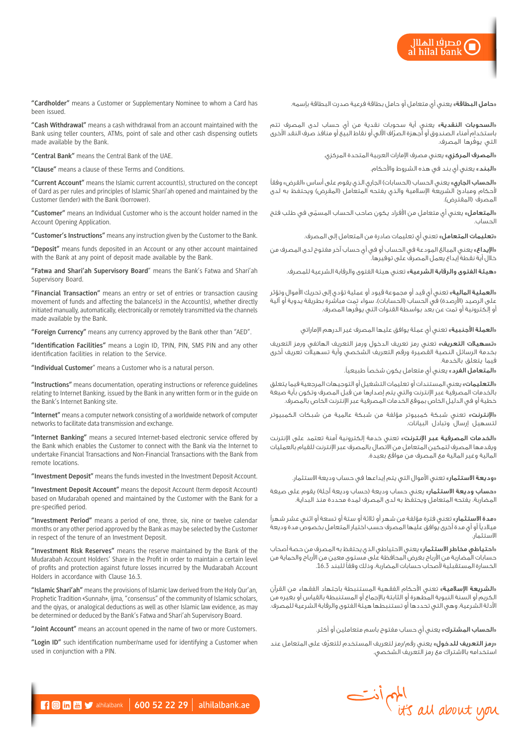**"Cardholder"** means a Customer or Supplementary Nominee to whom a Card has been issued.

**"Cash Withdrawal"** means a cash withdrawal from an account maintained with the Bank using teller counters, ATMs, point of sale and other cash dispensing outlets made available by the Bank.

**"Central Bank"** means the Central Bank of the UAE.

**"Clause"** means a clause of these Terms and Conditions.

**"Current Account"** means the Islamic current account(s), structured on the concept of Qard as per rules and principles of Islamic Shari'ah opened and maintained by the Customer (lender) with the Bank (borrower).

**"Customer"** means an Individual Customer who is the account holder named in the Account Opening Application.

**"Customer's Instructions"** means any instruction given by the Customer to the Bank.

**"Deposit"** means funds deposited in an Account or any other account maintained with the Bank at any point of deposit made available by the Bank.

**"Fatwa and Shari'ah Supervisory Board"** means the Bank's Fatwa and Shari'ah Supervisory Board.

**"Financial Transaction"** means an entry or set of entries or transaction causing movement of funds and affecting the balance(s) in the Account(s), whether directly initiated manually, automatically, electronically or remotely transmitted via the channels made available by the Bank.

**"Foreign Currency"** means any currency approved by the Bank other than "AED".

**"Identification Facilities"** means a Login ID, TPIN, PIN, SMS PIN and any other identification facilities in relation to the Service.

**"Individual Customer"** means a Customer who is a natural person.

**"Instructions"** means documentation, operating instructions or reference guidelines relating to Internet Banking, issued by the Bank in any written form or in the guide on the Bank's Internet Banking site.

**"Internet"** means a computer network consisting of a worldwide network of computer networks to facilitate data transmission and exchange.

**"Internet Banking"** means a secured Internet-based electronic service offered by the Bank which enables the Customer to connect with the Bank via the Internet to undertake Financial Transactions and Non-Financial Transactions with the Bank from remote locations.

**"Investment Deposit"** means the funds invested in the Investment Deposit Account.

**"Investment Deposit Account"** means the deposit Account (term deposit Account) based on Mudarabah opened and maintained by the Customer with the Bank for a pre-specified period.

**"Investment Period"** means a period of one, three, six, nine or twelve calendar months or any other period approved by the Bank as may be selected by the Customer in respect of the tenure of an Investment Deposit.

**"Investment Risk Reserves"** means the reserve maintained by the Bank of the Mudarabah Account Holders' Share in the Profit in order to maintain a certain level of profits and protection against future losses incurred by the Mudarabah Account Holders in accordance with Clause 16.3.

**"Islamic Shari'ah"** means the provisions of Islamic law derived from the Holy Qur'an, Prophetic Tradition «Sunnah», ijma, "consensus" of the community of Islamic scholars, and the qiyas, or analogical deductions as well as other Islamic law evidence, as may be determined or deduced by the Bank's Fatwa and Shari'ah Supervisory Board.

**"Joint Account"** means an account opened in the name of two or more Customers.

**"Login ID"** such identification number/name used for identifying a Customer when used in conjunction with a PIN.

**«حامل البطاقة»** يعني أي متعامل أو حامل بطاقة فرعية صدرت البطاقة بإسمه.

**«السحوبات النقدية»** يعني أية سحوبات نقدية من أي حساب لدى المصرف تتم باستخدام أمناء الصندوق أو أجهزة الصرّاف الآلي أو نقاط البيع أو منافذ صرف النقد الأخرى التي يوفرها المصرف.

**«المصرف المركزي»** يعني مصرف الإمارات العربية المتحدة المركزي.

**«البند»** يعني أي بند في هذه الشروط والأحكام.

**«الحساب الجاري»** يعني الحساب (الحسابات) الجاري الذي يقوم على أساس «القرض» وفقاً لأحكام ومبادئ الشريعة الإسلامية والذي يفتحه المتعامل (المقرض) ويحتفظ به لدى المصرف (المقترض).

**«المتعامل»** يعني أي متعامل من الأفراد يكون صاحب الحساب المسمّى في طلب فتح الحساب.

**«تعليمات المتعامل»** تعني أي تعليمات صادرة من المتعامل إلى المصرف.

**«الإيداع»** يعني المبالغ المودعة في الحساب أو في أي حساب آخر مفتوح لدى المصرف من خلال أية نقطة إيداع يعمل المصرف على توفيرها.

**«هيئة الفتوى والرقابة الشرعية»** تعني هيئة الفتوى والرقابة الشرعية للمصرف.

**«العملية المالية»** تعني أي قيد أو مجموعة قيود أو عملية تؤدي إلى تحريك الأموال وتؤثر على الرصيد (الأرصدة) في الحساب (الحسابات)، سواء تمت مباشرة بطريقة يدوية أو آلية أو إلكترونية أو تمت عن بعد بواسطة القنوات التي يوفرها المصرف.

**«العملة الأجنبية»** تعني أي عملة يوافق عليها المصرف غير الدرهم الإماراتي

**«تسهيلات التعريف»** تعني رمز تعريف الدخول ورمز التعريف الهاتفي ورمز التعريف بخدمة الرسائل النصية القصيرة ورقم التعريف الشخصي وأية تسهيلات تعريف أخرى فيما يتعلق بالخدمة.

**«المتعامل الفرد»** يعني أي متعامل يكون شخصاً طبيعياً.

**«التعليمات»** يعني المستندات أو تعليمات التشغيل أو التوجيهات المرجعية فيما يتعلق بالخدمات المصرفية عبر الإنترنت والتي يتم إصدارها من قبل المصرف وتكون بأية صيغة خطية أو في الدليل الخاص بموقع الخدمات المصرفية عبر الإنترنت الخاص بالمصرف.

**«الإنترنت»** تعني شبكة كمبيوتر مؤلفة من شبكة عالمية من شبكات الكمبيوتر لتسهيل إرسال وتبادل البيانات.

**«الخدمات المصرفية عبر الإنترنت»** تعني خدمة إلكترونية آمنة تعتمد على الإنترنت ويقدمها المصرف لتمكين المتعامل من الاتصال بالمصرف عبر الإنترنت للقيام بالعمليات المالية وغير المالية مع المصرف من مواقع بعيدة.

**«وديعة الاستثمار»** تعني الأموال التي يتم إيداعها في حساب وديعة الاستثمار.

**«حساب وديعة الاستثمار»** يعني حساب وديعة (حساب وديعة آجلة) يقوم على صيغة المضاربة، يفتحه المتعامل ويحتفظ به لدى المصرف لمدة محددة منذ البداية.

**«مدة الاستثمار»** تعني فترة مؤلفة من شهر أو ثلاثة أو ستة أو تسعة أو اثني عشر شهراً ميلادياً أو أي مدة أخرى يوافق عليها المصرف حسب اختيار المتعامل بخصوص مدة وديعة الاستثمار.

**«احتياطي مخاطر الاستثمار»** يعني الاحتياطي الذي يحتفظ به المصرف من حصة أصحاب حسابات المضاربة من الأرباح بغرض المحافظة على مستوى معين من الأرباح والحماية من الخسارة المستقبلية لأصحاب حسابات المضاربة، وذلك وفقاً للبند 16.3.

**«الشريعة الإسلامية»** تعني الأحكام الفقهية المستنبطة باجتهاد الفقهاء من القرآن الكريم أو السنة النبوية المطهرة أو الثابتة بالإجماع أو المستنبطة بالقياس أو بغيره من الأدلة الشرعية، وهي التي تحددها أو تستنبطها هيئة الفتوى والرقابة الشرعية للمصرف.

**«الحساب المشترك»** يعني أي حساب مفتوح باسم متعاملين أو أكثر.

**«رمز التعريف للدخول»** يعني رقم/رمز لتعريف المستخدم للتعرّف على المتعامل عند استخدامه بالاشتراك مع رمز التعريف الشخصي.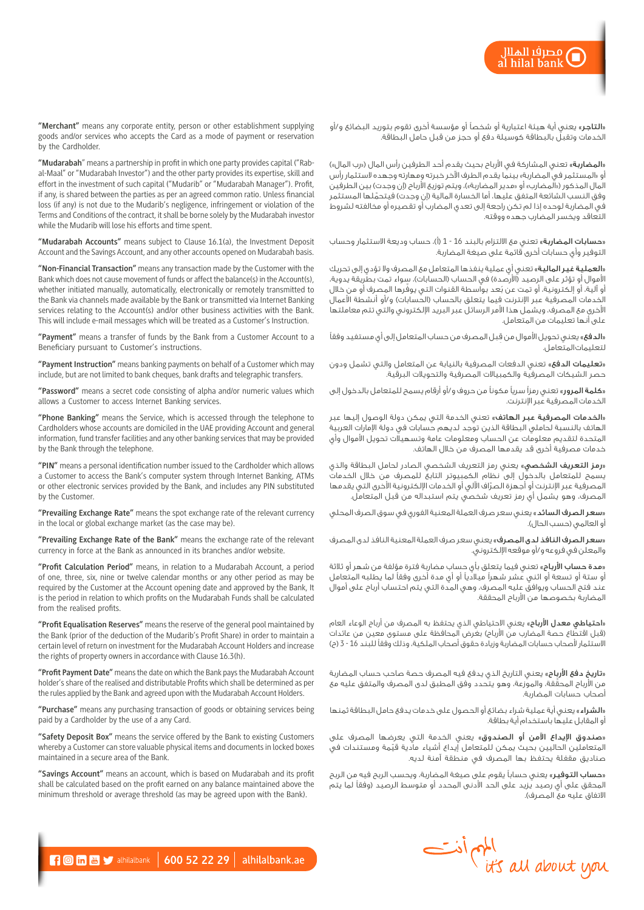**"Merchant"** means any corporate entity, person or other establishment supplying goods and/or services who accepts the Card as a mode of payment or reservation by the Cardholder.

**"Mudarabah"** means a partnership in profit in which one party provides capital ("Rab-al-Maal" or "Mudarabah Investor") and the other party provides its expertise, skill and effort in the investment of such capital ("Mudarib" or "Mudarabah Manager"). Profit, if any, is shared between the parties as per an agreed common ratio. Unless financial loss (if any) is not due to the Mudarib's negligence, infringement or violation of the Terms and Conditions of the contract, it shall be borne solely by the Mudarabah investor while the Mudarib will lose his efforts and time spent.

**"Mudarabah Accounts"** means subject to Clause 16.1(a), the Investment Deposit Account and the Savings Account, and any other accounts opened on Mudarabah basis.

**"Non-Financial Transaction"** means any transaction made by the Customer with the Bank which does not cause movement of funds or affect the balance(s) in the Account(s), whether initiated manually, automatically, electronically or remotely transmitted to the Bank via channels made available by the Bank or transmitted via Internet Banking services relating to the Account(s) and/or other business activities with the Bank. This will include e-mail messages which will be treated as a Customer's Instruction.

**"Payment"** means a transfer of funds by the Bank from a Customer Account to a Beneficiary pursuant to Customer's instructions.

**"Payment Instruction"** means banking payments on behalf of a Customer which may include, but are not limited to bank cheques, bank drafts and telegraphic transfers.

**"Password"** means a secret code consisting of alpha and/or numeric values which allows a Customer to access Internet Banking services.

**"Phone Banking"** means the Service, which is accessed through the telephone to Cardholders whose accounts are domiciled in the UAE providing Account and general information, fund transfer facilities and any other banking services that may be provided by the Bank through the telephone.

**"PIN"** means a personal identification number issued to the Cardholder which allows a Customer to access the Bank's computer system through Internet Banking, ATMs or other electronic services provided by the Bank, and includes any PIN substituted by the Customer.

**"Prevailing Exchange Rate"** means the spot exchange rate of the relevant currency in the local or global exchange market (as the case may be).

**"Prevailing Exchange Rate of the Bank"** means the exchange rate of the relevant currency in force at the Bank as announced in its branches and/or website.

**"Profit Calculation Period"** means, in relation to a Mudarabah Account, a period of one, three, six, nine or twelve calendar months or any other period as may be required by the Customer at the Account opening date and approved by the Bank, It is the period in relation to which profits on the Mudarabah Funds shall be calculated from the realised profits.

**"Profit Equalisation Reserves"** means the reserve of the general pool maintained by the Bank (prior of the deduction of the Mudarib's Profit Share) in order to maintain a certain level of return on investment for the Mudarabah Account Holders and increase the rights of property owners in accordance with Clause 16.3(h).

**"Profit Payment Date"** means the date on which the Bank pays the Mudarabah Account holder's share of the realised and distributable Profits which shall be determined as per the rules applied by the Bank and agreed upon with the Mudarabah Account Holders.

**"Purchase"** means any purchasing transaction of goods or obtaining services being paid by a Cardholder by the use of a any Card.

**"Safety Deposit Box"** means the service offered by the Bank to existing Customers whereby a Customer can store valuable physical items and documents in locked boxes maintained in a secure area of the Bank.

**"Savings Account"** means an account, which is based on Mudarabah and its profit shall be calculated based on the profit earned on any balance maintained above the minimum threshold or average threshold (as may be agreed upon with the Bank).

«**التاجر**» يعني أية هيئة اعتبارية أو شخصاً أو مؤسسة أخرى تقوم بتوريد البضائع و/أو الخدمات وتقبل بالبطاقة كوسيلة دفع أو حجز من قبل حامل البطاقة.

«**المضاربة**» تعني المشاركة في الأرباح بحيث يقدم أحد الطرفين رأس المال («رب المال») أو «المستثمر في المضاربة» بينما يقدم الطرف الآخر خبرته ومهارته وجهده لاستثمار رأس المال المذكور («المضارب» أو «مدير المضاربة»)، ويتم توزيع الأرباح (إن وجدت) بين الطرفين وفق النسب الشائعة المتفق عليها. أما الخسارة المالية (إن وجدت) فيتحمّلها المستثمر في المضاربة لوحده إذا لم تكن راجعة إلى تعدي المضارب أو تقصيره أو مخالفته لشروط التعاقد ويخسر المضارب جهده ووقته.

«**حسابات المضاربة**» تعني مع الالتزام بالبند 16 - 1 (أ)، حساب وديعة الاستثمار وحساب التوفير وأي حسابات أخرى قائمة على صيغة المضاربة.

«**العملية غير المالية**» تعني أي عملية ينفذها المتعامل مع المصرف ولا تؤدي إلى تحريك الأموال أو تؤثر على الرصيد (الأرصدة) في الحساب (الحسابات)، سواء تمت بطريقة يدوية، أو آلية، أو إلكترونية، أو تمت عن بعد بواسطة القنوات التي يوفرها المصرف أو من خلال الخدمات المصرفية عبر الإنترنت فيما يتعلق بالحساب (الحسابات) و/أو أنشطة الأعمال الأخرى مع المصرف، ويشمل هذا الأمر الرسائل عبر البريد الإلكتروني والتي تتم معاملتها على أنها تعليمات من المتعامل.

«**الدفع**» يعني تحويل الأموال من قبل المصرف من حساب المتعامل إلى أي مستفيد وفقاً لتعليمات المتعامل.

«**تعليمات الدفع**» تعني الدفعات المصرفية بالنيابة عن المتعامل والتي تشمل ودون حصر الشيكات المصرفية والكمبيالات المصرفية والتحويلات البرقية.

«**كلمة المرور**» تعني رمزاً سرياً مكوناً من حروف و/أو أرقام يسمح للمتعامل بالدخول إلى الخدمات المصرفية عبر الإنترنت.

«**الخدمات المصرفية عبر الهاتف**» تعني الخدمة التي يمكن الوصول إليها عبر الهاتف بالنسبة لحاملي البطاقة الذين توجد لديهم حسابات في دولة الإمارات العربية المتحدة لتقديم معلومات عن الحساب ومعلومات عامة وتسهيلات تحويل الأموال وأي خدمات مصرفية أخرى قد يقدمها المصرف من خلال الهاتف.

«**رمز التعريف الشخصي**» يعني رمز التعريف الشخصي الصادر لحامل البطاقة والذي يسمح للمتعامل بالدخول إلى نظام الكمبيوتر التابع للمصرف من خلال الخدمات المصرفية عبر الإنترنت أو أجهزة الصرّاف الآلي أو الخدمات الإلكترونية الأخرى التي يقدمها المصرف، وهو يشمل أي رمز تعريف شخصي يتم استبداله من قبل المتعامل.

«**سعر الصرف السائد**» يعني سعر صرف العملة المعنية الفوري في سوق الصرف المحلي أو العالمي (حسب الحال).

«**سعر الصرف النافذ لدى المصرف**» يعني سعر صرف العملة المعنية النافذ لدى المصرف والمعلن في فروعه و/أو موقعه الإلكتروني.

«**مدة حساب الأرباح**» تعني فيما يتعلق بأي حساب مضاربة فترة مؤلفة من شهر أو ثلاثة أو ستة أو تسعة أو اثني عشر شهراً ميلادياً أو أي مدة أخرى وفقاً لما يطلبه المتعامل عند فتح الحساب ويوافق عليه المصرف، وهي المدة التي يتم احتساب أرباح على أموال المضاربة بخصوصها من الأرباح المحققة.

«**احتياطي معدل الأرباح**» يعني الاحتياطي الذي يحتفظ به المصرف من أرباح الوعاء العام (قبل اقتطاع حصة المضارب من الأرباح) بغرض المحافظة على مستوى معين من عائدات الاستثمار لأصحاب حسابات المضاربة وزيادة حقوق أصحاب الملكية، وذلك وفقاً للبند 16 - 3 (ح)

«**تاريخ دفع الأرباح**» يعني التاريخ الذي يدفع فيه المصرف حصة صاحب حساب المضاربة من الأرباح المحققة، والموزعة، وهو يتحدد وفق المطبق لدى المصرف والمتفق عليه مع أصحاب حسابات المضاربة.

«**الشراء**» يعني أية عملية شراء بضائع أو الحصول على خدمات يدفع حامل البطاقة ثمنها أو المقابل عليها باستخدام أية بطاقة.

«**صندوق الإيداع الآمن أو الصندوق**» يعني الخدمة التي يعرضها المصرف على المتعاملين الحاليين بحيث يمكن للمتعامل إيداع أشياء مادية قيّمة ومستندات في صناديق مقفلة يحتفظ بها المصرف في منطقة آمنة لديه.

«**حساب التوفير**» يعني حساباً يقوم على صيغة المضاربة، ويحسب الربح فيه من الربح المحقق على أي رصيد يزيد على الحد الأدنى المحدد أو متوسط الرصيد (وفقاً لما يتم الاتفاق عليه مع المصرف).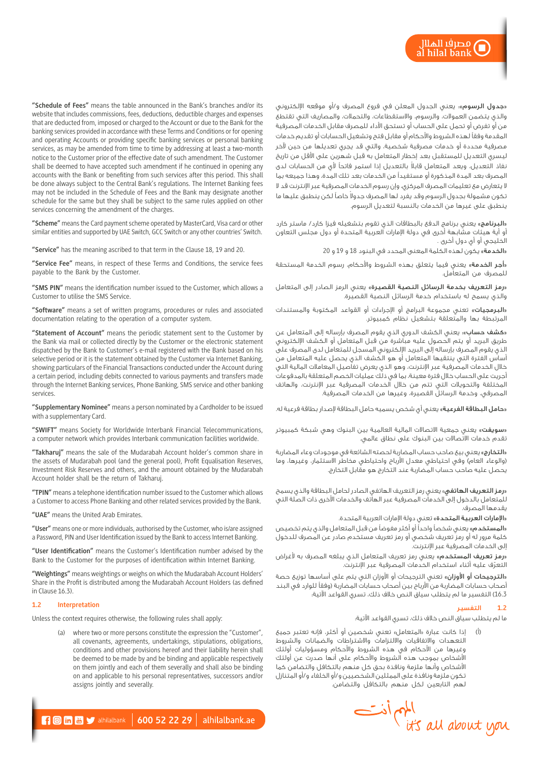**"Schedule of Fees"** means the table announced in the Bank's branches and/or its website that includes commissions, fees, deductions, deductible charges and expenses that are deducted from, imposed or charged to the Account or due to the Bank for the banking services provided in accordance with these Terms and Conditions or for opening and operating Accounts or providing specific banking services or personal banking services, as may be amended from time to time by addressing at least a two-month notice to the Customer prior of the effective date of such amendment. The Customer shall be deemed to have accepted such amendment if he continued in opening any accounts with the Bank or benefiting from such services after this period. This shall be done always subject to the Central Bank's regulations. The Internet Banking fees may not be included in the Schedule of Fees and the Bank may designate another schedule for the same but they shall be subject to the same rules applied on other services concerning the amendment of the charges.

**"Scheme"** means the Card payment scheme operated by MasterCard, Visa card or other similar entities and supported by UAE Switch, GCC Switch or any other countries' Switch.

**"Service"** has the meaning ascribed to that term in the Clause 18, 19 and 20.

**"Service Fee"** means, in respect of these Terms and Conditions, the service fees payable to the Bank by the Customer.

**"SMS PIN"** means the identification number issued to the Customer, which allows a Customer to utilise the SMS Service.

**"Software"** means a set of written programs, procedures or rules and associated documentation relating to the operation of a computer system.

**"Statement of Account"** means the periodic statement sent to the Customer by the Bank via mail or collected directly by the Customer or the electronic statement dispatched by the Bank to Customer's e-mail registered with the Bank based on his selective period or it is the statement obtained by the Customer via Internet Banking, showing particulars of the Financial Transactions conducted under the Account during a certain period, including debits connected to various payments and transfers made through the Internet Banking services, Phone Banking, SMS service and other banking services.

**"Supplementary Nominee"** means a person nominated by a Cardholder to be issued with a supplementary Card.

**"SWIFT"** means Society for Worldwide Interbank Financial Telecommunications, a computer network which provides Interbank communication facilities worldwide.

**"Takharuj"** means the sale of the Mudarabah Account holder's common share in the assets of Mudarabah pool (and the general pool), Profit Equalisation Reserves, Investment Risk Reserves and others, and the amount obtained by the Mudarabah Account holder shall be the return of Takharuj.

**"TPIN"** means a telephone identification number issued to the Customer which allows a Customer to access Phone Banking and other related services provided by the Bank.

**"UAE"** means the United Arab Emirates.

**"User"** means one or more individuals, authorised by the Customer, who is/are assigned a Password, PIN and User Identification issued by the Bank to access Internet Banking.

**"User Identification"** means the Customer's Identification number advised by the Bank to the Customer for the purposes of identification within Internet Banking.

**"Weightings"** means weightings or weighs on which the Mudarabah Account Holders' Share in the Profit is distributed among the Mudarabah Account Holders (as defined in Clause 16.3).

## 1.2 Interpretation

Unless the context requires otherwise, the following rules shall apply:

(a) where two or more persons constitute the expression the "Customer", all covenants, agreements, undertakings, stipulations, obligations, conditions and other provisions hereof and their liability herein shall be deemed to be made by and be binding and applicable respectively on them jointly and each of them severally and shall also be binding on and applicable to his personal representatives, successors and/or assigns jointly and severally.

«**جدول الرسوم**»: يعني الجدول المعلن في فروع المصرف و/أو موقعه الإلكتروني والذي يتضمن العمولات، والرسوم، والاستقطاعات، والتحملات، والمصاريف التي تقتطع من أو تفرض أو تحمل على الحساب أو تستحق الأداء للمصرف مقابل الخدمات المصرفية المقدمة وفقاً لهذه الشروط والأحكام أو مقابل فتح وتشغيل الحسابات أو تقديم خدمات مصرفية محددة أو خدمات مصرفية شخصية، والتي قد يجري تعديلها من حين لآخر ليسري التعديل للمستقبل بعد إخطار المتعامل به قبل شهرين على الأقل من تاريخ نفاذ التعديل، ويعد المتعامل قابلاً بالتعديل إذا استمر فاتحاً لأي من الحسابات لدى المصرف بعد المدة المذكورة أو مستفيداً من الخدمات بعد تلك المدة، وهذا جميعه بما لا يتعارض مع تعليمات المصرف المركزي، وإن رسوم الخدمات المصرفية عبر الإنترنت قد لا تكون مشمولة بجدول الرسوم وقد يفرد لها المصرف جدولاً خاصاً لكن ينطبق عليها ما ينطبق على غيرها من الخدمات بالنسبة لتعديل الرسوم.

«**البرنامج**» يعني برنامج الدفع بالبطاقات الذي تقوم بتشغيله فيزا كارد/ ماستر كارد أو أية هيئات مشابهة أخرى في دولة الإمارات العربية المتحدة أو دول مجلس التعاون الخليجي أو أي دول أخرى.

«**الخدمة**» يكون لهذه الكلمة المعنى المحدد في البنود 18 و 19 و 20

«**أجر الخدمة**» يعني فيما يتعلق بهذه الشروط والأحكام، رسوم الخدمة المستحقة للمصرف من المتعامل.

«**رمز التعريف بخدمة الرسائل النصية القصيرة**» يعني الرمز الصادر إلى المتعامل والذي يسمح له باستخدام خدمة الرسائل النصية القصيرة.

«**البرمجيات**» تعني مجموعة البرامج أو الإجراءات أو القواعد المكتوبة والمستندات المرتبطة بها والمتعلقة بتشغيل نظام كمبيوتر.

«**كشف حساب**»: يعني الكشف الدوري الذي يقوم المصرف بإرساله إلى المتعامل عن طريق البريد أو يتم الحصول عليه مباشرة من قبل المتعامل أو الكشف الإلكتروني الذي يقوم المصرف بإرساله إلى البريد الإلكتروني المسجل للمتعامل لدى المصرف على أساس الفترة التي ينتقيها المتعامل أو هو الكشف الذي يحصل عليه المتعامل من خلال الخدمات المصرفية عبر الإنترنت، وهو الذي يعرض تفاصيل المعاملات المالية التي أجريت على الحساب خلال فترة معينة، بما في ذلك عمليات الخصم المتعلقة بالمدفوعات المختلفة والتحويلات التي تتم من خلال الخدمات المصرفية عبر الإنترنت، والهاتف المصرفي، وخدمة الرسائل القصيرة، وغيرها من الخدمات المصرفية.

«**حامل البطاقة الفرعية**» يعني أي شخص يسميه حامل البطاقة لإصدار بطاقة فرعية له.

«**سويفت**» يعني جمعية الاتصالات المالية العالمية بين البنوك وهي شبكة كمبيوتر تقدم خدمات الاتصال بين البنوك على نطاق عالمي.

«**التخارج**» يعني بيع صاحب حساب المضاربة لحصته الشائعة في موجودات وعاء المضاربة (والوعاء العام) وفي احتياطي معدل الأرباح واحتياطي مخاطر الاستثمار، وغيرها، وما يحصل عليه صاحب حساب المضاربة عند التخارج هو مقابل التخارج.

«**رمز التعريف الهاتفي**» يعني رمز التعريف الهاتفي الصادر لحامل البطاقة والذي يسمح للمتعامل بالدخول إلى الخدمات المصرفية عبر الهاتف والخدمات الأخرى ذات الصلة التي يقدمها المصرف.

«**الإمارات العربية المتحدة**» تعني دولة الإمارات العربية المتحدة.

«**المستخدم**» يعني شخصاً واحداً أو أكثر مفوضاً من قبل المتعامل والذي يتم تخصيص كلمة مرور له أو رمز تعريف شخصي أو رمز تعريف مستخدم صادر عن المصرف للدخول إلى الخدمات المصرفية عبر الإنترنت.

«**رمز تعريف المستخدم**» يعني رمز تعريف المتعامل الذي يبلغه المصرف به لأغراض التعرّف عليه أثناء استخدام الخدمات المصرفية عبر الإنترنت.

«**الترجيحات أو الأوزان**» تعني الترجيحات أو الأوزان التي يتم على أساسها توزيع حصة أصحاب حسابات المضاربة من الأرباح بين أصحاب حسابات المضاربة (وفقاً للوارد في البند 16.3) التفسير ما لم يتطلب سياق النص خلاف ذلك، تسري القواعد الآتية:

## 1.2 التفسير

ما لم يتطلب سياق النص خلاف ذلك، تسري القواعد الآتية:

(أ) إذا كانت عبارة «المتعامل» تعني شخصين أو أكثر، فإنه تعتبر جميع التعهدات والاتفاقيات والالتزامات والاشتراطات والضمانات والشروط وغيرها من الأحكام في هذه الشروط والأحكام ومسؤوليات أولئك الأشخاص بموجب هذه الشروط والأحكام على أنها صدرت عن أولئك الأشخاص وأنها ملزمة ونافذة بحق كل منهم بالتكافل والتضامن كما تكون ملزمة ونافذة على الممثلين الشخصيين و/أو الخلفاء و/أو المتنازل لهم التابعين لكل منهم بالتكافل والتضامن.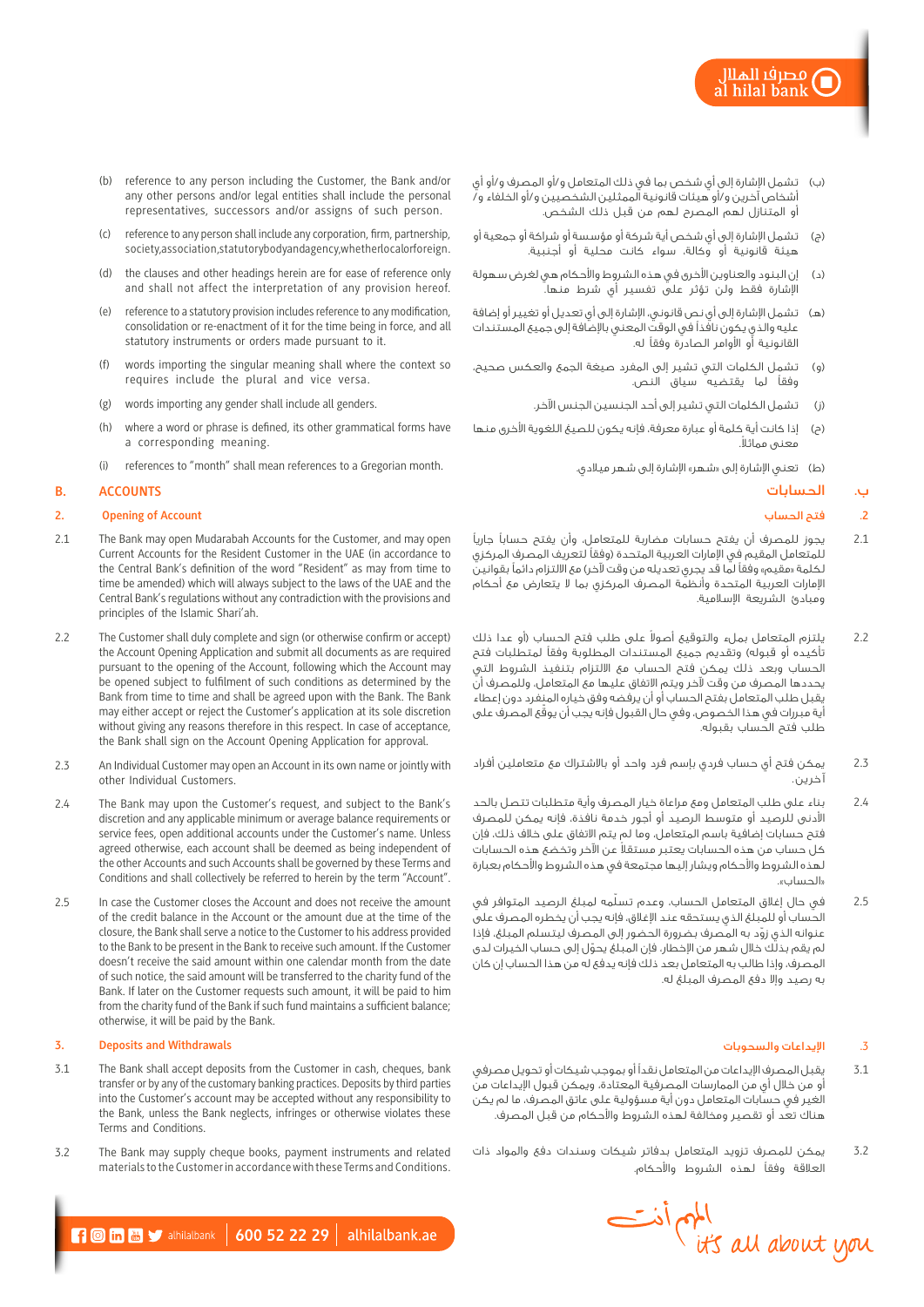(b) reference to any person including the Customer, the Bank and/or any other persons and/or legal entities shall include the personal representatives, successors and/or assigns of such person.

(c) reference to any person shall include any corporation, firm, partnership, society, association, statutory body and agency, whether local or foreign.

(d) the clauses and other headings herein are for ease of reference only and shall not affect the interpretation of any provision hereof.

(e) reference to a statutory provision includes reference to any modification, consolidation or re-enactment of it for the time being in force, and all statutory instruments or orders made pursuant to it.

(f) words importing the singular meaning shall where the context so requires include the plural and vice versa.

(g) words importing any gender shall include all genders.

(h) where a word or phrase is defined, its other grammatical forms have a corresponding meaning.

(i) references to "month" shall mean references to a Gregorian month.

## B. ACCOUNTS

### 2. Opening of Account

2.1 The Bank may open Mudarabah Accounts for the Customer, and may open Current Accounts for the Resident Customer in the UAE (in accordance to the Central Bank's definition of the word "Resident" as may from time to time be amended) which will always subject to the laws of the UAE and the Central Bank's regulations without any contradiction with the provisions and principles of the Islamic Shari'ah.

2.2 The Customer shall duly complete and sign (or otherwise confirm or accept) the Account Opening Application and submit all documents as are required pursuant to the opening of the Account, following which the Account may be opened subject to fulfilment of such conditions as determined by the Bank from time to time and shall be agreed upon with the Bank. The Bank may either accept or reject the Customer's application at its sole discretion without giving any reasons therefore in this respect. In case of acceptance, the Bank shall sign on the Account Opening Application for approval.

2.3 An Individual Customer may open an Account in its own name or jointly with other Individual Customers.

2.4 The Bank may upon the Customer's request, and subject to the Bank's discretion and any applicable minimum or average balance requirements or service fees, open additional accounts under the Customer's name. Unless agreed otherwise, each account shall be deemed as being independent of the other Accounts and such Accounts shall be governed by these Terms and Conditions and shall collectively be referred to herein by the term "Account".

2.5 In case the Customer closes the Account and does not receive the amount of the credit balance in the Account or the amount due at the time of the closure, the Bank shall serve a notice to the Customer to his address provided to the Bank to be present in the Bank to receive such amount. If the Customer doesn't receive the said amount within one calendar month from the date of such notice, the said amount will be transferred to the charity fund of the Bank. If later on the Customer requests such amount, it will be paid to him from the charity fund of the Bank if such fund maintains a sufficient balance; otherwise, it will be paid by the Bank.

### 3. Deposits and Withdrawals

3.1 The Bank shall accept deposits from the Customer in cash, cheques, bank transfer or by any of the customary banking practices. Deposits by third parties into the Customer's account may be accepted without any responsibility to the Bank, unless the Bank neglects, infringes or otherwise violates these Terms and Conditions.

3.2 The Bank may supply cheque books, payment instruments and related materials to the Customer in accordance with these Terms and Conditions.

(ب) تشمل الإشارة إلى أي شخص بما في ذلك المتعامل و/أو المصرف و/أو أي أشخاص آخرين و/أو هيئات قانونية الممثلين الشخصيين و/أو الخلفاء و/أو المتنازل لهم المصرح لهم من قبل ذلك الشخص.

(ج) تشمل الإشارة إلى أي شخص أية شركة أو مؤسسة أو شراكة أو جمعية أو هيئة قانونية أو وكالة، سواء كانت محلية أو أجنبية.

(د) إن البنود والعناوين الأخرى في هذه الشروط والأحكام هي لغرض سهولة الإشارة فقط ولن تؤثر على تفسير أي شرط منها.

(هـ) تشمل الإشارة إلى أي نص قانوني، الإشارة إلى أي تعديل أو تغيير أو إضافة عليه والذي يكون نافذاً في الوقت المعني بالإضافة إلى جميع المستندات القانونية أو الأوامر الصادرة وفقاً له.

(و) تشمل الكلمات التي تشير إلى المفرد صيغة الجمع والعكس صحيح، وفقاً لما يقتضيه سياق النص.

(ز) تشمل الكلمات التي تشير إلى أحد الجنسين الجنس الآخر.

(ح) إذا كانت أية كلمة أو عبارة معرفة، فإنه يكون للصيغ اللغوية الأخرى منها معنى مماثلاً.

(ط) تعني الإشارة إلى «شهر» الإشارة إلى شهر ميلادي.

## ب. الحسابات

### 2. فتح الحساب

2.1 يجوز للمصرف أن يفتح حسابات مضاربة للمتعامل، وأن يفتح حساباً جارياً للمتعامل المقيم في الإمارات العربية المتحدة (وفقاً لتعريف المصرف المركزي لكلمة «مقيم» وفقاً لما قد يجري تعديله من وقت لآخر) مع الالتزام دائماً بقوانين الإمارات العربية المتحدة وأنظمة المصرف المركزي بما لا يتعارض مع أحكام ومبادئ الشريعة الإسلامية.

2.2 يلتزم المتعامل بملء والتوقيع أصولاً على طلب فتح الحساب (أو عدا ذلك تأكيده أو قبوله) وتقديم جميع المستندات المطلوبة وفقاً لمتطلبات فتح الحساب وبعد ذلك يمكن فتح الحساب مع الالتزام بتنفيذ الشروط التي يحددها المصرف من وقت لآخر ويتم الاتفاق عليها مع المتعامل. وللمصرف أن يقبل طلب المتعامل بفتح الحساب أو أن يرفضه وفق خياره المنفرد دون إعطاء أية مبررات في هذا الخصوص. وفي حال القبول فإنه يجب أن يوقّع المصرف على طلب فتح الحساب بقبوله.

2.3 يمكن فتح أي حساب فردي بإسم فرد واحد أو بالاشتراك مع متعاملين أفراد آخرين.

2.4 بناء على طلب المتعامل ومع مراعاة خيار المصرف وأية متطلبات تتصل بالحد الأدنى للرصيد أو متوسط الرصيد أو أجور خدمة نافذة، فإنه يمكن للمصرف فتح حسابات إضافية باسم المتعامل، وما لم يتم الاتفاق على خلاف ذلك، فإن كل حساب من هذه الحسابات يعتبر مستقلاً عن الآخر وتخضع هذه الحسابات لهذه الشروط والأحكام ويشار إليها مجتمعة في هذه الشروط والأحكام بعبارة «الحساب».

2.5 في حال إغلاق المتعامل الحساب، وعدم تسلّمه لمبلغ الرصيد المتوافر في الحساب أو للمبلغ الذي يستحقه عند الإغلاق، فإنه يجب أن يخطره المصرف على عنوانه الذي زوّد به المصرف بضرورة الحضور إلى المصرف ليتسلم المبلغ، فإذا لم يقم بذلك خلال شهر من الإخطار، فإن المبلغ يحوّل إلى حساب الخيرات لدى المصرف، وإذا طالب به المتعامل بعد ذلك فإنه يجب أن يدفع له من هذا الحساب إن كان به رصيد وإلا دفع المصرف المبلغ له.

### 3. الإيداعات والسحوبات

3.1 يقبل المصرف الإيداعات من المتعامل نقداً أو بموجب شيكات أو تحويل مصرفي أو من خلال أي من الممارسات المصرفية المعتادة، ويمكن قبول الإيداعات من الغير في حسابات المتعامل دون أية مسؤولية على عاتق المصرف، ما لم يكن هناك تعد أو تقصير ومخالفة لهذه الشروط والأحكام من قبل المصرف.

3.2 يمكن للمصرف تزويد المتعامل بدفاتر شيكات وسندات دفع والمواد ذات العلاقة وفقاً لهذه الشروط والأحكام.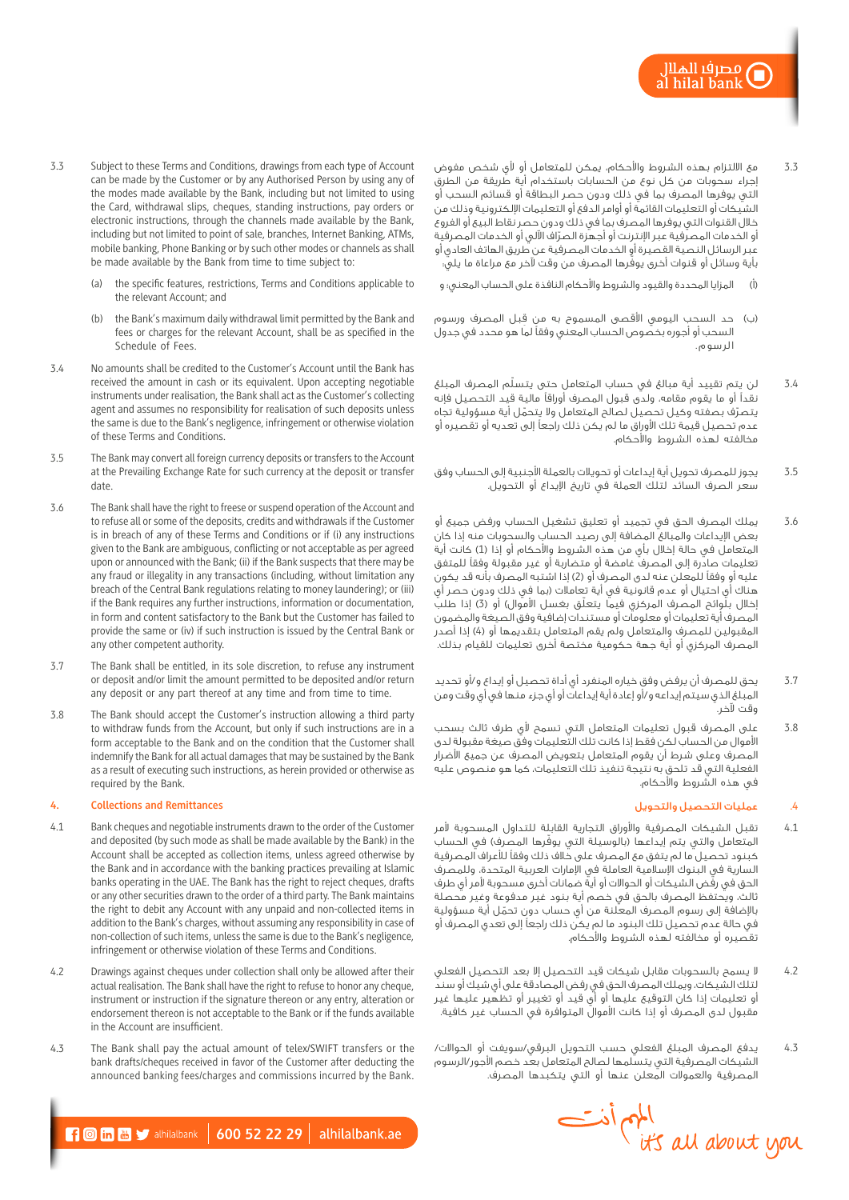3.3 Subject to these Terms and Conditions, drawings from each type of Account can be made by the Customer or by any Authorised Person by using any of the modes made available by the Bank, including but not limited to using the Card, withdrawal slips, cheques, standing instructions, pay orders or electronic instructions, through the channels made available by the Bank, including but not limited to point of sale, branches, Internet Banking, ATMs, mobile banking, Phone Banking or by such other modes or channels as shall be made available by the Bank from time to time subject to:

(a) the specific features, restrictions, Terms and Conditions applicable to the relevant Account; and

(b) the Bank's maximum daily withdrawal limit permitted by the Bank and fees or charges for the relevant Account, shall be as specified in the Schedule of Fees.

3.4 No amounts shall be credited to the Customer's Account until the Bank has received the amount in cash or its equivalent. Upon accepting negotiable instruments under realisation, the Bank shall act as the Customer's collecting agent and assumes no responsibility for realisation of such deposits unless the same is due to the Bank's negligence, infringement or otherwise violation of these Terms and Conditions.

3.5 The Bank may convert all foreign currency deposits or transfers to the Account at the Prevailing Exchange Rate for such currency at the deposit or transfer date.

3.6 The Bank shall have the right to freeze or suspend operation of the Account and to refuse all or some of the deposits, credits and withdrawals if the Customer is in breach of any of these Terms and Conditions or if (i) any instructions given to the Bank are ambiguous, conflicting or not acceptable as per agreed upon or announced with the Bank; (ii) if the Bank suspects that there may be any fraud or illegality in any transactions (including, without limitation any breach of the Central Bank regulations relating to money laundering); or (iii) if the Bank requires any further instructions, information or documentation, in form and content satisfactory to the Bank but the Customer has failed to provide the same or (iv) if such instruction is issued by the Central Bank or any other competent authority.

3.7 The Bank shall be entitled, in its sole discretion, to refuse any instrument or deposit and/or limit the amount permitted to be deposited and/or return any deposit or any part thereof at any time and from time to time.

3.8 The Bank should accept the Customer's instruction allowing a third party to withdraw funds from the Account, but only if such instructions are in a form acceptable to the Bank and on the condition that the Customer shall indemnify the Bank for all actual damages that may be sustained by the Bank as a result of executing such instructions, as herein provided or otherwise as required by the Bank.

## 4. Collections and Remittances

4.1 Bank cheques and negotiable instruments drawn to the order of the Customer and deposited (by such mode as shall be made available by the Bank) in the Account shall be accepted as collection items, unless agreed otherwise by the Bank and in accordance with the banking practices prevailing at Islamic banks operating in the UAE. The Bank has the right to reject cheques, drafts or any other securities drawn to the order of a third party. The Bank maintains the right to debit any Account with any unpaid and non-collected items in addition to the Bank's charges, without assuming any responsibility in case of non-collection of such items, unless the same is due to the Bank's negligence, infringement or otherwise violation of these Terms and Conditions.

4.2 Drawings against cheques under collection shall only be allowed after their actual realisation. The Bank shall have the right to refuse to honor any cheque, instrument or instruction if the signature thereon or any entry, alteration or endorsement thereon is not acceptable to the Bank or if the funds available in the Account are insufficient.

4.3 The Bank shall pay the actual amount of telex/SWIFT transfers or the bank drafts/cheques received in favor of the Customer after deducting the announced banking fees/charges and commissions incurred by the Bank.

3.3 مع الالتزام بهذه الشروط والأحكام، يمكن للمتعامل أو لأي شخص مفوض إجراء سحوبات من كل نوع من الحسابات باستخدام أية طريقة من الطرق التي يوفرها المصرف بما في ذلك ودون حصر البطاقة أو قسائم السحب أو الشيكات أو التعليمات القائمة أو أوامر الدفع أو التعليمات الإلكترونية وذلك من خلال القنوات التي يوفرها المصرف بما في ذلك ودون حصر نقاط البيع أو الفروع أو الخدمات المصرفية عبر الإنترنت أو أجهزة الصرّاف الآلي أو الخدمات المصرفية عبر الرسائل النصية القصيرة أو الخدمات المصرفية عن طريق الهاتف العادي أو بأية وسائل أو قنوات أخرى يوفرها المصرف من وقت لآخر مع مراعاة ما يلي:

(أ) المزايا المحددة والقيود والشروط والأحكام النافذة على الحساب المعني؛ و

(ب) حد السحب اليومي الأقصى المسموح به من قبل المصرف ورسوم السحب أو أجوره بخصوص الحساب المعني وفقاً لما هو محدد في جدول الرسوم.

3.4 لن يتم تقييد أية مبالغ في حساب المتعامل حتى يتسلّم المصرف المبلغ نقداً أو ما يقوم مقامه. ولدى قبول المصرف أوراقاً مالية قيد التحصيل فإنه يتصرّف بصفته وكيل تحصيل لصالح المتعامل ولا يتحمّل أية مسؤولية تجاه عدم تحصيل قيمة تلك الأوراق ما لم يكن ذلك راجعاً إلى تعديه أو تقصيره أو مخالفته لهذه الشروط والأحكام.

3.5 يجوز للمصرف تحويل أية إيداعات أو تحويلات بالعملة الأجنبية إلى الحساب وفق سعر الصرف السائد لتلك العملة في تاريخ الإيداع أو التحويل.

3.6 يملك المصرف الحق في تجميد أو تعليق تشغيل الحساب ورفض جميع أو بعض الإيداعات والمبالغ المضافة إلى رصيد الحساب والسحوبات منه إذا كان المتعامل في حالة إخلال بأي من هذه الشروط والأحكام أو إذا (1) كانت أية تعليمات صادرة إلى المصرف غامضة أو متضاربة أو غير مقبولة وفقاً للمتفق عليه أو وفقاً للمعلن عنه لدى المصرف أو (2) إذا اشتبه المصرف بأنه قد يكون هناك أي احتيال أو عدم قانونية في أية تعاملات (بما في ذلك ودون حصر أي إخلال بلوائح المصرف المركزي فيما يتعلّق بغسل الأموال) أو (3) إذا طلب المصرف أية تعليمات أو معلومات أو مستندات إضافية وفق الصيغة والمضمون المقبولين للمصرف والمتعامل ولم يقم المتعامل بتقديمها أو (4) إذا أصدر المصرف المركزي أو أية جهة حكومية مختصة أخرى تعليمات للقيام بذلك.

3.7 يحق للمصرف أن يرفض وفق خياره المنفرد أي أداة تحصيل أو إيداع و/أو تحديد المبلغ الذي سيتم إيداعه و/أو إعادة أية إيداعات أو أي جزء منها في أي وقت ومن وقت لآخر.

3.8 على المصرف قبول تعليمات المتعامل التي تسمح لأي طرف ثالث بسحب الأموال من الحساب لكن فقط إذا كانت تلك التعليمات وفق صيغة مقبولة لدى المصرف وعلى شرط أن يقوم المتعامل بتعويض المصرف عن جميع الأضرار الفعلية التي قد تلحق به نتيجة تنفيذ تلك التعليمات، كما هو منصوص عليه في هذه الشروط والأحكام.

## 4. عمليات التحصيل والتحويل

4.1 تقبل الشيكات المصرفية والأوراق التجارية القابلة للتداول المسحوبة لأمر المتعامل والتي يتم إيداعها (بالوسيلة التي يوفرها المصرف) في الحساب كبنود تحصيل ما لم يتفق مع المصرف على خلاف ذلك وفقاً للأعراف المصرفية السارية في البنوك الإسلامية العاملة في الإمارات العربية المتحدة. وللمصرف الحق في رفض الشيكات أو الحوالات أو أية ضمانات أخرى مسحوبة لأمر أي طرف ثالث. ويحتفظ المصرف بالحق في خصم أية بنود غير مدفوعة وغير محصلة بالإضافة إلى رسوم المصرف المعلنة من أي حساب دون تحمّل أية مسؤولية في حالة عدم تحصيل تلك البنود ما لم يكن ذلك راجعاً إلى تعدي المصرف أو تقصيره أو مخالفته لهذه الشروط والأحكام.

4.2 لا يسمح بالسحوبات مقابل شيكات قيد التحصيل إلا بعد التحصيل الفعلي لتلك الشيكات. ويملك المصرف الحق في رفض المصادقة على أي شيك أو سند أو تعليمات إذا كان التوقيع عليها أو أي قيد أو تغيير أو تظهير عليها غير مقبول لدى المصرف أو إذا كانت الأموال المتوافرة في الحساب غير كافية.

4.3 يدفع المصرف المبلغ الفعلي حسب التحويل البرقي/سويفت أو الحوالات/الشيكات المصرفية التي يتسلمها لصالح المتعامل بعد خصم الأجور/الرسوم المصرفية والعمولات المعلن عنها أو التي يتكبدها المصرف.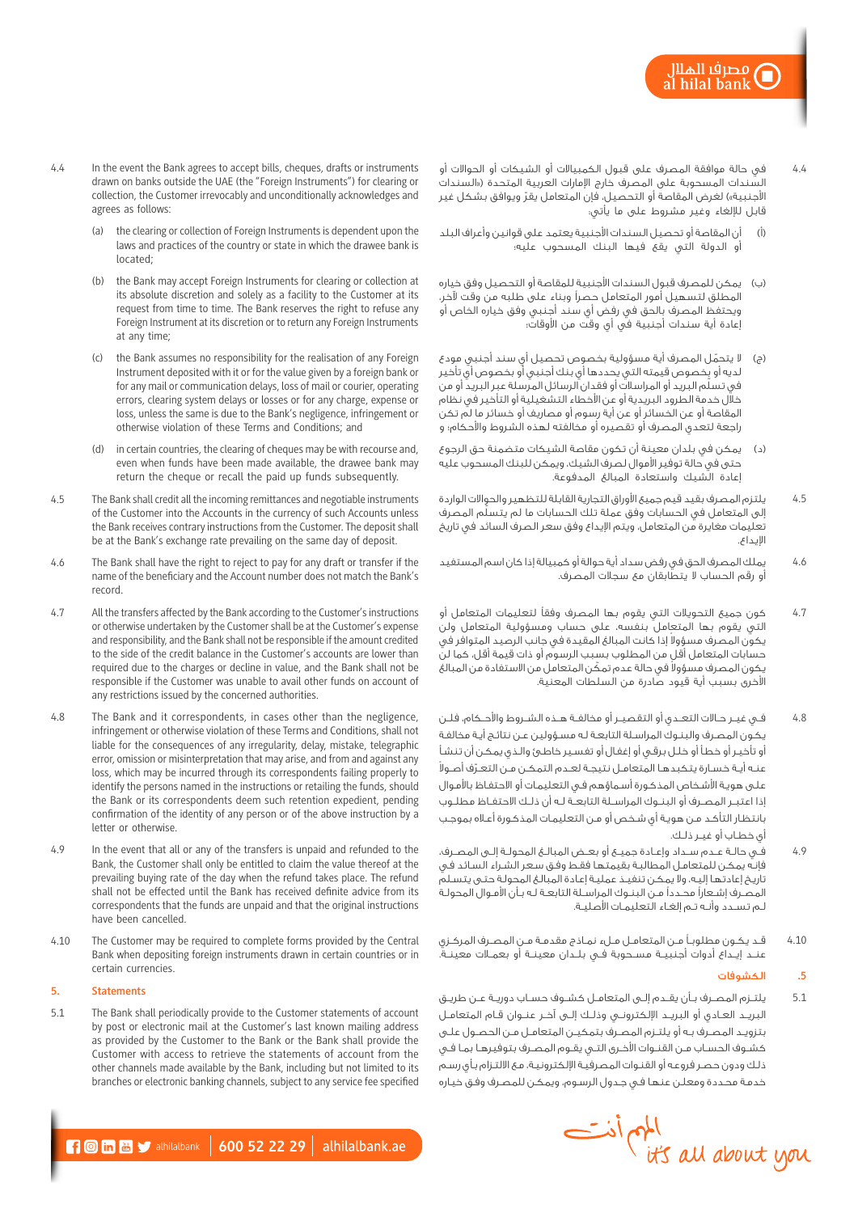4.4 In the event the Bank agrees to accept bills, cheques, drafts or instruments drawn on banks outside the UAE (the "Foreign Instruments") for clearing or collection, the Customer irrevocably and unconditionally acknowledges and agrees as follows:

(a) the clearing or collection of Foreign Instruments is dependent upon the laws and practices of the country or state in which the drawee bank is located;

(b) the Bank may accept Foreign Instruments for clearing or collection at its absolute discretion and solely as a facility to the Customer at its request from time to time. The Bank reserves the right to refuse any Foreign Instrument at its discretion or to return any Foreign Instruments at any time;

(c) the Bank assumes no responsibility for the realisation of any Foreign Instrument deposited with it or for the value given by a foreign bank or for any mail or communication delays, loss of mail or courier, operating errors, clearing system delays or losses or for any charge, expense or loss, unless the same is due to the Bank's negligence, infringement or otherwise violation of these Terms and Conditions; and

(d) in certain countries, the clearing of cheques may be with recourse and, even when funds have been made available, the drawee bank may return the cheque or recall the paid up funds subsequently.

4.5 The Bank shall credit all the incoming remittances and negotiable instruments of the Customer into the Accounts in the currency of such Accounts unless the Bank receives contrary instructions from the Customer. The deposit shall be at the Bank's exchange rate prevailing on the same day of deposit.

4.6 The Bank shall have the right to reject to pay for any draft or transfer if the name of the beneficiary and the Account number does not match the Bank's record.

4.7 All the transfers affected by the Bank according to the Customer's instructions or otherwise undertaken by the Customer shall be at the Customer's expense and responsibility, and the Bank shall not be responsible if the amount credited to the side of the credit balance in the Customer's accounts are lower than required due to the charges or decline in value, and the Bank shall not be responsible if the Customer was unable to avail other funds on account of any restrictions issued by the concerned authorities.

4.8 The Bank and it correspondents, in cases other than the negligence, infringement or otherwise violation of these Terms and Conditions, shall not liable for the consequences of any irregularity, delay, mistake, telegraphic error, omission or misinterpretation that may arise, and from and against any loss, which may be incurred through its correspondents failing properly to identify the persons named in the instructions or retailing the funds, should the Bank or its correspondents deem such retention expedient, pending confirmation of the identity of any person or of the above instruction by a letter or otherwise.

4.9 In the event that all or any of the transfers is unpaid and refunded to the Bank, the Customer shall only be entitled to claim the value thereof at the prevailing buying rate of the day when the refund takes place. The refund shall not be effected until the Bank has received definite advice from its correspondents that the funds are unpaid and that the original instructions have been cancelled.

4.10 The Customer may be required to complete forms provided by the Central Bank when depositing foreign instruments drawn in certain countries or in certain currencies.

## 5. Statements

5.1 The Bank shall periodically provide to the Customer statements of account by post or electronic mail at the Customer's last known mailing address as provided by the Customer to the Bank or the Bank shall provide the Customer with access to retrieve the statements of account from the other channels made available by the Bank, including but not limited to its branches or electronic banking channels, subject to any service fee specified

4.4 في حالة موافقة المصرف على قبول الكمبيالات أو الشيكات أو الحوالات أو السندات المسحوبة على المصرف خارج الإمارات العربية المتحدة («السندات الأجنبية») لغرض المقاصة أو التحصيل، فإن المتعامل يقرّ ويوافق بشكل غير قابل للإلغاء وغير مشروط على ما يأتي:

(أ) أن المقاصة أو تحصيل السندات الأجنبية يعتمد على قوانين وأعراف البلد أو الدولة التي يقع فيها البنك المسحوب عليه؛

(ب) يمكن للمصرف قبول السندات الأجنبية للمقاصة أو التحصيل وفق خياره المطلق لتسهيل أمور المتعامل حصراً وبناء على طلبه من وقت لآخر، ويحتفظ المصرف بالحق في رفض أي سند أجنبي وفق خياره الخاص أو إعادة أية سندات أجنبية في أي وقت من الأوقات؛

(ج) لا يتحمّل المصرف أية مسؤولية بخصوص تحصيل أي سند أجنبي مودع لديه أو بخصوص قيمته التي يحددها أي بنك أجنبي أو بخصوص أي تأخير في تسلم البريد أو المراسلات أو فقدان الرسائل المرسلة عبر البريد أو من خلال خدمة الطرود البريدية أو عن الأخطاء التشغيلية أو التأخير في نظام المقاصة أو عن الخسائر أو عن أية رسوم أو مصاريف أو خسائر ما لم تكن راجعة لتعدي المصرف أو تقصيره أو مخالفته لهذه الشروط والأحكام؛ و

(د) يمكن في بلدان معينة أن تكون مقاصة الشيكات متضمنة حق الرجوع حتى في حالة توفير الأموال لصرف الشيك، ويمكن للبنك المسحوب عليه إعادة الشيك واستعادة المبالغ المدفوعة.

4.5 يلتزم المصرف بقيد قيم جميع الأوراق التجارية القابلة للتظهير والحوالات الواردة إلى المتعامل في الحسابات وفق عملة تلك الحسابات ما لم يتسلم المصرف تعليمات مغايرة من المتعامل. ويتم الإيداع وفق سعر الصرف السائد في تاريخ الإيداع.

4.6 يملك المصرف الحق في رفض سداد أية حوالة أو كمبيالة إذا كان اسم المستفيد أو رقم الحساب لا يتطابقان مع سجلات المصرف.

4.7 كون جميع التحويلات التي يقوم بها المصرف وفقاً لتعليمات المتعامل أو التي يقوم بها المتعامل بنفسه، على حساب ومسؤولية المتعامل ولن يكون المصرف مسؤولاً إذا كانت المبالغ المقيدة في جانب الرصيد المتوافر في حسابات المتعامل أقل من المطلوب بسبب الرسوم أو ذات قيمة أقل، كما لن يكون المصرف مسؤولاً في حالة عدم تمكّن المتعامل من الاستفادة من المبالغ الأخرى بسبب أية قيود صادرة من السلطات المعنية.

4.8 في غير حالات التعدي أو التقصير أو مخالفة هذه الشروط والأحكام، فلن يكون المصرف والبنوك المراسلة التابعة له مسؤولين عن نتائج أية مخالفة أو تأخير أو خطأ أو خلل برقي أو إغفال أو تفسير خاطئ والذي يمكن أن تنشأ عنه أية خسارة يتكبدها المتعامل نتيجة لعدم التمكن من التعرّف أصولاً على هوية الأشخاص المذكورة أسماؤهم في التعليمات أو الاحتفاظ بالأموال إذا اعتبر المصرف أو البنوك المراسلة التابعة له أن ذلك الاحتفاظ مطلوب بانتظار التأكد من هوية أي شخص أو من التعليمات المذكورة أعلاه بموجب أي خطاب أو غير ذلك.

4.9 في حالة عدم سداد وإعادة جميع أو بعض المبالغ المحولة إلى المصرف، فإنه يمكن للمتعامل المطالبة بقيمتها فقط وفق سعر الشراء السائد في تاريخ إعادتها إليه، ولا يمكن تنفيذ عملية إعادة المبالغ المحولة حتى يتسلم المصرف إشعاراً محدداً من البنوك المراسلة التابعة له بأن الأموال المحولة لم تسدد وأنه تم إلغاء التعليمات الأصلية.

4.10 قد يكون مطلوباً من المتعامل ملء نماذج مقدمة من المصرف المركزي عند إيداع أدوات أجنبية مسحوبة في بلدان معينة أو بعملات معينة.

## 5. الكشوفات

5.1 يلتزم المصرف بأن يقدم إلى المتعامل كشوف حساب دورية عن طريق البريد العادي أو البريد الإلكتروني وذلك إلى آخر عنوان قام المتعامل بتزويد المصرف به أو يلتزم المصرف بتمكين المتعامل من الحصول على كشوف الحساب من القنوات الأخرى التي يقوم المصرف بتوفيرها بما في ذلك ودون حصر فروعه أو القنوات المصرفية الإلكترونية، مع الالتزام بأي رسم خدمة محددة ومعلن عنها في جدول الرسوم، ويمكن للمصرف وفق خياره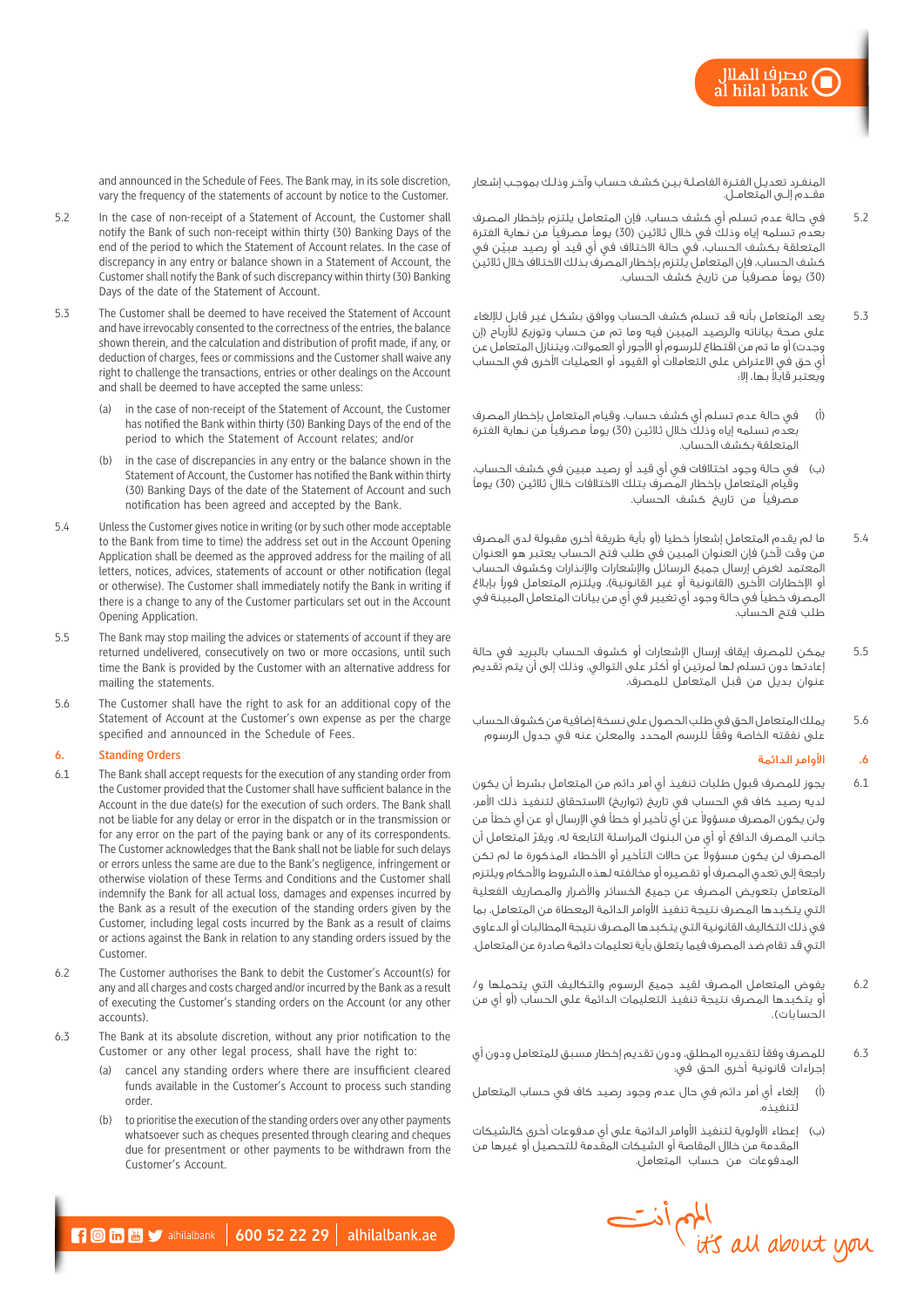and announced in the Schedule of Fees. The Bank may, in its sole discretion, vary the frequency of the statements of account by notice to the Customer.

5.2 In the case of non-receipt of a Statement of Account, the Customer shall notify the Bank of such non-receipt within thirty (30) Banking Days of the end of the period to which the Statement of Account relates. In the case of discrepancy in any entry or balance shown in a Statement of Account, the Customer shall notify the Bank of such discrepancy within thirty (30) Banking Days of the date of the Statement of Account.

5.3 The Customer shall be deemed to have received the Statement of Account and have irrevocably consented to the correctness of the entries, the balance shown therein, and the calculation and distribution of profit made, if any, or deduction of charges, fees or commissions and the Customer shall waive any right to challenge the transactions, entries or other dealings on the Account and shall be deemed to have accepted the same unless:

(a) in the case of non-receipt of the Statement of Account, the Customer has notified the Bank within thirty (30) Banking Days of the end of the period to which the Statement of Account relates; and/or

(b) in the case of discrepancies in any entry or the balance shown in the Statement of Account, the Customer has notified the Bank within thirty (30) Banking Days of the date of the Statement of Account and such notification has been agreed and accepted by the Bank.

5.4 Unless the Customer gives notice in writing (or by such other mode acceptable to the Bank from time to time) the address set out in the Account Opening Application shall be deemed as the approved address for the mailing of all letters, notices, advices, statements of account or other notification (legal or otherwise). The Customer shall immediately notify the Bank in writing if there is a change to any of the Customer particulars set out in the Account Opening Application.

5.5 The Bank may stop mailing the advices or statements of account if they are returned undelivered, consecutively on two or more occasions, until such time the Bank is provided by the Customer with an alternative address for mailing the statements.

5.6 The Customer shall have the right to ask for an additional copy of the Statement of Account at the Customer's own expense as per the charge specified and announced in the Schedule of Fees.

## 6. Standing Orders

6.1 The Bank shall accept requests for the execution of any standing order from the Customer provided that the Customer shall have sufficient balance in the Account in the due date(s) for the execution of such orders. The Bank shall not be liable for any delay or error in the dispatch or in the transmission or for any error on the part of the paying bank or any of its correspondents. The Customer acknowledges that the Bank shall not be liable for such delays or errors unless the same are due to the Bank's negligence, infringement or otherwise violation of these Terms and Conditions and the Customer shall indemnify the Bank for all actual loss, damages and expenses incurred by the Bank as a result of the execution of the standing orders given by the Customer, including legal costs incurred by the Bank as a result of claims or actions against the Bank in relation to any standing orders issued by the Customer.

6.2 The Customer authorises the Bank to debit the Customer's Account(s) for any and all charges and costs charged and/or incurred by the Bank as a result of executing the Customer's standing orders on the Account (or any other accounts).

6.3 The Bank at its absolute discretion, without any prior notification to the Customer or any other legal process, shall have the right to:

(a) cancel any standing orders where there are insufficient cleared funds available in the Customer's Account to process such standing order.

(b) to prioritise the execution of the standing orders over any other payments whatsoever such as cheques presented through clearing and cheques due for presentment or other payments to be withdrawn from the Customer's Account.

المنفرد تعديل الفترة الفاصلة بين كشف حساب وآخر وذلك بموجب إشعار مقدم إلى المتعامل.

5.2 في حالة عدم تسلم أي كشف حساب، فإن المتعامل يلتزم بإخطار المصرف بعدم تسلمه إياه وذلك في خلال ثلاثين (30) يوماً مصرفياً من نهاية الفترة المتعلقة بكشف الحساب. في حالة الاختلاف في أي قيد أو رصيد مبيّن في كشف الحساب، فإن المتعامل يلتزم بإخطار المصرف بذلك الاختلاف خلال ثلاثين (30) يوماً مصرفياً من تاريخ كشف الحساب.

5.3 يعد المتعامل بأنه قد تسلم كشف الحساب ووافق بشكل غير قابل للإلغاء على صحة بياناته والرصيد المبين فيه وما تم من حساب وتوزيع للأرباح (إن وجدت) أو ما تم من اقتطاع للرسوم أو الأجور أو العمولات، ويتنازل المتعامل عن أي حق في الاعتراض على التعاملات أو القيود أو العمليات الأخرى في الحساب ويعتبر قابلاً بها، إلا:

(أ) في حالة عدم تسلم أي كشف حساب، وقيام المتعامل بإخطار المصرف بعدم تسلمه إياه وذلك خلال ثلاثين (30) يوماً مصرفياً من نهاية الفترة المتعلقة بكشف الحساب.

(ب) في حالة وجود اختلافات في أي قيد أو رصيد مبين في كشف الحساب، وقيام المتعامل بإخطار المصرف بتلك الاختلافات خلال ثلاثين (30) يوماً مصرفياً من تاريخ كشف الحساب.

5.4 ما لم يقدم المتعامل إشعاراً خطيا (أو بأية طريقة أخرى مقبولة لدى المصرف من وقت لآخر) فإن العنوان المبين في طلب فتح الحساب يعتبر هو العنوان المعتمد لغرض إرسال جميع الرسائل والإشعارات والإنذارات وكشوف الحساب أو الإخطارات الأخرى (القانونية أو غير القانونية). ويلتزم المتعامل فوراً بإبلاغ المصرف خطياً في حالة وجود أي تغيير في أي من بيانات المتعامل المبينة في طلب فتح الحساب.

5.5 يمكن للمصرف إيقاف إرسال الإشعارات أو كشوف الحساب بالبريد في حالة إعادتها دون تسلم لها لمرتين أو أكثر على التوالي، وذلك إلى أن يتم تقديم عنوان بديل من قبل المتعامل للمصرف.

5.6 يملك المتعامل الحق في طلب الحصول على نسخة إضافية من كشوف الحساب على نفقته الخاصة وفقاً للرسم المحدد والمعلن عنه في جدول الرسوم.

## 6. الأوامر الدائمة

6.1 يجوز للمصرف قبول طلبات تنفيذ أي أمر دائم من المتعامل بشرط أن يكون لديه رصيد كاف في الحساب في تاريخ (تواريخ) الاستحقاق لتنفيذ ذلك الأمر. ولن يكون المصرف مسؤولاً عن أي تأخير أو خطأ في الإرسال أو عن أي خطأ من جانب المصرف الدافع أو أي من البنوك المراسلة التابعة له. ويقرّ المتعامل أن المصرف لن يكون مسؤولاً عن حالات التأخير أو الأخطاء المذكورة ما لم تكن راجعة إلى تعدي المصرف أو تقصيره أو مخالفته لهذه الشروط والأحكام ويلتزم المتعامل بتعويض المصرف عن جميع الخسائر والأضرار والمصاريف الفعلية التي يتكبدها المصرف نتيجة تنفيذ الأوامر الدائمة المعطاة من المتعامل، بما في ذلك التكاليف القانونية التي يتكبدها المصرف نتيجة المطالبات أو الدعاوى التي قد تقام ضد المصرف فيما يتعلق بأية تعليمات دائمة صادرة عن المتعامل.

6.2 يفوض المتعامل المصرف لقيد جميع الرسوم والتكاليف التي يتحملها و/ أو يتكبدها المصرف نتيجة تنفيذ التعليمات الدائمة على الحساب (أو أي من الحسابات).

6.3 للمصرف وفقاً لتقديره المطلق، ودون تقديم إخطار مسبق للمتعامل ودون أي إجراءات قانونية أخرى الحق في:

(أ) إلغاء أي أمر دائم في حال عدم وجود رصيد كاف في حساب المتعامل لتنفيذه.

(ب) إعطاء الأولوية لتنفيذ الأوامر الدائمة على أي مدفوعات أخرى كالشيكات المقدمة من خلال المقاصة أو الشيكات المقدمة للتحصيل أو غيرها من المدفوعات من حساب المتعامل.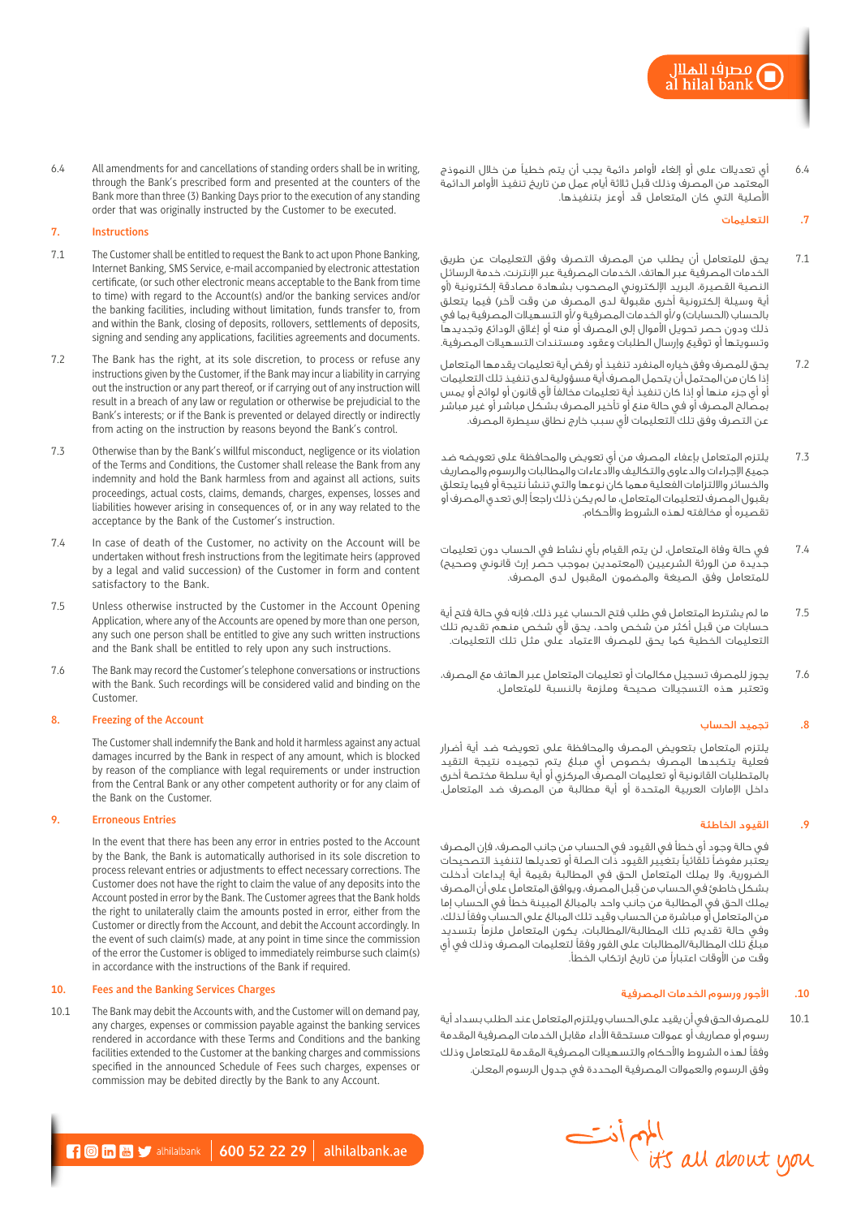6.4 All amendments for and cancellations of standing orders shall be in writing, through the Bank's prescribed form and presented at the counters of the Bank more than three (3) Banking Days prior to the execution of any standing order that was originally instructed by the Customer to be executed.

## 7. Instructions

7.1 The Customer shall be entitled to request the Bank to act upon Phone Banking, Internet Banking, SMS Service, e-mail accompanied by electronic attestation certificate, (or such other electronic means acceptable to the Bank from time to time) with regard to the Account(s) and/or the banking services and/or the banking facilities, including without limitation, funds transfer to, from and within the Bank, closing of deposits, rollovers, settlements of deposits, signing and sending any applications, facilities agreements and documents.

7.2 The Bank has the right, at its sole discretion, to process or refuse any instructions given by the Customer, if the Bank may incur a liability in carrying out the instruction or any part thereof, or if carrying out of any instruction will result in a breach of any law or regulation or otherwise be prejudicial to the Bank's interests; or if the Bank is prevented or delayed directly or indirectly from acting on the instruction by reasons beyond the Bank's control.

7.3 Otherwise than by the Bank's willful misconduct, negligence or its violation of the Terms and Conditions, the Customer shall release the Bank from any indemnity and hold the Bank harmless from and against all actions, suits proceedings, actual costs, claims, demands, charges, expenses, losses and liabilities however arising in consequences of, or in any way related to the acceptance by the Bank of the Customer's instruction.

7.4 In case of death of the Customer, no activity on the Account will be undertaken without fresh instructions from the legitimate heirs (approved by a legal and valid succession) of the Customer in form and content satisfactory to the Bank.

7.5 Unless otherwise instructed by the Customer in the Account Opening Application, where any of the Accounts are opened by more than one person, any such one person shall be entitled to give any such written instructions and the Bank shall be entitled to rely upon any such instructions.

7.6 The Bank may record the Customer's telephone conversations or instructions with the Bank. Such recordings will be considered valid and binding on the Customer.

## 8. Freezing of the Account

The Customer shall indemnify the Bank and hold it harmless against any actual damages incurred by the Bank in respect of any amount, which is blocked by reason of the compliance with legal requirements or under instruction from the Central Bank or any other competent authority or for any claim of the Bank on the Customer.

## 9. Erroneous Entries

In the event that there has been any error in entries posted to the Account by the Bank, the Bank is automatically authorised in its sole discretion to process relevant entries or adjustments to effect necessary corrections. The Customer does not have the right to claim the value of any deposits into the Account posted in error by the Bank. The Customer agrees that the Bank holds the right to unilaterally claim the amounts posted in error, either from the Customer or directly from the Account, and debit the Account accordingly. In the event of such claim(s) made, at any point in time since the commission of the error the Customer is obliged to immediately reimburse such claim(s) in accordance with the instructions of the Bank if required.

## 10. Fees and the Banking Services Charges

10.1 The Bank may debit the Accounts with, and the Customer will on demand pay, any charges, expenses or commission payable against the banking services rendered in accordance with these Terms and Conditions and the banking facilities extended to the Customer at the banking charges and commissions specified in the announced Schedule of Fees such charges, expenses or commission may be debited directly by the Bank to any Account.

6.4 أي تعديلات على أو إلغاء لأوامر دائمة يجب أن يتم خطياً من خلال النموذج المعتمد من المصرف وذلك قبل ثلاثة أيام عمل من تاريخ تنفيذ الأوامر الدائمة الأصلية التي كان المتعامل قد أوعز بتنفيذها.

## .7 التعليمات

7.1 يحق للمتعامل أن يطلب من المصرف التصرف وفق التعليمات عن طريق الخدمات المصرفية عبر الهاتف، الخدمات المصرفية عبر الإنترنت، خدمة الرسائل النصية القصيرة، البريد الإلكتروني المصحوب بشهادة مصادقة إلكترونية (أو أية وسيلة إلكترونية أخرى مقبولة لدى المصرف من وقت لآخر) فيما يتعلق بالحساب (الحسابات) و/أو الخدمات المصرفية و/أو التسهيلات المصرفية بما في ذلك ودون حصر تحويل الأموال إلى المصرف أو منه أو إغلاق الودائع وتجديدها وتسويتها أو توقيع وإرسال الطلبات وعقود ومستندات التسهيلات المصرفية.

7.2 يحق للمصرف وفق خياره المنفرد تنفيذ أو رفض أية تعليمات يقدمها المتعامل إذا كان من المحتمل أن يتحمل المصرف أية مسؤولية لدى تنفيذ تلك التعليمات أو أي جزء منها أو إذا كان تنفيذ أية تعليمات مخالفاً لأي قانون أو لوائح أو يمس بمصالح المصرف أو في حالة منع أو تأخير المصرف بشكل مباشر أو غير مباشر عن التصرف وفق تلك التعليمات لأي سبب خارج نطاق سيطرة المصرف.

7.3 يلتزم المتعامل بإعفاء المصرف من أي تعويض والمحافظة على تعويضه ضد جميع الإجراءات والدعاوى والتكاليف والادعاءات والمطالبات والرسوم والمصاريف والخسائر والالتزامات الفعلية مهما كان نوعها والتي تنشأ نتيجة أو فيما يتعلق بقبول المصرف لتعليمات المتعامل، ما لم يكن ذلك راجعاً إلى تعدي المصرف أو تقصيره أو مخالفته لهذه الشروط والأحكام.

7.4 في حالة وفاة المتعامل، لن يتم القيام بأي نشاط في الحساب دون تعليمات جديدة من الورثة الشرعيين (المعتمدين بموجب حصر إرث قانوني وصحيح) للمتعامل وفق الصيغة والمضمون المقبول لدى المصرف.

7.5 ما لم يشترط المتعامل في طلب فتح الحساب غير ذلك، فإنه في حالة فتح أية حسابات من قبل أكثر من شخص واحد، يحق لأي شخص منهم تقديم تلك التعليمات الخطية كما يحق للمصرف الاعتماد على مثل تلك التعليمات.

7.6 يجوز للمصرف تسجيل مكالمات أو تعليمات المتعامل عبر الهاتف مع المصرف، وتعتبر هذه التسجيلات صحيحة وملزمة بالنسبة للمتعامل.

## .8 تجميد الحساب

يلتزم المتعامل بتعويض المصرف والمحافظة على تعويضه ضد أية أضرار فعلية يتكبدها المصرف بخصوص أي مبلغ يتم تجميده نتيجة التقيد بالمتطلبات القانونية أو تعليمات المصرف المركزي أو أية سلطة مختصة أخرى داخل الإمارات العربية المتحدة أو أية مطالبة من المصرف ضد المتعامل.

## .9 القيود الخاطئة

في حالة وجود أي خطأ في القيود في الحساب من جانب المصرف، فإن المصرف يعتبر مفوضاً تلقائياً بتغيير القيود ذات الصلة أو تعديلها لتنفيذ التصحيحات الضرورية. ولا يملك المتعامل الحق في المطالبة بقيمة أية إيداعات أدخلت بشكل خاطئ في الحساب من قبل المصرف. ويوافق المتعامل على أن المصرف يملك الحق في المطالبة من جانب واحد بالمبالغ المبينة خطأ في الحساب إما من المتعامل أو مباشرة من الحساب وقيد تلك المبالغ على الحساب وفقاً لذلك. وفي حالة تقديم تلك المطالبة/المطالبات، يكون المتعامل ملزماً بتسديد مبلغ تلك المطالبة/المطالبات على الفور وفقاً لتعليمات المصرف وذلك في أي وقت من الأوقات اعتباراً من تاريخ ارتكاب الخطأ.

## .10 الأجور ورسوم الخدمات المصرفية

10.1 للمصرف الحق في أن يقيد على الحساب ويلتزم المتعامل عند الطلب بسداد أية رسوم أو مصاريف أو عمولات مستحقة الأداء مقابل الخدمات المصرفية المقدمة وفقاً لهذه الشروط والأحكام والتسهيلات المصرفية المقدمة للمتعامل وذلك وفق الرسوم والعمولات المصرفية المحددة في جدول الرسوم المعلن.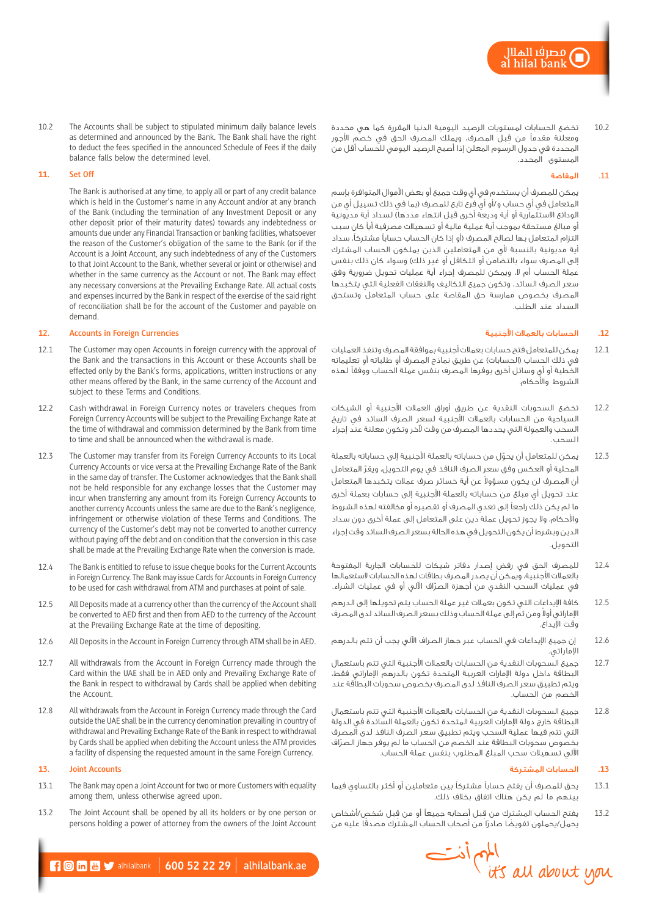10.2 The Accounts shall be subject to stipulated minimum daily balance levels as determined and announced by the Bank. The Bank shall have the right to deduct the fees specified in the announced Schedule of Fees if the daily balance falls below the determined level.

## 11. Set Off

The Bank is authorised at any time, to apply all or part of any credit balance which is held in the Customer's name in any Account and/or at any branch of the Bank (including the termination of any Investment Deposit or any other deposit prior of their maturity dates) towards any indebtedness or amounts due under any Financial Transaction or banking facilities, whatsoever the reason of the Customer's obligation of the same to the Bank (or if the Account is a Joint Account, any such indebtedness of any of the Customers to that Joint Account to the Bank, whether several or joint or otherwise) and whether in the same currency as the Account or not. The Bank may effect any necessary conversions at the Prevailing Exchange Rate. All actual costs and expenses incurred by the Bank in respect of the exercise of the said right of reconciliation shall be for the account of the Customer and payable on demand.

## 12. Accounts in Foreign Currencies

12.1 The Customer may open Accounts in foreign currency with the approval of the Bank and the transactions in this Account or these Accounts shall be effected only by the Bank's forms, applications, written instructions or any other means offered by the Bank, in the same currency of the Account and subject to these Terms and Conditions.

12.2 Cash withdrawal in Foreign Currency notes or travelers cheques from Foreign Currency Accounts will be subject to the Prevailing Exchange Rate at the time of withdrawal and commission determined by the Bank from time to time and shall be announced when the withdrawal is made.

12.3 The Customer may transfer from its Foreign Currency Accounts to its Local Currency Accounts or vice versa at the Prevailing Exchange Rate of the Bank in the same day of transfer. The Customer acknowledges that the Bank shall not be held responsible for any exchange losses that the Customer may incur when transferring any amount from its Foreign Currency Accounts to another currency Accounts unless the same are due to the Bank's negligence, infringement or otherwise violation of these Terms and Conditions. The currency of the Customer's debt may not be converted to another currency without paying off the debt and on condition that the conversion in this case shall be made at the Prevailing Exchange Rate when the conversion is made.

12.4 The Bank is entitled to refuse to issue cheque books for the Current Accounts in Foreign Currency. The Bank may issue Cards for Accounts in Foreign Currency to be used for cash withdrawal from ATM and purchases at point of sale.

12.5 All Deposits made at a currency other than the currency of the Account shall be converted to AED first and then from AED to the currency of the Account at the Prevailing Exchange Rate at the time of depositing.

12.6 All Deposits in the Account in Foreign Currency through ATM shall be in AED.

12.7 All withdrawals from the Account in Foreign Currency made through the Card within the UAE shall be in AED only and Prevailing Exchange Rate of the Bank in respect to withdrawal by Cards shall be applied when debiting the Account.

12.8 All withdrawals from the Account in Foreign Currency made through the Card outside the UAE shall be in the currency denomination prevailing in country of withdrawal and Prevailing Exchange Rate of the Bank in respect to withdrawal by Cards shall be applied when debiting the Account unless the ATM provides a facility of dispensing the requested amount in the same Foreign Currency.

## 13. Joint Accounts

13.1 The Bank may open a Joint Account for two or more Customers with equality among them, unless otherwise agreed upon.

13.2 The Joint Account shall be opened by all its holders or by one person or persons holding a power of attorney from the owners of the Joint Account

10.2 تخضع الحسابات لمستويات الرصيد اليومية الدنيا المقررة كما هي محددة ومعلنة مقدماً من قبل المصرف. ويملك المصرف الحق في خصم الأجور المحددة في جدول الرسوم المعلن إذا أصبح الرصيد اليومي للحساب أقل من المستوى المحدد.

## .11 المقاصة

يمكن للمصرف أن يستخدم في أي وقت جميع أو بعض الأموال المتوافرة بإسم المتعامل في أي حساب و/أو أي فرع تابع للمصرف (بما في ذلك تسييل أي من الودائع الاستثمارية أو أية وديعة أخرى قبل انتهاء مددها) لسداد أية مديونية أو مبالغ مستحقة بموجب أية عملية مالية أو تسهيلات مصرفية أياً كان سبب التزام المتعامل بها لصالح المصرف (أو إذا كان الحساب حساباً مشتركاً، سداد أية مديونية بالنسبة لأي من المتعاملين الذين يملكون الحساب المشترك إلى المصرف سواء بالتضامن أو التكافل أو غير ذلك) وسواء كان ذلك بنفس عملة الحساب أم لا. ويمكن للمصرف إجراء أية عمليات تحويل ضرورية وفق سعر الصرف السائد. وتكون جميع التكاليف والنفقات الفعلية التي يتكبدها المصرف بخصوص ممارسة حق المقاصة على حساب المتعامل وتستحق السداد عند الطلب.

## .12 الحسابات بالعملات الأجنبية

12.1 يمكن للمتعامل فتح حسابات بعملات أجنبية بموافقة المصرف وتنفذ العمليات في ذلك الحساب (الحسابات) عن طريق نماذج المصرف أو طلباته أو تعليماته الخطية أو أي وسائل أخرى يوفرها المصرف بنفس عملة الحساب ووفقاً لهذه الشروط والأحكام.

12.2 تخضع السحوبات النقدية عن طريق أوراق العملات الأجنبية أو الشيكات السياحية من الحسابات بالعملات الأجنبية لسعر الصرف السائد في تاريخ السحب والعمولة التي يحددها المصرف من وقت لآخر وتكون معلنة عند إجراء السحب.

12.3 يمكن للمتعامل أن يحوّل من حساباته بالعملة الأجنبية إلى حساباته بالعملة المحلية أو العكس وفق سعر الصرف النافذ في يوم التحويل. ويقرّ المتعامل أن المصرف لن يكون مسؤولاً عن أية خسائر صرف عملات يتكبدها المتعامل عند تحويل أي مبلغ من حساباته بالعملة الأجنبية إلى حسابات بعملة أخرى ما لم يكن ذلك راجعاً إلى تعدي المصرف أو تقصيره أو مخالفته لهذه الشروط والأحكام، ولا يجوز تحويل عملة دين على المتعامل إلى عملة أخرى دون سداد الدين وبشرط أن يكون التحويل في هذه الحالة بسعر الصرف السائد وقت إجراء التحويل.

12.4 للمصرف الحق في رفض إصدار دفاتر شيكات للحسابات الجارية المفتوحة بالعملات الأجنبية، ويمكن أن يصدر المصرف بطاقات لهذه الحسابات لاستعمالها في عمليات السحب النقدي من أجهزة الصرّاف الآلي أو في عمليات الشراء.

12.5 كافة الإيداعات التي تكون بعملات غير عملة الحساب يتم تحويلها إلى الدرهم الإماراتي أولاً ومن ثم إلى عملة الحساب وذلك بسعر الصرف السائد لدى المصرف وقت الإيداع.

12.6 إن جميع الإيداعات في الحساب عبر جهاز الصراف الآلي يجب أن تتم بالدرهم الإماراتي.

12.7 جميع السحوبات النقدية من الحسابات بالعملات الأجنبية التي تتم باستعمال البطاقة داخل دولة الإمارات العربية المتحدة تكون بالدرهم الإماراتي فقط، ويتم تطبيق سعر الصرف النافذ لدى المصرف بخصوص سحوبات البطاقة عند الخصم من الحساب.

12.8 جميع السحوبات النقدية من الحسابات بالعملات الأجنبية التي تتم باستعمال البطاقة خارج دولة الإمارات العربية المتحدة تكون بالعملة السائدة في الدولة التي تتم فيها عملية السحب ويتم تطبيق سعر الصرف النافذ لدى المصرف بخصوص سحوبات البطاقة عند الخصم من الحساب ما لم يوفر جهاز الصرّاف الآلي تسهيلات سحب المبلغ المطلوب بنفس عملة الحساب.

## .13 الحسابات المشتركة

13.1 يحق للمصرف أن يفتح حساباً مشتركاً بين متعاملين أو أكثر بالتساوي فيما بينهم ما لم يكن هناك اتفاق بخلاف ذلك.

13.2 يفتح الحساب المشترك من قبل أصحابه جميعاً أو من قبل شخص/أشخاص يحمل/يحملون تفويضاً صادراً من أصحاب الحساب المشترك مصدقاً عليه من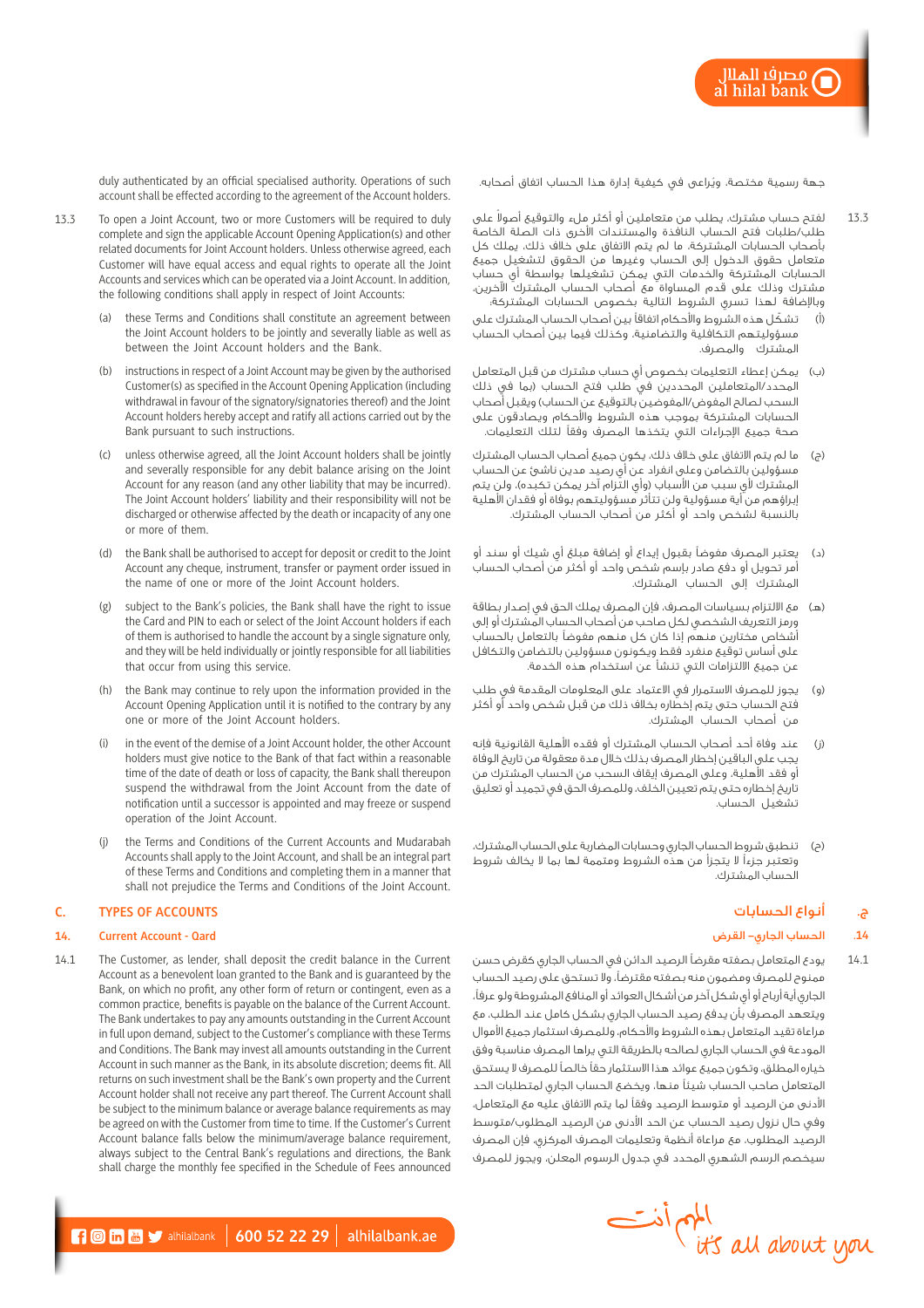duly authenticated by an official specialised authority. Operations of such account shall be effected according to the agreement of the Account holders.

جهة رسمية مختصة، ويُراعى في كيفية إدارة هذا الحساب اتفاق أصحابه.

13.3 To open a Joint Account, two or more Customers will be required to duly complete and sign the applicable Account Opening Application(s) and other related documents for Joint Account holders. Unless otherwise agreed, each Customer will have equal access and equal rights to operate all the Joint Accounts and services which can be operated via a Joint Account. In addition, the following conditions shall apply in respect of Joint Accounts:

(a) these Terms and Conditions shall constitute an agreement between the Joint Account holders to be jointly and severally liable as well as between the Joint Account holders and the Bank.

(b) instructions in respect of a Joint Account may be given by the authorised Customer(s) as specified in the Account Opening Application (including withdrawal in favour of the signatory/signatories thereof) and the Joint Account holders hereby accept and ratify all actions carried out by the Bank pursuant to such instructions.

(c) unless otherwise agreed, all the Joint Account holders shall be jointly and severally responsible for any debit balance arising on the Joint Account for any reason (and any other liability that may be incurred). The Joint Account holders' liability and their responsibility will not be discharged or otherwise affected by the death or incapacity of any one or more of them.

(d) the Bank shall be authorised to accept for deposit or credit to the Joint Account any cheque, instrument, transfer or payment order issued in the name of one or more of the Joint Account holders.

(g) subject to the Bank's policies, the Bank shall have the right to issue the Card and PIN to each or select of the Joint Account holders if each of them is authorised to handle the account by a single signature only, and they will be held individually or jointly responsible for all liabilities that occur from using this service.

(h) the Bank may continue to rely upon the information provided in the Account Opening Application until it is notified to the contrary by any one or more of the Joint Account holders.

(i) in the event of the demise of a Joint Account holder, the other Account holders must give notice to the Bank of that fact within a reasonable time of the date of death or loss of capacity, the Bank shall thereupon suspend the withdrawal from the Joint Account from the date of notification until a successor is appointed and may freeze or suspend operation of the Joint Account.

(j) the Terms and Conditions of the Current Accounts and Mudarabah Accounts shall apply to the Joint Account, and shall be an integral part of these Terms and Conditions and completing them in a manner that shall not prejudice the Terms and Conditions of the Joint Account.

13.3 لفتح حساب مشترك، يطلب من متعاملين أو أكثر ملء والتوقيع أصولاً على طلب/طلبات فتح الحساب النافذة والمستندات الأخرى ذات الصلة الخاصة بأصحاب الحسابات المشتركة. ما لم يتم الاتفاق على خلاف ذلك، يملك كل متعامل حقوق الدخول إلى الحساب وغيرها من الحقوق لتشغيل جميع الحسابات المشتركة والخدمات التي يمكن تشغيلها بواسطة أي حساب مشترك وذلك على قدم المساواة مع أصحاب الحساب المشترك الآخرين، وبالإضافة لهذا تسري الشروط التالية بخصوص الحسابات المشتركة:

(أ) تشكّل هذه الشروط والأحكام اتفاقاً بين أصحاب الحساب المشترك على مسؤوليتهم التكافلية والتضامنية، وكذلك فيما بين أصحاب الحساب المشترك والمصرف.

(ب) يمكن إعطاء التعليمات بخصوص أي حساب مشترك من قبل المتعامل المحدد/المتعاملين المحددين في طلب فتح الحساب (بما في ذلك السحب لصالح المفوض/المفوضين بالتوقيع عن الحساب) ويقبل أصحاب الحسابات المشتركة بموجب هذه الشروط والأحكام ويصادقون على صحة جميع الإجراءات التي يتخذها المصرف وفقاً لتلك التعليمات.

(ج) ما لم يتم الاتفاق على خلاف ذلك، يكون جميع أصحاب الحساب المشترك مسؤولين بالتضامن وعلى انفراد عن أي رصيد مدين ناشئ عن الحساب المشترك لأي سبب من الأسباب (وأي التزام آخر يمكن تكبده)، ولن يتم إبراؤهم من أية مسؤولية ولن تتأثر مسؤوليتهم بوفاة أو فقدان الأهلية بالنسبة لشخص واحد أو أكثر من أصحاب الحساب المشترك.

(د) يعتبر المصرف مفوضاً بقبول إيداع أو إضافة مبلغ أي شيك أو سند أو أمر تحويل أو دفع صادر بإسم شخص واحد أو أكثر من أصحاب الحساب المشترك إلى الحساب المشترك.

(هـ) مع الالتزام بسياسات المصرف، فإن المصرف يملك الحق في إصدار بطاقة ورمز التعريف الشخصي لكل صاحب من أصحاب الحساب المشترك أو إلى أشخاص مختارين منهم إذا كان كل منهم مفوضاً بالتعامل بالحساب على أساس توقيع منفرد فقط ويكونون مسؤولين بالتضامن والتكافل عن جميع الالتزامات التي تنشأ عن استخدام هذه الخدمة.

(و) يجوز للمصرف الاستمرار في الاعتماد على المعلومات المقدمة في طلب فتح الحساب حتى يتم إخطاره بخلاف ذلك من قبل شخص واحد أو أكثر من أصحاب الحساب المشترك.

(ز) عند وفاة أحد أصحاب الحساب المشترك أو فقده الأهلية القانونية فإنه يجب على الباقين إخطار المصرف بذلك خلال مدة معقولة من تاريخ الوفاة أو فقد الأهلية، وعلى المصرف إيقاف السحب من الحساب المشترك من تاريخ إخطاره حتى يتم تعيين الخلف، وللمصرف الحق في تجميد أو تعليق تشغيل الحساب.

(ح) تنطبق شروط الحساب الجاري وحسابات المضاربة على الحساب المشترك، وتعتبر جزءاً لا يتجزأ من هذه الشروط ومتممة لها بما لا يخالف شروط الحساب المشترك.

## C. TYPES OF ACCOUNTS

## ج. أنواع الحسابات

### 14. Current Account - Qard

### 14. الحساب الجاري– القرض

14.1 The Customer, as lender, shall deposit the credit balance in the Current Account as a benevolent loan granted to the Bank and is guaranteed by the Bank, on which no profit, any other form of return or contingent, even as a common practice, benefits is payable on the balance of the Current Account. The Bank undertakes to pay any amounts outstanding in the Current Account in full upon demand, subject to the Customer's compliance with these Terms and Conditions. The Bank may invest all amounts outstanding in the Current Account in such manner as the Bank, in its absolute discretion; deems fit. All returns on such investment shall be the Bank's own property and the Current Account holder shall not receive any part thereof. The Current Account shall be subject to the minimum balance or average balance requirements as may be agreed on with the Customer from time to time. If the Customer's Current Account balance falls below the minimum/average balance requirement, always subject to the Central Bank's regulations and directions, the Bank shall charge the monthly fee specified in the Schedule of Fees announced

14.1 يودع المتعامل بصفته مقرضاً الرصيد الدائن في الحساب الجاري كقرض حسن ممنوح للمصرف ومضمون منه بصفته مقترضاً، ولا تستحق على رصيد الحساب الجاري أية أرباح أو أي شكل آخر من أشكال العوائد أو المنافع المشروطة ولو عرفاً، ويتعهد المصرف بأن يدفع رصيد الحساب الجاري بشكل كامل عند الطلب، مع مراعاة تقيد المتعامل بهذه الشروط والأحكام، وللمصرف استثمار جميع الأموال المودعة في الحساب الجاري لصالحه بالطريقة التي يراها المصرف مناسبة وفق خياره المطلق، وتكون جميع عوائد هذا الاستثمار حقاً خالصاً للمصرف لا يستحق المتعامل صاحب الحساب شيئاً منها، ويخضع الحساب الجاري لمتطلبات الحد الأدنى من الرصيد أو متوسط الرصيد وفقاً لما يتم الاتفاق عليه مع المتعامل، وفي حال نزول رصيد الحساب عن الحد الأدنى من الرصيد المطلوب/متوسط الرصيد المطلوب، مع مراعاة أنظمة وتعليمات المصرف المركزي، فإن المصرف سيخصم الرسم الشهري المحدد في جدول الرسوم المعلن، ويجوز للمصرف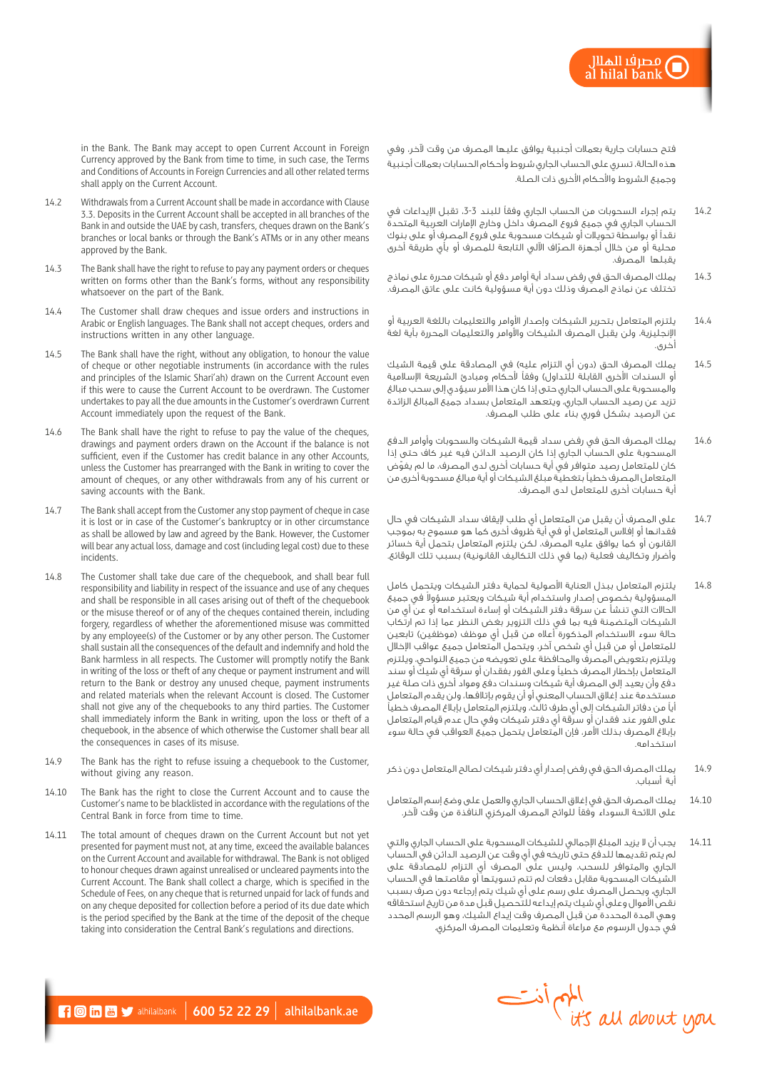in the Bank. The Bank may accept to open Current Account in Foreign Currency approved by the Bank from time to time, in such case, the Terms and Conditions of Accounts in Foreign Currencies and all other related terms shall apply on the Current Account.

14.2 Withdrawals from a Current Account shall be made in accordance with Clause 3.3. Deposits in the Current Account shall be accepted in all branches of the Bank in and outside the UAE by cash, transfers, cheques drawn on the Bank's branches or local banks or through the Bank's ATMs or in any other means approved by the Bank.

14.3 The Bank shall have the right to refuse to pay any payment orders or cheques written on forms other than the Bank's forms, without any responsibility whatsoever on the part of the Bank.

14.4 The Customer shall draw cheques and issue orders and instructions in Arabic or English languages. The Bank shall not accept cheques, orders and instructions written in any other language.

14.5 The Bank shall have the right, without any obligation, to honour the value of cheque or other negotiable instruments (in accordance with the rules and principles of the Islamic Shari'ah) drawn on the Current Account even if this were to cause the Current Account to be overdrawn. The Customer undertakes to pay all the due amounts in the Customer's overdrawn Current Account immediately upon the request of the Bank.

14.6 The Bank shall have the right to refuse to pay the value of the cheques, drawings and payment orders drawn on the Account if the balance is not sufficient, even if the Customer has credit balance in any other Accounts, unless the Customer has prearranged with the Bank in writing to cover the amount of cheques, or any other withdrawals from any of his current or saving accounts with the Bank.

14.7 The Bank shall accept from the Customer any stop payment of cheque in case it is lost or in case of the Customer's bankruptcy or in other circumstance as shall be allowed by law and agreed by the Bank. However, the Customer will bear any actual loss, damage and cost (including legal cost) due to these incidents.

14.8 The Customer shall take due care of the chequebook, and shall bear full responsibility and liability in respect of the issuance and use of any cheques and shall be responsible in all cases arising out of theft of the chequebook or the misuse thereof or of any of the cheques contained therein, including forgery, regardless of whether the aforementioned misuse was committed by any employee(s) of the Customer or by any other person. The Customer shall sustain all the consequences of the default and indemnify and hold the Bank harmless in all respects. The Customer will promptly notify the Bank in writing of the loss or theft of any cheque or payment instrument and will return to the Bank or destroy any unused cheque, payment instruments and related materials when the relevant Account is closed. The Customer shall not give any of the chequebooks to any third parties. The Customer shall immediately inform the Bank in writing, upon the loss or theft of a chequebook, in the absence of which otherwise the Customer shall bear all the consequences in cases of its misuse.

14.9 The Bank has the right to refuse issuing a chequebook to the Customer, without giving any reason.

14.10 The Bank has the right to close the Current Account and to cause the Customer's name to be blacklisted in accordance with the regulations of the Central Bank in force from time to time.

14.11 The total amount of cheques drawn on the Current Account but not yet presented for payment must not, at any time, exceed the available balances on the Current Account and available for withdrawal. The Bank is not obliged to honour cheques drawn against unrealised or uncleared payments into the Current Account. The Bank shall collect a charge, which is specified in the Schedule of Fees, on any cheque that is returned unpaid for lack of funds and on any cheque deposited for collection before a period of its due date which is the period specified by the Bank at the time of the deposit of the cheque taking into consideration the Central Bank's regulations and directions.

فتح حسابات جارية بعملات أجنبية يوافق عليها المصرف من وقت لآخر. وفي هذه الحالة، تسري على الحساب الجاري شروط وأحكام الحسابات بعملات أجنبية وجميع الشروط والأحكام الأخرى ذات الصلة.

14.2 يتم إجراء السحوبات من الحساب الجاري وفقاً للبند 3-3. تقبل الإيداعات في الحساب الجاري في جميع فروع المصرف داخل وخارج الإمارات العربية المتحدة نقداً أو بواسطة تحويلات أو شيكات مسحوبة على فروع المصرف أو على بنوك محلية أو من خلال أجهزة الصرّاف الآلي التابعة للمصرف أو بأي طريقة أخرى يقبلها المصرف.

14.3 يملك المصرف الحق في رفض سداد أية أوامر دفع أو شيكات محررة على نماذج تختلف عن نماذج المصرف وذلك دون أية مسؤولية كانت على عاتق المصرف.

14.4 يلتزم المتعامل بتحرير الشيكات وإصدار الأوامر والتعليمات باللغة العربية أو الإنجليزية. ولن يقبل المصرف الشيكات والأوامر والتعليمات المحررة بأية لغة أخرى.

14.5 يملك المصرف الحق (دون أي التزام عليه) في المصادقة على قيمة الشيك أو السندات الأخرى القابلة للتداول) وفقاً لأحكام ومبادئ الشريعة الإسلامية والمسحوبة على الحساب الجاري حتى إذا كان هذا الأمر سيؤدي إلى سحب مبالغ تزيد عن رصيد الحساب الجاري، ويتعهد المتعامل بسداد جميع المبالغ الزائدة عن الرصيد بشكل فوري بناء على طلب المصرف.

14.6 يملك المصرف الحق في رفض سداد قيمة الشيكات والسحوبات وأوامر الدفع المسحوبة على الحساب الجاري إذا كان الرصيد الدائن فيه غير كاف حتى إذا كان للمتعامل رصيد متوافر في أية حسابات أخرى لدى المصرف، ما لم يفوّض المتعامل المصرف خطياً بتغطية مبلغ الشيكات أو أية مبالغ مسحوبة أخرى من أية حسابات أخرى للمتعامل لدى المصرف.

14.7 على المصرف أن يقبل من المتعامل أي طلب لإيقاف سداد الشيكات في حال فقدانها أو إفلاس المتعامل أو في أية ظروف أخرى كما هو مسموح به بموجب القانون أو كما يوافق عليه المصرف، لكن يلتزم المتعامل بتحمل أية خسائر وأضرار وتكاليف فعلية (بما في ذلك التكاليف القانونية) بسبب تلك الوقائع.

14.8 يلتزم المتعامل ببذل العناية الأصولية لحماية دفتر الشيكات ويتحمل كامل المسؤولية بخصوص إصدار واستخدام أية شيكات ويعتبر مسؤولاً في جميع الحالات التي تنشأ عن سرقة دفتر الشيكات أو إساءة استخدامه أو عن أي من الشيكات المتضمنة فيه بما في ذلك التزوير بغض النظر عما إذا تم ارتكاب حالة سوء الاستخدام المذكورة أعلاه من قبل أي موظف (موظفين) تابعين للمتعامل أو من قبل أي شخص آخر، ويتحمل المتعامل جميع عواقب الإخلال ويلتزم بتعويض المصرف والمحافظة على تعويضه من جميع النواحي. ويلتزم المتعامل بإخطار المصرف خطياً وعلى الفور بفقدان أو سرقة أي شيك أو سند دفع وأن يعيد إلى المصرف أية شيكات وسندات دفع ومواد أخرى ذات صلة غير مستخدمة عند إغلاق الحساب المعني أو أن يقوم بإتلافها، ولن يقدم المتعامل أياً من دفاتر الشيكات إلى أي طرف ثالث، ويلتزم المتعامل بإبلاغ المصرف خطياً على الفور عند فقدان أو سرقة أي دفتر شيكات وفي حال عدم قيام المتعامل بإبلاغ المصرف بذلك الأمر، فإن المتعامل يتحمل جميع العواقب في حالة سوء استخدامه.

14.9 يملك المصرف الحق في رفض إصدار أي دفتر شيكات لصالح المتعامل دون ذكر أية أسباب.

14.10 يملك المصرف الحق في إغلاق الحساب الجاري والعمل على وضع إسم المتعامل على اللائحة السوداء وفقاً للوائح المصرف المركزي النافذة من وقت لآخر.

14.11 يجب أن لا يزيد المبلغ الإجمالي للشيكات المسحوبة على الحساب الجاري والتي لم يتم تقديمها للدفع حتى تاريخه في أي وقت عن الرصيد الدائن في الحساب الجاري والمتوافر للسحب، وليس على المصرف أي التزام للمصادقة على الشيكات المسحوبة مقابل دفعات لم تتم تسويتها أو مقاصتها في الحساب الجاري، ويحصل المصرف على رسم على أي شيك يتم إرجاعه دون صرف بسبب نقص الأموال وعلى أي شيك يتم إيداعه للتحصيل قبل مدة من تاريخ استحقاقه وهي المدة المحددة من قبل المصرف وقت إيداع الشيك، وهو الرسم المحدد في جدول الرسوم مع مراعاة أنظمة وتعليمات المصرف المركزي.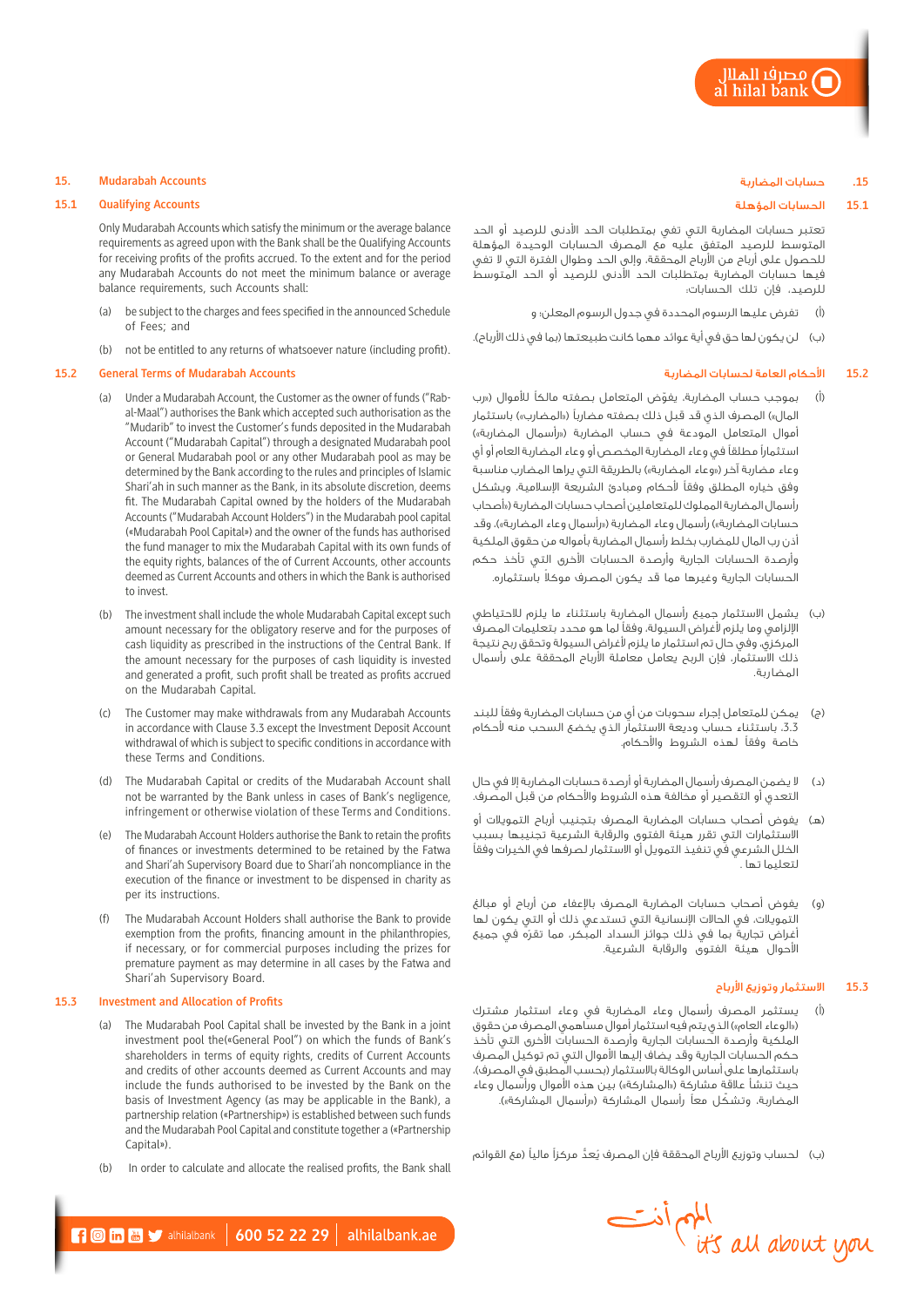## 15. Mudarabah Accounts

### 15.1 Qualifying Accounts

Only Mudarabah Accounts which satisfy the minimum or the average balance requirements as agreed upon with the Bank shall be the Qualifying Accounts for receiving profits of the profits accrued. To the extent and for the period any Mudarabah Accounts do not meet the minimum balance or average balance requirements, such Accounts shall:

(a) be subject to the charges and fees specified in the announced Schedule of Fees; and

(b) not be entitled to any returns of whatsoever nature (including profit).

### 15.2 General Terms of Mudarabah Accounts

(a) Under a Mudarabah Account, the Customer as the owner of funds ("Rab-al-Maal") authorises the Bank which accepted such authorisation as the "Mudarib" to invest the Customer's funds deposited in the Mudarabah Account ("Mudarabah Capital") through a designated Mudarabah pool or General Mudarabah pool or any other Mudarabah pool as may be determined by the Bank according to the rules and principles of Islamic Shari'ah in such manner as the Bank, in its absolute discretion, deems fit. The Mudarabah Capital owned by the holders of the Mudarabah Accounts ("Mudarabah Account Holders") in the Mudarabah pool capital («Mudarabah Pool Capital») and the owner of the funds has authorised the fund manager to mix the Mudarabah Capital with its own funds of the equity rights, balances of the of Current Accounts, other accounts deemed as Current Accounts and others in which the Bank is authorised to invest.

(b) The investment shall include the whole Mudarabah Capital except such amount necessary for the obligatory reserve and for the purposes of cash liquidity as prescribed in the instructions of the Central Bank. If the amount necessary for the purposes of cash liquidity is invested and generated a profit, such profit shall be treated as profits accrued on the Mudarabah Capital.

(c) The Customer may make withdrawals from any Mudarabah Accounts in accordance with Clause 3.3 except the Investment Deposit Account withdrawal of which is subject to specific conditions in accordance with these Terms and Conditions.

(d) The Mudarabah Capital or credits of the Mudarabah Account shall not be warranted by the Bank unless in cases of Bank's negligence, infringement or otherwise violation of these Terms and Conditions.

(e) The Mudarabah Account Holders authorise the Bank to retain the profits of finances or investments determined to be retained by the Fatwa and Shari'ah Supervisory Board due to Shari'ah noncompliance in the execution of the finance or investment to be dispensed in charity as per its instructions.

(f) The Mudarabah Account Holders shall authorise the Bank to provide exemption from the profits, financing amount in the philanthropies, if necessary, or for commercial purposes including the prizes for premature payment as may determine in all cases by the Fatwa and Shari'ah Supervisory Board.

### 15.3 Investment and Allocation of Profits

(a) The Mudarabah Pool Capital shall be invested by the Bank in a joint investment pool the(«General Pool») on which the funds of Bank's shareholders in terms of equity rights, credits of Current Accounts and credits of other accounts deemed as Current Accounts and may include the funds authorised to be invested by the Bank on the basis of Investment Agency (as may be applicable in the Bank), a partnership relation («Partnership») is established between such funds and the Mudarabah Pool Capital and constitute together a («Partnership Capital»).

(b) In order to calculate and allocate the realised profits, the Bank shall

## .15 حسابات المضاربة

### 15.1 الحسابات المؤهلة

تعتبر حسابات المضاربة التي تفي بمتطلبات الحد الأدنى للرصيد أو الحد المتوسط للرصيد المتفق عليه مع المصرف الحسابات الوحيدة المؤهلة للحصول على أرباح من الأرباح المحققة، وإلى الحد وطوال الفترة التي لا تفي فيها حسابات المضاربة بمتطلبات الحد الأدنى للرصيد أو الحد المتوسط للرصيد، فإن تلك الحسابات:

(أ) تفرض عليها الرسوم المحددة في جدول الرسوم المعلن؛ و

(ب) لن يكون لها حق في أية عوائد مهما كانت طبيعتها (بما في ذلك الأرباح).

### 15.2 الأحكام العامة لحسابات المضاربة

(أ) بموجب حساب المضاربة، يفوّض المتعامل بصفته مالكاً للأموال («رب المال») المصرف الذي قد قبل ذلك بصفته مضارباً («المضارب») باستثمار أموال المتعامل المودعة في حساب المضاربة («رأسمال المضاربة») استثماراً مطلقاً في وعاء المضاربة المخصص أو وعاء المضاربة العام أو أي وعاء مضاربة آخر («وعاء المضاربة») بالطريقة التي يراها المضارب مناسبة وفق خياره المطلق وفقاً لأحكام ومبادئ الشريعة الإسلامية، ويشكل رأسمال المضاربة المملوك للمتعاملين أصحاب حسابات المضاربة («أصحاب حسابات المضاربة») رأسمال وعاء المضاربة («رأسمال وعاء المضاربة»)، وقد أذن رب المال للمضارب بخلط رأسمال المضاربة بأمواله من حقوق الملكية وأرصدة الحسابات الجارية وأرصدة الحسابات الأخرى التي تأخذ حكم الحسابات الجارية وغيرها مما قد يكون المصرف موكلاً باستثماره.

(ب) يشمل الاستثمار جميع رأسمال المضاربة باستثناء ما يلزم للاحتياطي الإلزامي وما يلزم لأغراض السيولة، وفقاً لما هو محدد بتعليمات المصرف المركزي، وفي حال تم استثمار ما يلزم لأغراض السيولة وتحقق ربح نتيجة ذلك الاستثمار، فإن الربح يعامل معاملة الأرباح المحققة على رأسمال المضاربة.

(ج) يمكن للمتعامل إجراء سحوبات من أي من حسابات المضاربة وفقاً للبند 3.3، باستثناء حساب وديعة الاستثمار الذي يخضع السحب منه لأحكام خاصة وفقاً لهذه الشروط والأحكام.

(د) لا يضمن المصرف رأسمال المضاربة أو أرصدة حسابات المضاربة إلا في حال التعدي أو التقصير أو مخالفة هذه الشروط والأحكام من قبل المصرف.

(هـ) يفوض أصحاب حسابات المضاربة المصرف بتجنيب أرباح التمويلات أو الاستثمارات التي تقرر هيئة الفتوى والرقابة الشرعية تجنيبها بسبب الخلل الشرعي في تنفيذ التمويل أو الاستثمار لصرفها في الخيرات وفقاً لتعليماتها.

(و) يفوض أصحاب حسابات المضاربة المصرف بالإعفاء من أرباح أو مبالغ التمويلات، في الحالات الإنسانية التي تستدعي ذلك أو التي يكون لها أغراض تجارية بما في ذلك جوائز السداد المبكر، مما تقرّه في جميع الأحوال هيئة الفتوى والرقابة الشرعية.

### 15.3 الاستثمار وتوزيع الأرباح

(أ) يستثمر المصرف رأسمال وعاء المضاربة في وعاء استثمار مشترك («الوعاء العام») الذي يتم فيه استثمار أموال مساهمي المصرف من حقوق الملكية وأرصدة الحسابات الجارية وأرصدة الحسابات الأخرى التي تأخذ حكم الحسابات الجارية وقد يضاف إليها الأموال التي تم توكيل المصرف باستثمارها على أساس الوكالة بالاستثمار (بحسب المطبق في المصرف)، حيث تنشأ علاقة مشاركة («المشاركة») بين هذه الأموال ورأسمال وعاء المضاربة، وتشكّل معاً رأسمال المشاركة («رأسمال المشاركة»).

(ب) لحساب وتوزيع الأرباح المحققة فإن المصرف يَعدُ مركزاً مالياً (مع القوائم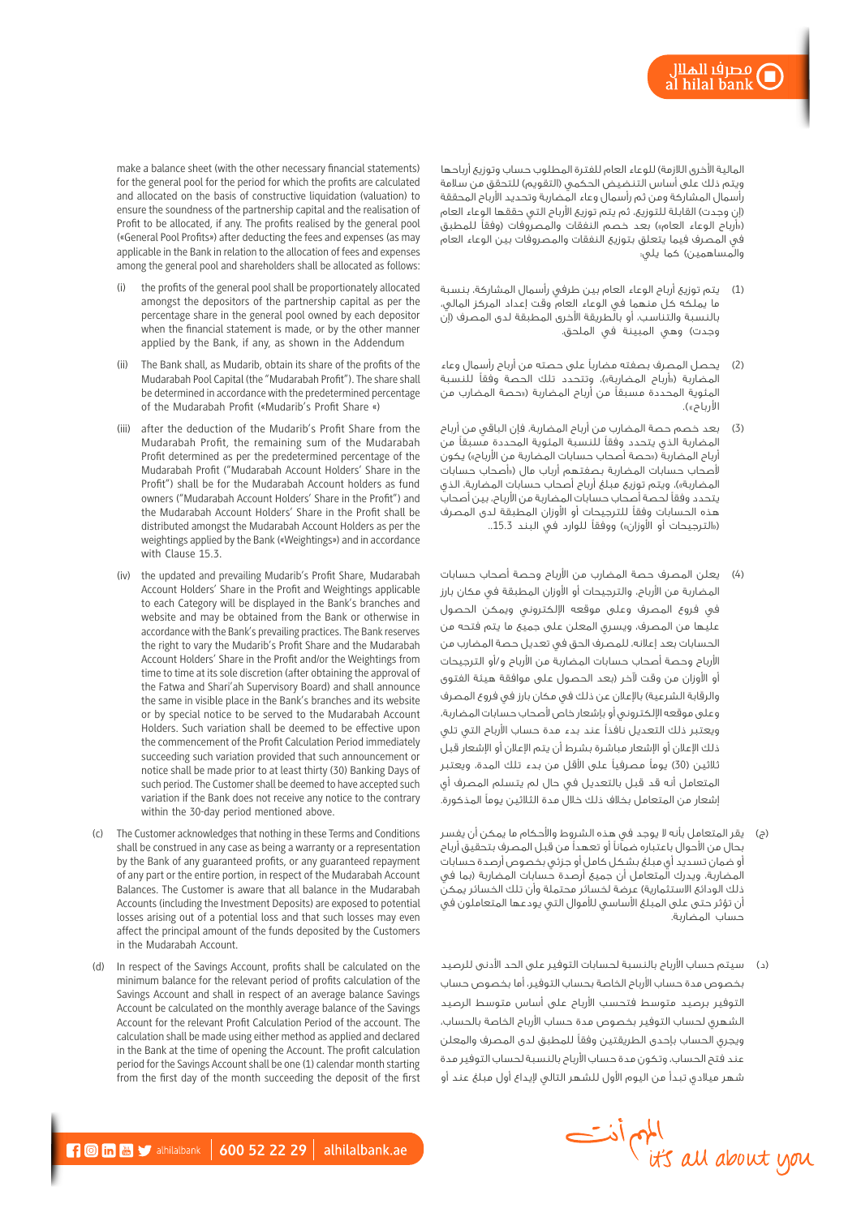make a balance sheet (with the other necessary financial statements) for the general pool for the period for which the profits are calculated and allocated on the basis of constructive liquidation (valuation) to ensure the soundness of the partnership capital and the realisation of Profit to be allocated, if any. The profits realised by the general pool («General Pool Profits») after deducting the fees and expenses (as may applicable in the Bank in relation to the allocation of fees and expenses among the general pool and shareholders shall be allocated as follows:

(i) the profits of the general pool shall be proportionately allocated amongst the depositors of the partnership capital as per the percentage share in the general pool owned by each depositor when the financial statement is made, or by the other manner applied by the Bank, if any, as shown in the Addendum

(ii) The Bank shall, as Mudarib, obtain its share of the profits of the Mudarabah Pool Capital (the "Mudarabah Profit"). The share shall be determined in accordance with the predetermined percentage of the Mudarabah Profit («Mudarib's Profit Share »)

(iii) after the deduction of the Mudarib's Profit Share from the Mudarabah Profit, the remaining sum of the Mudarabah Profit determined as per the predetermined percentage of the Mudarabah Profit ("Mudarabah Account Holders' Share in the Profit") shall be for the Mudarabah Account holders as fund owners ("Mudarabah Account Holders' Share in the Profit") and the Mudarabah Account Holders' Share in the Profit shall be distributed amongst the Mudarabah Account Holders as per the weightings applied by the Bank («Weightings») and in accordance with Clause 15.3.

(iv) the updated and prevailing Mudarib's Profit Share, Mudarabah Account Holders' Share in the Profit and Weightings applicable to each Category will be displayed in the Bank's branches and website and may be obtained from the Bank or otherwise in accordance with the Bank's prevailing practices. The Bank reserves the right to vary the Mudarib's Profit Share and the Mudarabah Account Holders' Share in the Profit and/or the Weightings from time to time at its sole discretion (after obtaining the approval of the Fatwa and Shari'ah Supervisory Board) and shall announce the same in visible place in the Bank's branches and its website or by special notice to be served to the Mudarabah Account Holders. Such variation shall be deemed to be effective upon the commencement of the Profit Calculation Period immediately succeeding such variation provided that such announcement or notice shall be made prior to at least thirty (30) Banking Days of such period. The Customer shall be deemed to have accepted such variation if the Bank does not receive any notice to the contrary within the 30-day period mentioned above.

(c) The Customer acknowledges that nothing in these Terms and Conditions shall be construed in any case as being a warranty or a representation by the Bank of any guaranteed profits, or any guaranteed repayment of any part or the entire portion, in respect of the Mudarabah Account Balances. The Customer is aware that all balance in the Mudarabah Accounts (including the Investment Deposits) are exposed to potential losses arising out of a potential loss and that such losses may even affect the principal amount of the funds deposited by the Customers in the Mudarabah Account.

(d) In respect of the Savings Account, profits shall be calculated on the minimum balance for the relevant period of profits calculation of the Savings Account and shall in respect of an average balance Savings Account be calculated on the monthly average balance of the Savings Account for the relevant Profit Calculation Period of the account. The calculation shall be made using either method as applied and declared in the Bank at the time of opening the Account. The profit calculation period for the Savings Account shall be one (1) calendar month starting from the first day of the month succeeding the deposit of the first

المالية الأخرى اللازمة) للوعاء العام للفترة المطلوب حساب وتوزيع أرباحها ويتم ذلك على أساس التنضيض الحكمي (التقويم) للتحقق من سلامة رأسمال المشاركة ومن ثم رأسمال وعاء المضاربة وتحديد الأرباح المحققة (إن وجدت) القابلة للتوزيع، ثم يتم توزيع الأرباح التي حققها الوعاء العام («أرباح الوعاء العام») بعد خصم النفقات والمصروفات (وفقاً للمطبق في المصرف فيما يتعلق بتوزيع النفقات والمصروفات بين الوعاء العام والمساهمين) كما يلي:

(1) يتم توزيع أرباح الوعاء العام بين طرفي رأسمال المشاركة، بنسبة ما يملكه كل منهما في الوعاء العام وقت إعداد المركز المالي، بالنسبة والتناسب، أو بالطريقة الأخرى المطبقة لدى المصرف (إن وجدت) وهي المبينة في الملحق.

(2) يحصل المصرف بصفته مضارباً على حصته من أرباح رأسمال وعاء المضاربة («أرباح المضاربة»)، وتتحدد تلك الحصة وفقاً للنسبة المئوية المحددة مسبقاً من أرباح المضاربة («حصة المضارب من الأرباح»).

(3) بعد خصم حصة المضارب من أرباح المضاربة، فإن الباقي من أرباح المضاربة الذي يتحدد وفقاً للنسبة المئوية المحددة مسبقاً من أرباح المضاربة («حصة أصحاب حسابات المضاربة من الأرباح») يكون لأصحاب حسابات المضاربة بصفتهم أرباب مال («أصحاب حسابات المضاربة»)، ويتم توزيع مبلغ أرباح أصحاب حسابات المضاربة، الذي يتحدد وفقاً لحصة أصحاب حسابات المضاربة من الأرباح، بين أصحاب هذه الحسابات وفقاً للترجيحات أو الأوزان المطبقة لدى المصرف («الترجيحات أو الأوزان») ووفقاً للوارد في البند 15.3.

(4) يعلن المصرف حصة المضارب من الأرباح وحصة أصحاب حسابات المضاربة من الأرباح، والترجيحات أو الأوزان المطبقة في مكان بارز في فروع المصرف وعلى موقعه الإلكتروني ويمكن الحصول عليها من المصرف، ويسري المعلن على جميع ما يتم فتحه من الحسابات بعد إعلانه. للمصرف الحق في تعديل حصة المضارب من الأرباح وحصة أصحاب حسابات المضاربة من الأرباح و/أو الترجيحات أو الأوزان من وقت لآخر (بعد الحصول على موافقة هيئة الفتوى والرقابة الشرعية) بالإعلان عن ذلك في مكان بارز في فروع المصرف وعلى موقعه الإلكتروني أو بإشعار خاص لأصحاب حسابات المضاربة، ويعتبر ذلك التعديل نافذاً عند بدء مدة حساب الأرباح التي تلي ذلك الإعلان أو الإشعار مباشرة بشرط أن يتم الإعلان أو الإشعار قبل ثلاثين (30) يوماً مصرفياً على الأقل من بدء تلك المدة، ويعتبر المتعامل أنه قد قبل بالتعديل في حال لم يتسلم المصرف أي إشعار من المتعامل بخلاف ذلك خلال مدة الثلاثين يوماً المذكورة.

(ج) يقر المتعامل بأنه لا يوجد في هذه الشروط والأحكام ما يمكن أن يفسر بحال من الأحوال باعتباره ضماناً أو تعهداً من قبل المصرف بتحقيق أرباح أو ضمان تسديد أي مبلغ بشكل كامل أو جزئي بخصوص أرصدة حسابات المضاربة، ويدرك المتعامل أن جميع أرصدة حسابات المضاربة (بما في ذلك الودائع الاستثمارية) عرضة لخسائر محتملة وأن تلك الخسائر يمكن أن تؤثر حتى على المبلغ الأساسي للأموال التي يودعها المتعاملون في حساب المضاربة.

(د) سيتم حساب الأرباح بالنسبة لحسابات التوفير على الحد الأدنى للرصيد بخصوص مدة حساب الأرباح الخاصة بحساب التوفير، أما بخصوص حساب التوفير برصيد متوسط فتحسب الأرباح على أساس متوسط الرصيد الشهري لحساب التوفير بخصوص مدة حساب الأرباح الخاصة بالحساب، ويجري الحساب بإحدى الطريقتين وفقاً للمطبق لدى المصرف والمعلن عند فتح الحساب. وتكون مدة حساب الأرباح بالنسبة لحساب التوفير مدة شهر ميلادي تبدأ من اليوم الأول للشهر التالي لإيداع أول مبلغ عند أو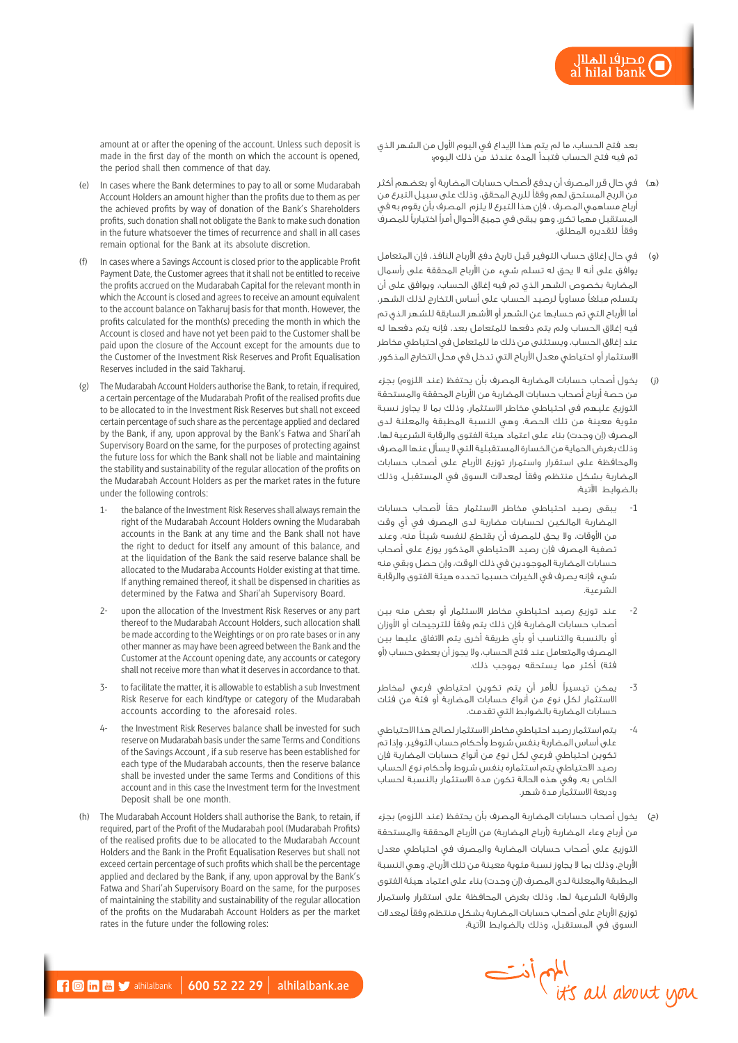amount at or after the opening of the account. Unless such deposit is made in the first day of the month on which the account is opened, the period shall then commence of that day.

(e) In cases where the Bank determines to pay to all or some Mudarabah Account Holders an amount higher than the profits due to them as per the achieved profits by way of donation of the Bank's Shareholders profits, such donation shall not obligate the Bank to make such donation in the future whatsoever the times of recurrence and shall in all cases remain optional for the Bank at its absolute discretion.

(f) In cases where a Savings Account is closed prior to the applicable Profit Payment Date, the Customer agrees that it shall not be entitled to receive the profits accrued on the Mudarabah Capital for the relevant month in which the Account is closed and agrees to receive an amount equivalent to the account balance on Takharuj basis for that month. However, the profits calculated for the month(s) preceding the month in which the Account is closed and have not yet been paid to the Customer shall be paid upon the closure of the Account except for the amounts due to the Customer of the Investment Risk Reserves and Profit Equalisation Reserves included in the said Takharuj.

(g) The Mudarabah Account Holders authorise the Bank, to retain, if required, a certain percentage of the Mudarabah Profit of the realised profits due to be allocated to in the Investment Risk Reserves but shall not exceed certain percentage of such share as the percentage applied and declared by the Bank, if any, upon approval by the Bank's Fatwa and Shari'ah Supervisory Board on the same, for the purposes of protecting against the future loss for which the Bank shall not be liable and maintaining the stability and sustainability of the regular allocation of the profits on the Mudarabah Account Holders as per the market rates in the future under the following controls:

   1- the balance of the Investment Risk Reserves shall always remain the right of the Mudarabah Account Holders owning the Mudarabah accounts in the Bank at any time and the Bank shall not have the right to deduct for itself any amount of this balance, and at the liquidation of the Bank the said reserve balance shall be allocated to the Mudaraba Accounts Holder existing at that time. If anything remained thereof, it shall be dispensed in charities as determined by the Fatwa and Shari'ah Supervisory Board.

   2- upon the allocation of the Investment Risk Reserves or any part thereof to the Mudarabah Account Holders, such allocation shall be made according to the Weightings or on pro rate bases or in any other manner as may have been agreed between the Bank and the Customer at the Account opening date, any accounts or category shall not receive more than what it deserves in accordance to that.

   3- to facilitate the matter, it is allowable to establish a sub Investment Risk Reserve for each kind/type or category of the Mudarabah accounts according to the aforesaid roles.

   4- the Investment Risk Reserves balance shall be invested for such reserve on Mudarabah basis under the same Terms and Conditions of the Savings Account , if a sub reserve has been established for each type of the Mudarabah accounts, then the reserve balance shall be invested under the same Terms and Conditions of this account and in this case the Investment term for the Investment Deposit shall be one month.

(h) The Mudarabah Account Holders shall authorise the Bank, to retain, if required, part of the Profit of the Mudarabah pool (Mudarabah Profits) of the realised profits due to be allocated to the Mudarabah Account Holders and the Bank in the Profit Equalisation Reserves but shall not exceed certain percentage of such profits which shall be the percentage applied and declared by the Bank, if any, upon approval by the Bank's Fatwa and Shari'ah Supervisory Board on the same, for the purposes of maintaining the stability and sustainability of the regular allocation of the profits on the Mudarabah Account Holders as per the market rates in the future under the following roles:

بعد فتح الحساب، ما لم يتم هذا الإيداع في اليوم الأول من الشهر الذي تم فيه فتح الحساب فتبدأ المدة عندئذ من ذلك اليوم؛

(هـ) في حال قرر المصرف أن يدفع لأصحاب حسابات المضاربة أو بعضهم أكثر من الربح المستحق لهم وفقاً للربح المحقق، وذلك على سبيل التبرع من أرباح مساهمي المصرف ، فإن هذا التبرع لا يلزم المصرف بأن يقوم به في المستقبل مهما تكرر، وهو يبقى في جميع الأحوال أمراً اختيارياً للمصرف وفقاً لتقديره المطلق.

(و) في حال إغلاق حساب التوفير قبل تاريخ دفع الأرباح النافذ، فإن المتعامل يوافق على أنه لا يحق له تسلم شيء من الأرباح المحققة على رأسمال المضاربة بخصوص الشهر الذي تم فيه إغلاق الحساب، ويوافق على أن يتسلم مبلغاً مساوياً لرصيد الحساب على أساس التخارج لذلك الشهر. أما الأرباح التي تم حسابها عن الشهر أو الأشهر السابقة للشهر الذي تم فيه إغلاق الحساب ولم يتم دفعها للمتعامل بعد، فإنه يتم دفعها له عند إغلاق الحساب، ويستثنى من ذلك ما للمتعامل في احتياطي مخاطر الاستثمار أو احتياطي معدل الأرباح التي تدخل في محل التخارج المذكور.

(ز) يخول أصحاب حسابات المضاربة المصرف بأن يحتفظ (عند اللزوم) بجزء من حصة أرباح أصحاب حسابات المضاربة من الأرباح المحققة والمستحقة التوزيع عليهم في احتياطي مخاطر الاستثمار، وذلك بما لا يجاوز نسبة مئوية معينة من تلك الحصة، وهي النسبة المطبقة والمعلنة لدى المصرف (إن وجدت) بناء على اعتماد هيئة الفتوى والرقابة الشرعية لها، وذلك بغرض الحماية من الخسارة المستقبلية التي لا يسأل عنها المصرف والمحافظة على استقرار واستمرار توزيع الأرباح على أصحاب حسابات المضاربة بشكل منتظم وفقاً لمعدلات السوق في المستقبل، وذلك بالضوابط الآتية:

   -1 يبقى رصيد احتياطي مخاطر الاستثمار حقاً لأصحاب حسابات المضاربة المالكين لحسابات مضاربة لدى المصرف في أي وقت من الأوقات، ولا يحق للمصرف أن يقتطع لنفسه شيئاً منه، وعند تصفية المصرف فإن رصيد الاحتياطي المذكور يوزع على أصحاب حسابات المضاربة الموجودين في ذلك الوقت، وإن حصل وبقي منه شيء فإنه يصرف في الخيرات حسبما تحدده هيئة الفتوى والرقابة الشرعية.

   -2 عند توزيع رصيد احتياطي مخاطر الاستثمار أو بعض منه بين أصحاب حسابات المضاربة فإن ذلك يتم وفقاً للترجيحات أو الأوزان أو بالنسبة والتناسب أو بأي طريقة أخرى يتم الاتفاق عليها بين المصرف والمتعامل عند فتح الحساب، ولا يجوز أن يعطى حساب (أو فئة) أكثر مما يستحقه بموجب ذلك.

   -3 يمكن تيسيراً للأمر أن يتم تكوين احتياطي فرعي لمخاطر الاستثمار لكل نوع من أنواع حسابات المضاربة أو فئة من فئات حسابات المضاربة بالضوابط التي تقدمت.

   -4 يتم استثمار رصيد احتياطي مخاطر الاستثمار لصالح هذا الاحتياطي على أساس المضاربة بنفس شروط وأحكام حساب التوفير، وإذا تم تكوين احتياطي فرعي لكل نوع من أنواع حسابات المضاربة فإن رصيد الاحتياطي يتم استثماره بنفس شروط وأحكام نوع الحساب الخاص به، وفي هذه الحالة تكون مدة الاستثمار بالنسبة لحساب وديعة الاستثمار مدة شهر.

(ح) يخول أصحاب حسابات المضاربة المصرف بأن يحتفظ (عند اللزوم) بجزء من أرباح وعاء المضاربة (أرباح المضاربة) من الأرباح المحققة والمستحقة التوزيع على أصحاب حسابات المضاربة والمصرف في احتياطي معدل الأرباح، وذلك بما لا يجاوز نسبة مئوية معينة من تلك الأرباح، وهي النسبة المطبقة والمعلنة لدى المصرف (إن وجدت) بناء على اعتماد هيئة الفتوى والرقابة الشرعية لها، وذلك بغرض المحافظة على استقرار واستمرار توزيع الأرباح على أصحاب حسابات المضاربة بشكل منتظم وفقاً لمعدلات السوق في المستقبل، وذلك بالضوابط الآتية: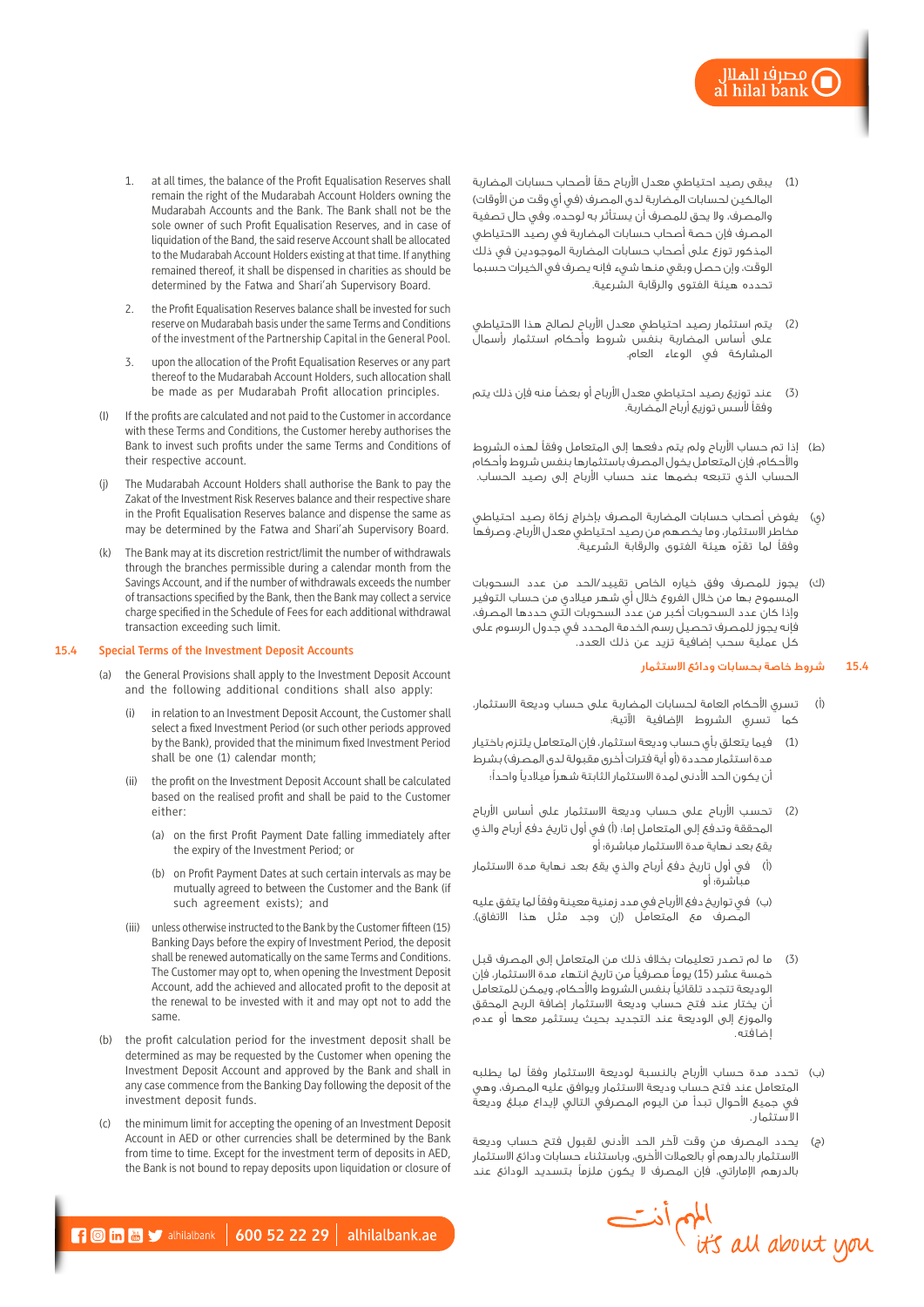1. at all times, the balance of the Profit Equalisation Reserves shall remain the right of the Mudarabah Account Holders owning the Mudarabah Accounts and the Bank. The Bank shall not be the sole owner of such Profit Equalisation Reserves, and in case of liquidation of the Band, the said reserve Account shall be allocated to the Mudarabah Account Holders existing at that time. If anything remained thereof, it shall be dispensed in charities as should be determined by the Fatwa and Shari'ah Supervisory Board.

2. the Profit Equalisation Reserves balance shall be invested for such reserve on Mudarabah basis under the same Terms and Conditions of the investment of the Partnership Capital in the General Pool.

3. upon the allocation of the Profit Equalisation Reserves or any part thereof to the Mudarabah Account Holders, such allocation shall be made as per Mudarabah Profit allocation principles.

(i) If the profits are calculated and not paid to the Customer in accordance with these Terms and Conditions, the Customer hereby authorises the Bank to invest such profits under the same Terms and Conditions of their respective account.

(j) The Mudarabah Account Holders shall authorise the Bank to pay the Zakat of the Investment Risk Reserves balance and their respective share in the Profit Equalisation Reserves balance and dispense the same as may be determined by the Fatwa and Shari'ah Supervisory Board.

(k) The Bank may at its discretion restrict/limit the number of withdrawals through the branches permissible during a calendar month from the Savings Account, and if the number of withdrawals exceeds the number of transactions specified by the Bank, then the Bank may collect a service charge specified in the Schedule of Fees for each additional withdrawal transaction exceeding such limit.

## 15.4 Special Terms of the Investment Deposit Accounts

(a) the General Provisions shall apply to the Investment Deposit Account and the following additional conditions shall also apply:

(i) in relation to an Investment Deposit Account, the Customer shall select a fixed Investment Period (or such other periods approved by the Bank), provided that the minimum fixed Investment Period shall be one (1) calendar month;

(ii) the profit on the Investment Deposit Account shall be calculated based on the realised profit and shall be paid to the Customer either:

(a) on the first Profit Payment Date falling immediately after the expiry of the Investment Period; or

(b) on Profit Payment Dates at such certain intervals as may be mutually agreed to between the Customer and the Bank (if such agreement exists); and

(iii) unless otherwise instructed to the Bank by the Customer fifteen (15) Banking Days before the expiry of Investment Period, the deposit shall be renewed automatically on the same Terms and Conditions. The Customer may opt to, when opening the Investment Deposit Account, add the achieved and allocated profit to the deposit at the renewal to be invested with it and may opt not to add the same.

(b) the profit calculation period for the investment deposit shall be determined as may be requested by the Customer when opening the Investment Deposit Account and approved by the Bank and shall in any case commence from the Banking Day following the deposit of the investment deposit funds.

(c) the minimum limit for accepting the opening of an Investment Deposit Account in AED or other currencies shall be determined by the Bank from time to time. Except for the investment term of deposits in AED, the Bank is not bound to repay deposits upon liquidation or closure of

(1) يبقى رصيد احتياطي معدل الأرباح حقاً لأصحاب حسابات المضاربة المالكين لحسابات المضاربة لدى المصرف (في أي وقت من الأوقات) والمصرف، ولا يحق للمصرف أن يستأثر به لوحده، وفي حال تصفية المصرف فإن حصة أصحاب حسابات المضاربة في رصيد الاحتياطي المذكور توزع على أصحاب حسابات المضاربة الموجودين في ذلك الوقت، وإن حصل وبقي منها شيء فإنه يصرف في الخيرات حسبما تحدده هيئة الفتوى والرقابة الشرعية.

(2) يتم استثمار رصيد احتياطي معدل الأرباح لصالح هذا الاحتياطي على أساس المضاربة بنفس شروط وأحكام استثمار رأسمال المشاركة في الوعاء العام.

(3) عند توزيع رصيد احتياطي معدل الأرباح أو بعضاً منه فإن ذلك يتم وفقاً لأسس توزيع أرباح المضاربة.

(ط) إذا تم حساب الأرباح ولم يتم دفعها إلى المتعامل وفقاً لهذه الشروط والأحكام، فإن المتعامل يخول المصرف باستثمارها بنفس شروط وأحكام الحساب الذي تتبعه بضمها عند حساب الأرباح إلى رصيد الحساب.

(ي) يفوض أصحاب حسابات المضاربة المصرف بإخراج زكاة رصيد احتياطي مخاطر الاستثمار، وما يخصهم من رصيد احتياطي معدل الأرباح، وصرفها وفقاً لما تقرّه هيئة الفتوى والرقابة الشرعية.

(ك) يجوز للمصرف وفق خياره الخاص تقييد/الحد من عدد السحوبات المسموح بها من خلال الفروع خلال أي شهر ميلادي من حساب التوفير وإذا كان عدد السحوبات أكبر من عدد السحوبات التي حددها المصرف، فإنه يجوز للمصرف تحصيل رسم الخدمة المحدد في جدول الرسوم على كل عملية سحب إضافية تزيد عن ذلك العدد.

## 15.4 شروط خاصة بحسابات ودائع الاستثمار

(أ) تسري الأحكام العامة لحسابات المضاربة على حساب وديعة الاستثمار، كما تسري الشروط الإضافية الآتية:

(1) فيما يتعلق بأي حساب وديعة استثمار، فإن المتعامل يلتزم باختيار مدة استثمار محددة (أو أية فترات أخرى مقبولة لدى المصرف) بشرط أن يكون الحد الأدنى لمدة الاستثمار الثابتة شهراً ميلادياً واحداً؛

(2) تحسب الأرباح على حساب وديعة الاستثمار على أساس الأرباح المحققة وتدفع إلى المتعامل إما: (أ) في أول تاريخ دفع أرباح والذي يقع بعد نهاية مدة الاستثمار مباشرة؛ أو

(أ) في أول تاريخ دفع أرباح والذي يقع بعد نهاية مدة الاستثمار مباشرة؛ أو

(ب) في تواريخ دفع الأرباح في مدد زمنية معينة وفقاً لما يتفق عليه المصرف مع المتعامل (إن وجد مثل هذا الاتفاق).

(3) ما لم تصدر تعليمات بخلاف ذلك من المتعامل إلى المصرف قبل خمسة عشر (15) يوماً مصرفياً من تاريخ انتهاء مدة الاستثمار، فإن الوديعة تتجدد تلقائياً بنفس الشروط والأحكام، ويمكن للمتعامل أن يختار عند فتح حساب وديعة الاستثمار إضافة الربح المحقق والموزع إلى الوديعة عند التجديد بحيث يستثمر معها أو عدم إضافته.

(ب) تحدد مدة حساب الأرباح بالنسبة لوديعة الاستثمار وفقاً لما يطلبه المتعامل عند فتح حساب وديعة الاستثمار ويوافق عليه المصرف، وهي في جميع الأحوال تبدأ من اليوم المصرفي التالي لإيداع مبلغ وديعة الاستثمار.

(ج) يحدد المصرف من وقت لآخر الحد الأدنى لقبول فتح حساب وديعة الاستثمار بالدرهم أو بالعملات الأخرى، وباستثناء حسابات ودائع الاستثمار بالدرهم الإماراتي، فإن المصرف لا يكون ملزماً بتسديد الودائع عند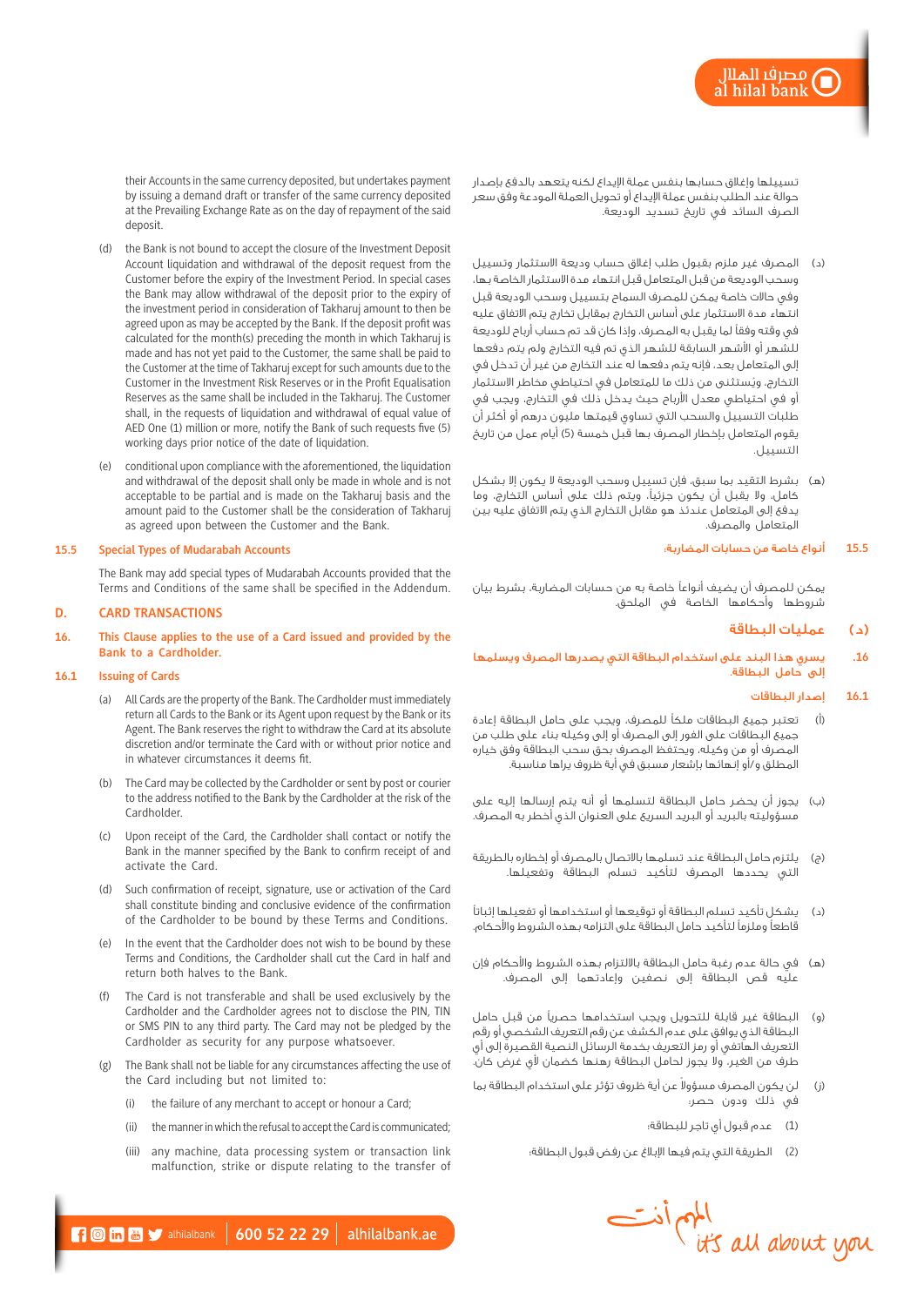their Accounts in the same currency deposited, but undertakes payment by issuing a demand draft or transfer of the same currency deposited at the Prevailing Exchange Rate as on the day of repayment of the said deposit.

(d) the Bank is not bound to accept the closure of the Investment Deposit Account liquidation and withdrawal of the deposit request from the Customer before the expiry of the Investment Period. In special cases the Bank may allow withdrawal of the deposit prior to the expiry of the investment period in consideration of Takharuj amount to then be agreed upon as may be accepted by the Bank. If the deposit profit was calculated for the month(s) preceding the month in which Takharuj is made and has not yet paid to the Customer, the same shall be paid to the Customer at the time of Takharuj except for such amounts due to the Customer in the Investment Risk Reserves or in the Profit Equalisation Reserves as the same shall be included in the Takharuj. The Customer shall, in the requests of liquidation and withdrawal of equal value of AED One (1) million or more, notify the Bank of such requests five (5) working days prior notice of the date of liquidation.

(e) conditional upon compliance with the aforementioned, the liquidation and withdrawal of the deposit shall only be made in whole and is not acceptable to be partial and is made on the Takharuj basis and the amount paid to the Customer shall be the consideration of Takharuj as agreed upon between the Customer and the Bank.

### 15.5 Special Types of Mudarabah Accounts

The Bank may add special types of Mudarabah Accounts provided that the Terms and Conditions of the same shall be specified in the Addendum.

## D. CARD TRANSACTIONS

### 16. This Clause applies to the use of a Card issued and provided by the Bank to a Cardholder.

### 16.1 Issuing of Cards

(a) All Cards are the property of the Bank. The Cardholder must immediately return all Cards to the Bank or its Agent upon request by the Bank or its Agent. The Bank reserves the right to withdraw the Card at its absolute discretion and/or terminate the Card with or without prior notice and in whatever circumstances it deems fit.

(b) The Card may be collected by the Cardholder or sent by post or courier to the address notified to the Bank by the Cardholder at the risk of the Cardholder.

(c) Upon receipt of the Card, the Cardholder shall contact or notify the Bank in the manner specified by the Bank to confirm receipt of and activate the Card.

(d) Such confirmation of receipt, signature, use or activation of the Card shall constitute binding and conclusive evidence of the Cardholder to be bound by these Terms and Conditions.

(e) In the event that the Cardholder does not wish to be bound by these Terms and Conditions, the Cardholder shall cut the Card in half and return both halves to the Bank.

(f) The Card is not transferable and shall be used exclusively by the Cardholder and the Cardholder agrees not to disclose the PIN, TIN or SMS PIN to any third party. The Card may not be pledged by the Cardholder as security for any purpose whatsoever.

(g) The Bank shall not be liable for any circumstances affecting the use of the Card including but not limited to:

(i) the failure of any merchant to accept or honour a Card;

(ii) the manner in which the refusal to accept the Card is communicated;

(iii) any machine, data processing system or transaction link malfunction, strike or dispute relating to the transfer of

---

تسييلها وإغلاق حسابها بنفس عملة الإيداع لكنه يتعهد بالدفع بإصدار حوالة عند الطلب بنفس عملة الإيداع أو تحويل العملة المودعة وفق سعر الصرف السائد في تاريخ تسديد الوديعة.

(د) المصرف غير ملزم بقبول طلب إغلاق حساب وديعة الاستثمار وتسييل وسحب الوديعة من قبل المتعامل قبل انتهاء مدة الاستثمار الخاصة بها. وفي حالات خاصة يمكن للمصرف السماح بتسييل وسحب الوديعة قبل انتهاء مدة الاستثمار على أساس التخارج بمقابل تخارج يتم الاتفاق عليه في وقته وفقاً لما يقبل به المصرف، وإذا كان قد تم حساب أرباح للوديعة للشهر أو الأشهر السابقة للشهر الذي تم فيه التخارج ولم يتم دفعها إلى المتعامل بعد، فإنه يتم دفعها له عند التخارج من غير أن تدخل في التخارج، ويُستثنى من ذلك ما للمتعامل في احتياطي مخاطر الاستثمار أو في احتياطي معدل الأرباح حيث يدخل ذلك في التخارج، ويجب في طلبات التسييل والسحب التي تساوي قيمتها مليون درهم أو أكثر أن يقوم المتعامل بإخطار المصرف بها قبل خمسة (5) أيام عمل من تاريخ التسييل.

(هـ) بشرط التقيد بما سبق، فإن تسييل وسحب الوديعة لا يكون إلا بشكل كامل، ولا يقبل أن يكون جزئياً، ويتم ذلك على أساس التخارج، وما يدفع إلى المتعامل عندئذ هو مقابل التخارج الذي يتم الاتفاق عليه بين المتعامل والمصرف.

### 15.5 أنواع خاصة من حسابات المضاربة:

يمكن للمصرف أن يضيف أنواعاً خاصة به من حسابات المضاربة، بشرط بيان شروطها وأحكامها الخاصة في الملحق.

## (د) عمليات البطاقة

### 16. يسري هذا البند على استخدام البطاقة التي يصدرها المصرف ويسلمها إلى حامل البطاقة.

### 16.1 إصدار البطاقات

(أ) تعتبر جميع البطاقات ملكاً للمصرف، ويجب على حامل البطاقة إعادة جميع البطاقات على الفور إلى المصرف أو إلى وكيله بناء على طلب من المصرف أو من وكيله، ويحتفظ المصرف بحق سحب البطاقة وفق خياره المطلق و/أو إنهائها بإشعار مسبق في أية ظروف يراها مناسبة.

(ب) يجوز أن يحضر حامل البطاقة لتسلمها أو أنه يتم إرسالها إليه على مسؤوليته بالبريد أو البريد السريع على العنوان الذي أخطر به المصرف.

(ج) يلتزم حامل البطاقة عند تسلمها بالاتصال بالمصرف أو إخطاره بالطريقة التي يحددها المصرف لتأكيد تسلم البطاقة وتفعيلها.

(د) يشكل تأكيد تسلم البطاقة أو توقيعها أو استخدامها أو تفعيلها إثباتاً قاطعاً وملزماً لتأكيد حامل البطاقة على التزامه بهذه الشروط والأحكام.

(هـ) في حالة عدم رغبة حامل البطاقة بالالتزام بهذه الشروط والأحكام فإن عليه قص البطاقة إلى نصفين وإعادتهما إلى المصرف.

(و) البطاقة غير قابلة للتحويل ويجب استخدامها حصرياً من قبل حامل البطاقة الذي يوافق على عدم الكشف عن رقم التعريف الشخصي أو رقم التعريف الهاتفي أو رمز التعريف بخدمة الرسائل النصية القصيرة إلى أي طرف من الغير، ولا يجوز لحامل البطاقة رهنها كضمان لأي غرض كان.

(ز) لن يكون المصرف مسؤولاً عن أية ظروف تؤثر على استخدام البطاقة بما في ذلك ودون حصر:

(1) عدم قبول أي تاجر للبطاقة؛

(2) الطريقة التي يتم فيها الإبلاغ عن رفض قبول البطاقة؛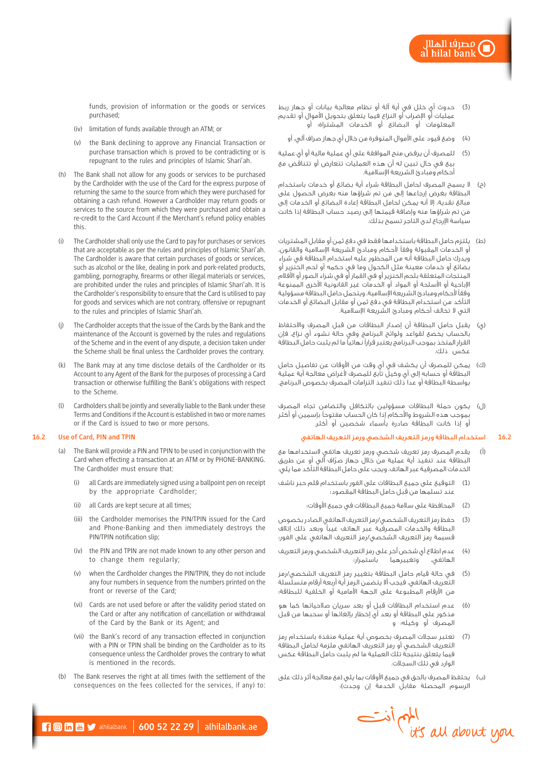funds, provision of information or the goods or services purchased;

(iv) limitation of funds available through an ATM; or

(v) the Bank declining to approve any Financial Transaction or purchase transaction which is proved to be contradicting or is repugnant to the rules and principles of Islamic Shari'ah.

(h) The Bank shall not allow for any goods or services to be purchased by the Cardholder with the use of the Card for the express purpose of returning the same to the source from which they were purchased for obtaining a cash refund. However a Cardholder may return goods or services to the source from which they were purchased and obtain a re-credit to the Card Account if the Merchant's refund policy enables this.

(i) The Cardholder shall only use the Card to pay for purchases or services that are acceptable as per the rules and principles of Islamic Shari'ah. The Cardholder is aware that certain purchases of goods or services, such as alcohol or the like, dealing in pork and pork-related products, gambling, pornography, firearms or other illegal materials or services, are prohibited under the rules and principles of Islamic Shari'ah. It is the Cardholder's responsibility to ensure that the Card is utilised to pay for goods and services which are not contrary, offensive or repugnant to the rules and principles of Islamic Shari'ah.

(j) The Cardholder accepts that the issue of the Cards by the Bank and the maintenance of the Account is governed by the rules and regulations of the Scheme and in the event of any dispute, a decision taken under the Scheme shall be final unless the Cardholder proves the contrary.

(k) The Bank may at any time disclose details of the Cardholder or its Account to any Agent of the Bank for the purposes of processing a Card transaction or otherwise fulfilling the Bank's obligations with respect to the Scheme.

(l) Cardholders shall be jointly and severally liable to the Bank under these Terms and Conditions if the Account is established in two or more names or if the Card is issued to two or more persons.

## 16.2 Use of Card, PIN and TPIN

(a) The Bank will provide a PIN and TPIN to be used in conjunction with the Card when effecting a transaction at an ATM or by PHONE-BANKING. The Cardholder must ensure that:

(i) all Cards are immediately signed using a ballpoint pen on receipt by the appropriate Cardholder;

(ii) all Cards are kept secure at all times;

(iii) the Cardholder memorises the PIN/TPIN issued for the Card and Phone-Banking and then immediately destroys the PIN/TPIN notification slip;

(iv) the PIN and TPIN are not made known to any other person and to change them regularly;

(v) when the Cardholder changes the PIN/TPIN, they do not include any four numbers in sequence from the numbers printed on the front or reverse of the Card;

(vi) Cards are not used before or after the validity period stated on the Card or after any notification of cancellation or withdrawal of the Card by the Bank or its Agent; and

(vii) the Bank's record of any transaction effected in conjunction with a PIN or TPIN shall be binding on the Cardholder as to its consequence unless the Cardholder proves the contrary to what is mentioned in the records.

(b) The Bank reserves the right at all times (with the settlement of the consequences on the fees collected for the services, if any) to:

(3) حدوث أي خلل في أية آلة أو نظام معالجة بيانات أو جهاز ربط عمليات أو الإضراب أو النزاع فيما يتعلق بتحويل الأموال أو تقديم المعلومات أو البضائع أو الخدمات المشتراة؛ أو

(4) وضع قيود على الأموال المتوفرة من خلال أي جهاز صراف آلي، أو

(5) للمصرف أن يرفض منح الموافقة على أي عملية مالية أو أي عملية بيع في حال تبين له أن هذه العمليات تتعارض أو تتناقض مع أحكام ومبادئ الشريعة الإسلامية.

(ح) لا يسمح المصرف لحامل البطاقة شراء أية بضائع أو خدمات باستخدام البطاقة بغرض إرجاعها إلى من تم شراؤها منه بغرض الحصول على مبالغ نقدية. إلا أنه يمكن لحامل البطاقة إعادة البضائع أو الخدمات إلى من تم شراؤها منه وإضافة قيمتها إلى رصيد حساب البطاقة إذا كانت سياسة الإرجاع لدى التاجر تسمح بذلك.

(ط) يلتزم حامل البطاقة باستخدامها فقط في دفع ثمن أو مقابل المشتريات أو الخدمات المقبولة وفقاً لأحكام ومبادئ الشريعة الإسلامية والقانون. ويدرك حامل البطاقة أنه من المحظور عليه استخدام البطاقة في شراء بضائع أو خدمات معينة مثل الكحول وما في حكمه أو لحم الخنزير أو المنتجات المتعلقة بلحم الخنزير أو في القمار أو في شراء الصور أو الأفلام الإباحية أو الأسلحة أو المواد أو الخدمات غير القانونية الأخرى الممنوعة وفقاً لأحكام ومبادئ الشريعة الإسلامية. ويتحمل حامل البطاقة مسؤولية التأكد من استخدام البطاقة في دفع ثمن أو مقابل البضائع أو الخدمات التي لا تخالف أحكام ومبادئ الشريعة الإسلامية.

(ي) يقبل حامل البطاقة أن إصدار البطاقات من قبل المصرف والاحتفاظ بالحساب يخضع لقواعد ولوائح البرنامج وفي حالة نشوء أي نزاع، فإن القرار المتخذ بموجب البرنامج يعتبر قراراً نهائياً ما لم يثبت حامل البطاقة عكس ذلك.

(ك) يمكن للمصرف أن يكشف في أي وقت من الأوقات عن تفاصيل حامل البطاقة أو حسابه إلى أي وكيل تابع للمصرف لأغراض معالجة أية عملية بواسطة البطاقة أو عدا ذلك تنفيذ التزامات المصرف بخصوص البرنامج.

(ل) يكون حملة البطاقات مسؤولين بالتكافل والتضامن تجاه المصرف بموجب هذه الشروط والأحكام إذا كان الحساب مفتوحاً بإسمين أو أكثر أو إذا كانت البطاقة صادرة بأسماء شخصين أو أكثر.

## 16.2 استخدام البطاقة ورمز التعريف الشخصي ورمز التعريف الهاتفي

(أ) يقدم المصرف رمز تعريف شخصي ورمز تعريف هاتفي لاستخدامهما مع البطاقة عند تنفيذ أية عملية من خلال جهاز صرّاف آلي أو عن طريق الخدمات المصرفية عبر الهاتف، ويجب على حامل البطاقة التأكد مما يلي:

(1) التوقيع على جميع البطاقات على الفور باستخدام قلم حبر ناشف عند تسلمها من قبل حامل البطاقة المقصود؛

(2) المحافظة على سلامة جميع البطاقات في جميع الأوقات؛

(3) حفظ رمز التعريف الشخصي/رمز التعريف الهاتفي الصادر بخصوص البطاقة والخدمات المصرفية عبر الهاتف غيباً وبعد ذلك إتلاف قسيمة رمز التعريف الشخصي/رمز التعريف الهاتفي على الفور؛

(4) عدم اطلاع أي شخص آخر على رمز التعريف الشخصي ورمز التعريف الهاتفي، وتغييرهما باستمرار؛

(5) في حالة قيام حامل البطاقة بتغيير رمز التعريف الشخصي/رمز التعريف الهاتفي، فيجب ألا يتضمن الرمز أية أربعة أرقام متسلسلة من الأرقام المطبوعة على الجهة الأمامية أو الخلفية للبطاقة؛

(6) عدم استخدام البطاقات قبل أو بعد سريان صلاحياتها كما هو مذكور على البطاقة أو بعد أي إخطار بإلغائها أو سحبها من قبل المصرف أو وكيله؛ و

(7) تعتبر سجلات المصرف بخصوص أية عملية منفذة باستخدام رمز التعريف الشخصي أو رمز التعريف الهاتفي ملزمة لحامل البطاقة فيما يتعلق بنتيجة تلك العملية ما لم يثبت حامل البطاقة عكس الوارد في تلك السجلات.

(ب) يحتفظ المصرف بالحق في جميع الأوقات بما يلي (مع معالجة أثر ذلك على الرسوم المحصلة مقابل الخدمة إن وجدت):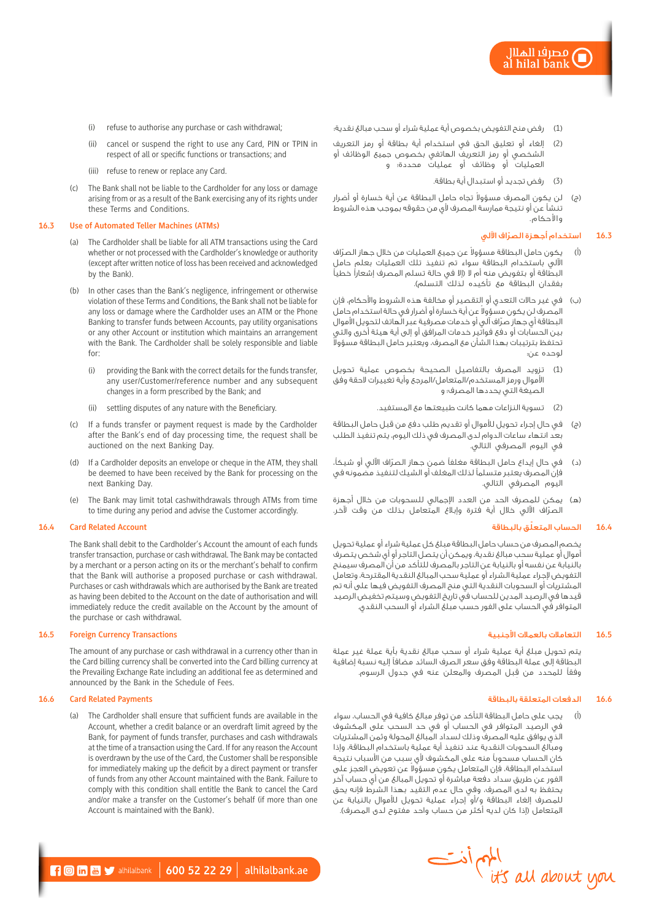(i) refuse to authorise any purchase or cash withdrawal;

(ii) cancel or suspend the right to use any Card, PIN or TPIN in respect of all or specific functions or transactions; and

(iii) refuse to renew or replace any Card.

(c) The Bank shall not be liable to the Cardholder for any loss or damage arising from or as a result of the Bank exercising any of its rights under these Terms and Conditions.

## 16.3 Use of Automated Teller Machines (ATMs)

(a) The Cardholder shall be liable for all ATM transactions using the Card whether or not processed with the Cardholder's knowledge or authority (except after written notice of loss has been received and acknowledged by the Bank).

(b) In other cases than the Bank's negligence, infringement or otherwise violation of these Terms and Conditions, the Bank shall not be liable for any loss or damage where the Cardholder uses an ATM or the Phone Banking to transfer funds between Accounts, pay utility organisations or any other Account or institution which maintains an arrangement with the Bank. The Cardholder shall be solely responsible and liable for:

(i) providing the Bank with the correct details for the funds transfer, any user/Customer/reference number and any subsequent changes in a form prescribed by the Bank; and

(ii) settling disputes of any nature with the Beneficiary.

(c) If a funds transfer or payment request is made by the Cardholder after the Bank's end of day processing time, the request shall be auctioned on the next Banking Day.

(d) If a Cardholder deposits an envelope or cheque in the ATM, they shall be deemed to have been received by the Bank for processing on the next Banking Day.

(e) The Bank may limit total cashwithdrawals through ATMs from time to time during any period and advise the Customer accordingly.

## 16.4 Card Related Account

The Bank shall debit to the Cardholder's Account the amount of each funds transfer transaction, purchase or cash withdrawal. The Bank may be contacted by a merchant or a person acting on its or the merchant's behalf to confirm that the Bank will authorise a proposed purchase or cash withdrawal. Purchases or cash withdrawals which are authorised by the Bank are treated as having been debited to the Account on the date of authorisation and will immediately reduce the credit available on the Account by the amount of the purchase or cash withdrawal.

## 16.5 Foreign Currency Transactions

The amount of any purchase or cash withdrawal in a currency other than in the Card billing currency shall be converted into the Card billing currency at the Prevailing Exchange Rate including an additional fee as determined and announced by the Bank in the Schedule of Fees.

## 16.6 Card Related Payments

(a) The Cardholder shall ensure that sufficient funds are available in the Account, whether a credit balance or an overdraft limit agreed by the Bank, for payment of funds transfers, purchases and cash withdrawals at the time of a transaction using the Card. If for any reason the Account is overdrawn by the use of the Card, the Customer shall be responsible for immediately making up the deficit by a direct payment or transfer of funds from any other Account maintained with the Bank. Failure to comply with this condition shall entitle the Bank to cancel the Card and/or make a transfer on the Customer's behalf (if more than one Account is maintained with the Bank).

(1) رفض منح التفويض بخصوص أية عملية شراء أو سحب مبالغ نقدية؛

(2) إلغاء أو تعليق الحق في استخدام أية بطاقة أو رمز التعريف الشخصي أو رمز التعريف الهاتفي بخصوص جميع الوظائف أو العمليات أو وظائف أو عمليات محددة؛ و

(3) رفض تجديد أو استبدال أية بطاقة.

(ج) لن يكون المصرف مسؤولاً تجاه حامل البطاقة عن أية خسارة أو أضرار تنشأ عن أو نتيجة ممارسة المصرف لأي من حقوقه بموجب هذه الشروط والأحكام.

## 16.3 استخدام أجهزة الصرّاف الآلي

(أ) يكون حامل البطاقة مسؤولاً عن جميع العمليات من خلال جهاز الصرّاف الآلي باستخدام البطاقة سواء تم تنفيذ تلك العمليات بعلم حامل البطاقة أو بتفويض منه أم لا (إلا في حالة تسلم المصرف إشعاراً خطياً بفقدان البطاقة مع تأكيده لذلك التسلم).

(ب) في غير حالات التعدي أو التقصير أو مخالفة هذه الشروط والأحكام، فإن المصرف لن يكون مسؤولاً عن أية خسارة أو أضرار في حالة استخدام حامل البطاقة أي جهاز صرّاف آلي أو خدمات مصرفية عبر الهاتف لتحويل الأموال بين الحسابات أو دفع فواتير خدمات المرافق أو إلى أية هيئة أخرى والتي تحتفظ بترتيبات بهذا الشأن مع المصرف، ويعتبر حامل البطاقة مسؤولاً لوحده عن:

(1) تزويد المصرف بالتفاصيل الصحيحة بخصوص عملية تحويل الأموال ورمز المستخدم/المتعامل/المرجع وأية تغييرات لاحقة وفق الصيغة التي يحددها المصرف؛ و

(2) تسوية النزاعات مهما كانت طبيعتها مع المستفيد.

(ج) في حال إجراء تحويل للأموال أو تقديم طلب دفع من قبل حامل البطاقة بعد انتهاء ساعات الدوام لدى المصرف في ذلك اليوم، يتم تنفيذ الطلب في اليوم المصرفي التالي.

(د) في حال إيداع حامل البطاقة مغلفاً ضمن جهاز الصرّاف الآلي أو شيكاً، فإن المصرف يعتبر متسلماً لذلك المغلف أو الشيك لتنفيذ مضمونه في اليوم المصرفي التالي.

(هـ) يمكن للمصرف الحد من العدد الإجمالي للسحوبات من خلال أجهزة الصرّاف الآلي خلال أية فترة وإبلاغ المتعامل بذلك من وقت لآخر.

## 16.4 الحساب المتعلّق بالبطاقة

يخصم المصرف من حساب حامل البطاقة مبلغ كل عملية شراء أو عملية تحويل أموال أو عملية سحب مبالغ نقدية، ويمكن أن يتصل التاجر أو أي شخص يتصرف بالنيابة عن نفسه أو بالنيابة عن التاجر بالمصرف للتأكد من أن المصرف سيمنح التفويض لإجراء عملية الشراء أو عملية سحب المبالغ النقدية المقترحة، وتعامل المشتريات أو السحوبات النقدية التي منح المصرف التفويض فيها على أنه تم قيدها في الرصيد المدين للحساب في تاريخ التفويض وسيتم تخفيض الرصيد المتوافر في الحساب على الفور حسب مبلغ الشراء أو السحب النقدي.

## 16.5 التعاملات بالعملات الأجنبية

يتم تحويل مبلغ أية عملية شراء أو سحب مبالغ نقدية بأية عملة غير عملة البطاقة إلى عملة البطاقة وفق سعر الصرف السائد مضافاً إليه نسبة إضافية وفقاً للمحدد من قبل المصرف والمعلن عنه في جدول الرسوم.

## 16.6 الدفعات المتعلقة بالبطاقة

(أ) يجب على حامل البطاقة التأكد من توفر مبالغ كافية في الحساب، سواء في الرصيد المتوافر في الحساب أو في حد السحب على المكشوف الذي يوافق عليه المصرف وذلك لسداد المبالغ المحولة وثمن المشتريات ومبالغ السحوبات النقدية عند تنفيذ أية عملية باستخدام البطاقة، وإذا كان الحساب مسحوباً منه على المكشوف لأي سبب من الأسباب نتيجة استخدام البطاقة، فإن المتعامل يكون مسؤولاً عن تعويض العجز على الفور عن طريق سداد دفعة مباشرة أو تحويل المبالغ من أي حساب آخر يحتفظ به لدى المصرف، وفي حال عدم التقيد بهذا الشرط فإنه يحق للمصرف إلغاء البطاقة و/أو إجراء عملية تحويل للأموال بالنيابة عن المتعامل (إذا كان لديه أكثر من حساب واحد مفتوح لدى المصرف).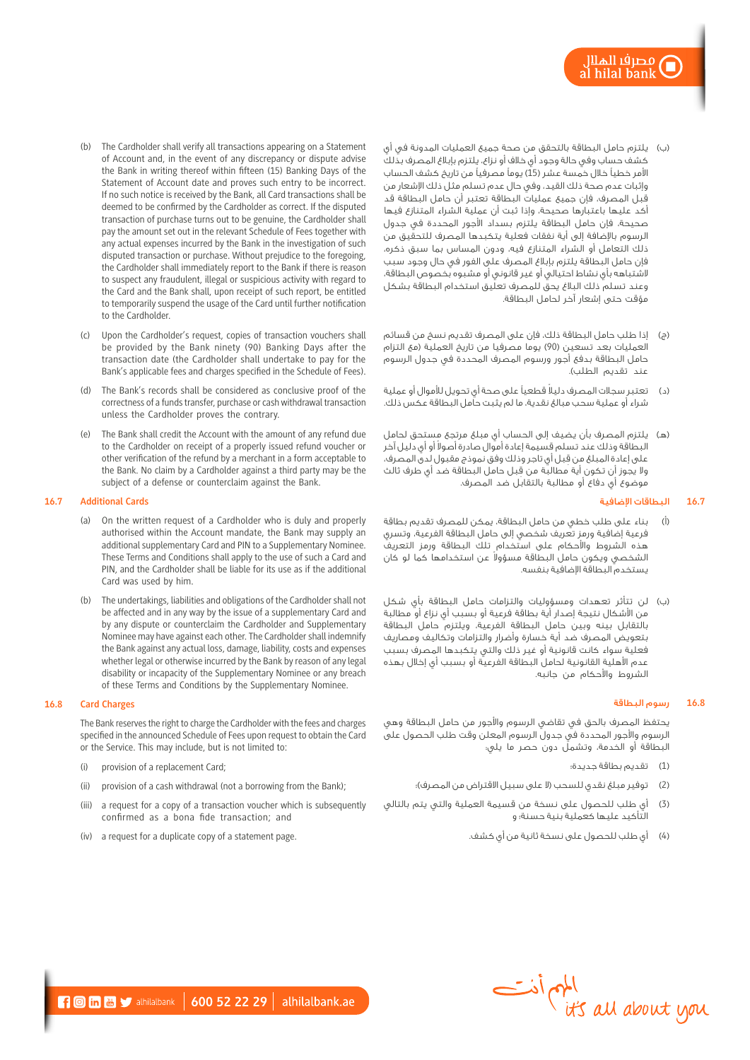(b) The Cardholder shall verify all transactions appearing on a Statement of Account and, in the event of any discrepancy or dispute advise the Bank in writing thereof within fifteen (15) Banking Days of the Statement of Account date and proves such entry to be incorrect. If no such notice is received by the Bank, all Card transactions shall be deemed to be confirmed by the Cardholder as correct. If the disputed transaction of purchase turns out to be genuine, the Cardholder shall pay the amount set out in the relevant Schedule of Fees together with any actual expenses incurred by the Bank in the investigation of such disputed transaction or purchase. Without prejudice to the foregoing, the Cardholder shall immediately report to the Bank if there is reason to suspect any fraudulent, illegal or suspicious activity with regard to the Card and the Bank shall, upon receipt of such report, be entitled to temporarily suspend the usage of the Card until further notification to the Cardholder.

(c) Upon the Cardholder's request, copies of transaction vouchers shall be provided by the Bank ninety (90) Banking Days after the transaction date (the Cardholder shall undertake to pay for the Bank's applicable fees and charges specified in the Schedule of Fees).

(d) The Bank's records shall be considered as conclusive proof of the correctness of a funds transfer, purchase or cash withdrawal transaction unless the Cardholder proves the contrary.

(e) The Bank shall credit the Account with the amount of any refund due to the Cardholder on receipt of a properly issued refund voucher or other verification of the refund by a merchant in a form acceptable to the Bank. No claim by a Cardholder against a third party may be the subject of a defense or counterclaim against the Bank.

### 16.7 Additional Cards

(a) On the written request of a Cardholder who is duly and properly authorised within the Account mandate, the Bank may supply an additional supplementary Card and PIN to a Supplementary Nominee. These Terms and Conditions shall apply to the use of such a Card and PIN, and the Cardholder shall be liable for its use as if the additional Card was used by him.

(b) The undertakings, liabilities and obligations of the Cardholder shall not be affected in any way by the issue of a supplementary Card and by any dispute or counterclaim the Cardholder and Supplementary Nominee may have against each other. The Cardholder shall indemnify the Bank against any actual loss, damage, liability, costs and expenses whether legal or otherwise incurred by the Bank by reason of any legal disability or incapacity of the Supplementary Nominee or any breach of these Terms and Conditions by the Supplementary Nominee.

### 16.8 Card Charges

The Bank reserves the right to charge the Cardholder with the fees and charges specified in the announced Schedule of Fees upon request to obtain the Card or the Service. This may include, but is not limited to:

(i) provision of a replacement Card;

(ii) provision of a cash withdrawal (not a borrowing from the Bank);

(iii) a request for a copy of a transaction voucher which is subsequently confirmed as a bona fide transaction; and

(iv) a request for a duplicate copy of a statement page.

(ب) يلتزم حامل البطاقة بالتحقق من صحة جميع العمليات المدونة في أي كشف حساب وفي حالة وجود أي خلاف أو نزاع، يلتزم بإبلاغ المصرف بذلك الأمر خطياً خلال خمسة عشر (15) يوماً مصرفياً من تاريخ كشف الحساب وإثبات عدم صحة ذلك القيد. وفي حال عدم تسلم مثل ذلك الإشعار من قبل المصرف، فإن جميع عمليات البطاقة تعتبر أن حامل البطاقة قد أكد عليها باعتبارها صحيحة. وإذا ثبت أن عملية الشراء المتنازع فيها صحيحة، فإن حامل البطاقة يلتزم بسداد الأجور المحددة في جدول الرسوم بالإضافة إلى أية نفقات فعلية يتكبدها المصرف للتحقيق من ذلك التعامل أو الشراء المتنازع فيه. ودون المساس بما سبق ذكره، فإن حامل البطاقة يلتزم بإبلاغ المصرف على الفور في حال وجود سبب لاشتباهه بأي نشاط احتيالي أو غير قانوني أو مشبوه بخصوص البطاقة، وعند تسلم ذلك البلاغ يحق للمصرف تعليق استخدام البطاقة بشكل مؤقت حتى إشعار آخر لحامل البطاقة.

(ج) إذا طلب حامل البطاقة ذلك، فإن على المصرف تقديم نسخ من قسائم العمليات بعد تسعين (90) يوما مصرفيا من تاريخ العملية (مع التزام حامل البطاقة بدفع أجور ورسوم المصرف المحددة في جدول الرسوم عند تقديم الطلب).

(د) تعتبر سجلات المصرف دليلاً قطعياً على صحة أي تحويل للأموال أو عملية شراء أو عملية سحب مبالغ نقدية، ما لم يثبت حامل البطاقة عكس ذلك.

(هـ) يلتزم المصرف بأن يضيف إلى الحساب أي مبلغ مرتجع مستحق لحامل البطاقة وذلك عند تسلم قسيمة إعادة أموال صادرة أصولاً أو أي دليل آخر على إعادة المبلغ من قبل أي تاجر وذلك وفق نموذج مقبول لدى المصرف، ولا يجوز أن تكون أية مطالبة من قبل حامل البطاقة ضد أي طرف ثالث موضوع أي دفاع أو مطالبة بالتقابل ضد المصرف.

### 16.7 البطاقات الإضافية

(أ) بناء على طلب خطي من حامل البطاقة، يمكن للمصرف تقديم بطاقة فرعية إضافية ورمز تعريف شخصي إلى حامل البطاقة الفرعية، وتسري هذه الشروط والأحكام على استخدام تلك البطاقة ورمز التعريف الشخصي ويكون حامل البطاقة مسؤولاً عن استخدامها كما لو كان يستخدم البطاقة الإضافية بنفسه.

(ب) لن تتأثر تعهدات ومسؤوليات والتزامات حامل البطاقة بأي شكل من الأشكال نتيجة إصدار أية بطاقة فرعية أو بسبب أي نزاع أو مطالبة بالتقابل بينه وبين حامل البطاقة الفرعية، ويلتزم حامل البطاقة بتعويض المصرف ضد أية خسارة وأضرار والتزامات وتكاليف ومصاريف فعلية سواء كانت قانونية أو غير ذلك والتي يتكبدها المصرف بسبب عدم الأهلية القانونية لحامل البطاقة الفرعية أو بسبب أي إخلال بهذه الشروط والأحكام من جانبه.

### 16.8 رسوم البطاقة

يحتفظ المصرف بالحق في تقاضي الرسوم والأجور من حامل البطاقة وهي الرسوم والأجور المحددة في جدول الرسوم المعلن وقت طلب الحصول على البطاقة أو الخدمة، وتشمل دون حصر ما يلي:

(1) تقديم بطاقة جديدة؛

(2) توفير مبلغ نقدي للسحب (لا على سبيل الاقتراض من المصرف)؛

(3) أي طلب للحصول على نسخة من قسيمة العملية والتي يتم بالتالي التأكيد عليها كعملية بنية حسنة؛ و

(4) أي طلب للحصول على نسخة ثانية من أي كشف.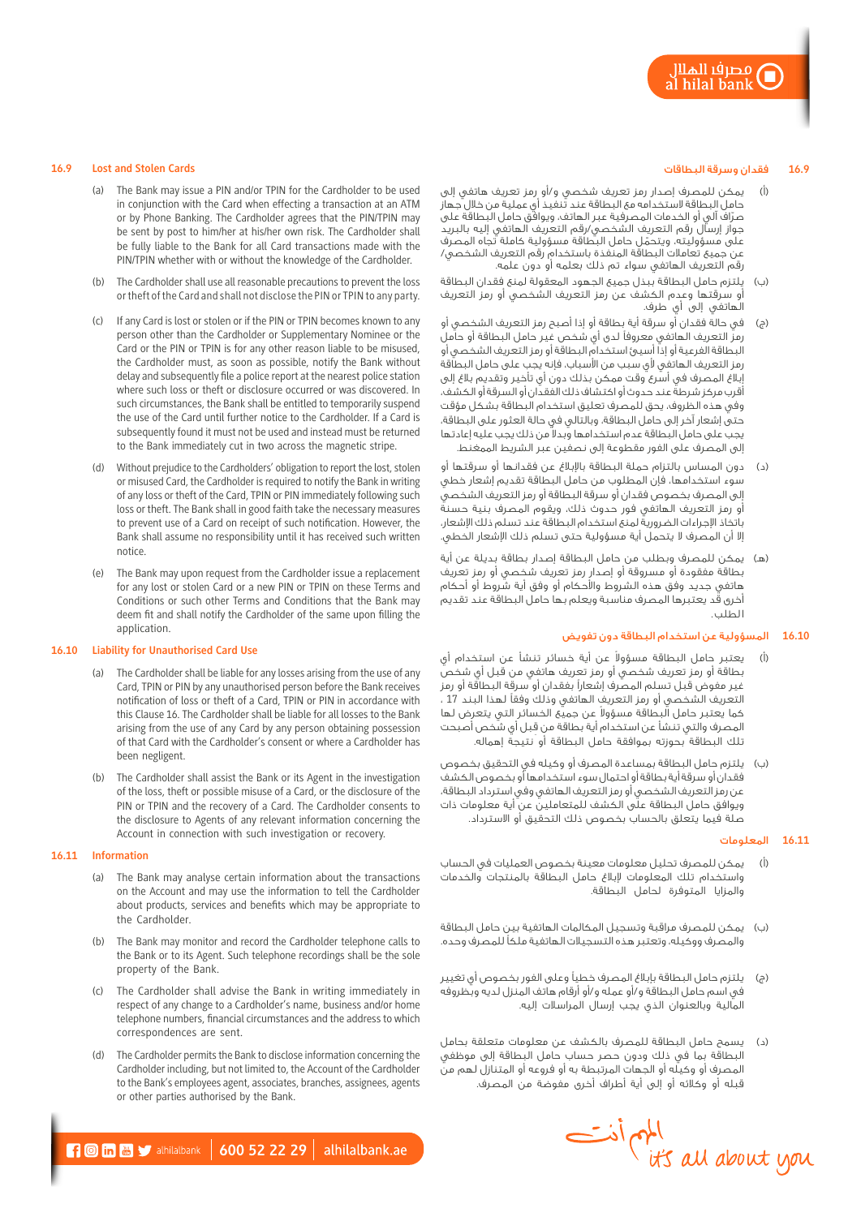### 16.9 Lost and Stolen Cards

(a) The Bank may issue a PIN and/or TPIN for the Cardholder to be used in conjunction with the Card when effecting a transaction at an ATM or by Phone Banking. The Cardholder agrees that the PIN/TPIN may be sent by post to him/her at his/her own risk. The Cardholder shall be fully liable to the Bank for all Card transactions made with the PIN/TPIN whether with or without the knowledge of the Cardholder.

(b) The Cardholder shall use all reasonable precautions to prevent the loss or theft of the Card and shall not disclose the PIN or TPIN to any party.

(c) If any Card is lost or stolen or if the PIN or TPIN becomes known to any person other than the Cardholder or Supplementary Nominee or the Card or the PIN or TPIN is for any other reason liable to be misused, the Cardholder must, as soon as possible, notify the Bank without delay and subsequently file a police report at the nearest police station where such loss or theft or disclosure occurred or was discovered. In such circumstances, the Bank shall be entitled to temporarily suspend the use of the Card until further notice to the Cardholder. If a Card is subsequently found it must not be used and instead must be returned to the Bank immediately cut in two across the magnetic stripe.

(d) Without prejudice to the Cardholders' obligation to report the lost, stolen or misused Card, the Cardholder is required to notify the Bank in writing of any loss or theft of the Card, TPIN or PIN immediately following such loss or theft. The Bank shall in good faith take the necessary measures to prevent use of a Card on receipt of such notification. However, the Bank shall assume no responsibility until it has received such written notice.

(e) The Bank may upon request from the Cardholder issue a replacement for any lost or stolen Card or a new PIN or TPIN on these Terms and Conditions or such other Terms and Conditions that the Bank may deem fit and shall notify the Cardholder of the same upon filling the application.

### 16.10 Liability for Unauthorised Card Use

(a) The Cardholder shall be liable for any losses arising from the use of any Card, TPIN or PIN by any unauthorised person before the Bank receives notification of loss or theft of a Card, TPIN or PIN in accordance with this Clause 16. The Cardholder shall be liable for all losses to the Bank arising from the use of any Card by any person obtaining possession of that Card with the Cardholder's consent or where a Cardholder has been negligent.

(b) The Cardholder shall assist the Bank or its Agent in the investigation of the loss, theft or possible misuse of a Card, or the disclosure of the PIN or TPIN and the recovery of a Card. The Cardholder consents to the disclosure to Agents of any relevant information concerning the Account in connection with such investigation or recovery.

### 16.11 Information

(a) The Bank may analyse certain information about the transactions on the Account and may use the information to tell the Cardholder about products, services and benefits which may be appropriate to the Cardholder.

(b) The Bank may monitor and record the Cardholder telephone calls to the Bank or to its Agent. Such telephone recordings shall be the sole property of the Bank.

(c) The Cardholder shall advise the Bank in writing immediately in respect of any change to a Cardholder's name, business and/or home telephone numbers, financial circumstances and the address to which correspondences are sent.

(d) The Cardholder permits the Bank to disclose information concerning the Cardholder including, but not limited to, the Account of the Cardholder to the Bank's employees agent, associates, branches, assignees, agents or other parties authorised by the Bank.

### 16.9 فقدان وسرقة البطاقات

(أ) يمكن للمصرف إصدار رمز تعريف شخصي و/أو رمز تعريف هاتفي إلى حامل البطاقة لاستخدامه مع البطاقة عند تنفيذ أي عملية من خلال جهاز صرّاف آلي أو الخدمات المصرفية عبر الهاتف، ويوافق حامل البطاقة على جواز إرسال رقم التعريف الشخصي/رقم التعريف الهاتفي إليه بالبريد على مسؤوليته، ويتحمّل حامل البطاقة مسؤولية كاملة تجاه المصرف عن جميع تعاملات البطاقة المنفذة باستخدام رقم التعريف الشخصي/رقم التعريف الهاتفي سواء تم ذلك بعلمه أو دون علمه.

(ب) يلتزم حامل البطاقة ببذل جميع الجهود المعقولة لمنع فقدان البطاقة أو سرقتها وعدم الكشف عن رمز التعريف الشخصي أو رمز التعريف الهاتفي إلى أي طرف.

(ج) في حالة فقدان أو سرقة أية بطاقة أو إذا أصبح رمز التعريف الشخصي أو رمز التعريف الهاتفي معروفاً لدى أي شخص غير حامل البطاقة أو حامل البطاقة الفرعية أو إذا أسيئ استخدام البطاقة أو رمز التعريف الشخصي أو رمز التعريف الهاتفي لأي سبب من الأسباب، فإنه يجب على حامل البطاقة إبلاغ المصرف في أسرع وقت ممكن بذلك دون أي تأخير وتقديم بلاغ إلى أقرب مركز شرطة عند حدوث أو اكتشاف ذلك الفقدان أو السرقة أو الكشف، وفي هذه الظروف، يحق للمصرف تعليق استخدام البطاقة بشكل مؤقت حتى إشعار آخر إلى حامل البطاقة، وبالتالي في حالة العثور على البطاقة، يجب على حامل البطاقة عدم استخدامها وبدلاً من ذلك يجب عليه إعادتها إلى المصرف على الفور مقطوعة إلى نصفين عبر الشريط الممغنط.

(د) دون المساس بالتزام حملة البطاقة بالإبلاغ عن فقدانها أو سرقتها أو سوء استخدامها، فإن المطلوب من حامل البطاقة تقديم إشعار خطي إلى المصرف بخصوص فقدان أو سرقة البطاقة أو رمز التعريف الشخصي أو رمز التعريف الهاتفي فور حدوث ذلك، ويقوم المصرف بنية حسنة باتخاذ الإجراءات الضرورية لمنع استخدام البطاقة عند تسلم ذلك الإشعار، إلا أن المصرف لا يتحمل أية مسؤولية حتى تسلم ذلك الإشعار الخطي.

(هـ) يمكن للمصرف وبطلب من حامل البطاقة إصدار بطاقة بديلة عن أية بطاقة مفقودة أو مسروقة أو إصدار رمز تعريف شخصي أو رمز تعريف هاتفي جديد وفق هذه الشروط والأحكام أو وفق أية شروط أو أحكام أخرى قد يعتبرها المصرف مناسبة ويعلم بها حامل البطاقة عند تقديم الطلب.

### 16.10 المسؤولية عن استخدام البطاقة دون تفويض

(أ) يعتبر حامل البطاقة مسؤولاً عن أية خسائر تنشأ عن استخدام أي بطاقة أو رمز تعريف شخصي أو رمز تعريف هاتفي من قبل أي شخص غير مفوض قبل تسلم المصرف إشعاراً بفقدان أو سرقة البطاقة أو رمز التعريف الشخصي أو رمز التعريف الهاتفي وذلك وفقاً لهذا البند 17 ، كما يعتبر حامل البطاقة مسؤولاً عن جميع الخسائر التي يتعرض لها المصرف والتي تنشأ عن استخدام أية بطاقة من قبل أي شخص أصبحت تلك البطاقة بحوزته بموافقة حامل البطاقة أو نتيجة إهماله.

(ب) يلتزم حامل البطاقة بمساعدة المصرف أو وكيله في التحقيق بخصوص فقدان أو سرقة أية بطاقة أو احتمال سوء استخدامها أو بخصوص الكشف عن رمز التعريف الشخصي أو رمز التعريف الهاتفي وفي استرداد البطاقة، ويوافق حامل البطاقة على الكشف للمتعاملين عن أية معلومات ذات صلة فيما يتعلق بالحساب بخصوص ذلك التحقيق أو الاسترداد.

### 16.11 المعلومات

(أ) يمكن للمصرف تحليل معلومات معينة بخصوص العمليات في الحساب واستخدام تلك المعلومات لإبلاغ حامل البطاقة بالمنتجات والخدمات والمزايا المتوفرة لحامل البطاقة.

(ب) يمكن للمصرف مراقبة وتسجيل المكالمات الهاتفية بين حامل البطاقة والمصرف ووكيله، وتعتبر هذه التسجيلات الهاتفية ملكاً للمصرف وحده.

(ج) يلتزم حامل البطاقة بإبلاغ المصرف خطياً وعلى الفور بخصوص أي تغيير في اسم حامل البطاقة و/أو عمله و/أو أرقام هاتف المنزل لديه وبظروفه المالية وبالعنوان الذي يجب إرسال المراسلات إليه.

(د) يسمح حامل البطاقة للمصرف بالكشف عن معلومات متعلقة بحامل البطاقة بما في ذلك ودون حصر حساب حامل البطاقة إلى موظفي المصرف أو وكيله أو الجهات المرتبطة به أو فروعه أو المتنازل لهم من قبله أو وكلائه أو إلى أية أطراف أخرى مفوضة من المصرف.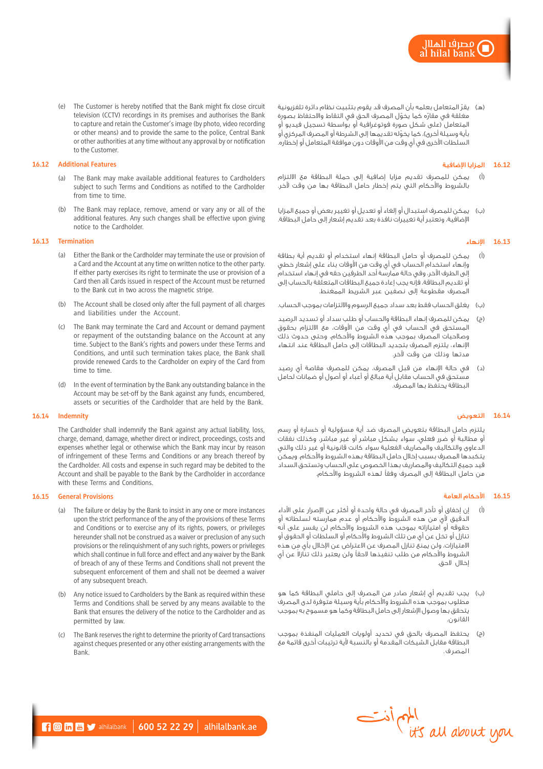(e) The Customer is hereby notified that the Bank might fix close circuit television (CCTV) recordings in its premises and authorises the Bank to capture and retain the Customer's image (by photo, video recording or other means) and to provide the same to the police, Central Bank or other authorities at any time without any approval by or notification to the Customer.

### 16.12 Additional Features

(a) The Bank may make available additional features to Cardholders subject to such Terms and Conditions as notified to the Cardholder from time to time.

(b) The Bank may replace, remove, amend or vary any or all of the additional features. Any such changes shall be effective upon giving notice to the Cardholder.

### 16.13 Termination

(a) Either the Bank or the Cardholder may terminate the use or provision of a Card and the Account at any time on written notice to the other party. If either party exercises its right to terminate the use or provision of a Card then all Cards issued in respect of the Account must be returned to the Bank cut in two across the magnetic stripe.

(b) The Account shall be closed only after the full payment of all charges and liabilities under the Account.

(c) The Bank may terminate the Card and Account or demand payment or repayment of the outstanding balance on the Account at any time. Subject to the Bank's rights and powers under these Terms and Conditions, and until such termination takes place, the Bank shall provide renewed Cards to the Cardholder on expiry of the Card from time to time.

(d) In the event of termination by the Bank any outstanding balance in the Account may be set-off by the Bank against any funds, encumbered, assets or securities of the Cardholder that are held by the Bank.

### 16.14 Indemnity

The Cardholder shall indemnify the Bank against any actual liability, loss, charge, demand, damage, whether direct or indirect, proceedings, costs and expenses whether legal or otherwise which the Bank may incur by reason of infringement of these Terms and Conditions or any breach thereof by the Cardholder. All costs and expense in such regard may be debited to the Account and shall be payable to the Bank by the Cardholder in accordance with these Terms and Conditions.

### 16.15 General Provisions

(a) The failure or delay by the Bank to insist in any one or more instances upon the strict performance of the any of the provisions of these Terms and Conditions or to exercise any of its rights, powers, or privileges hereunder shall not be construed as a waiver or preclusion of any such provisions or the relinquishment of any such rights, powers or privileges which shall continue in full force and effect and any waiver by the Bank of breach of any of these Terms and Conditions shall not prevent the subsequent enforcement of them and shall not be deemed a waiver of any subsequent breach.

(b) Any notice issued to Cardholders by the Bank as required within these Terms and Conditions shall be served by any means available to the Bank that ensures the delivery of the notice to the Cardholder and as permitted by law.

(c) The Bank reserves the right to determine the priority of Card transactions against cheques presented or any other existing arrangements with the Bank.

(هـ) يقرّ المتعامل بعلمه بأن المصرف قد يقوم بتثبيت نظام دائرة تلفزيونية مغلقة في مقارّه كما يخوّل المصرف الحق في التقاط والاحتفاظ بصورة المتعامل (على شكل صورة فوتوغرافية أو بواسطة تسجيل فيديو أو بأية وسيلة أخرى)، كما يخوّله تقديمها إلى الشرطة أو المصرف المركزي أو السلطات الأخرى في أي وقت من الأوقات دون موافقة المتعامل أو إخطاره.

### 16.12 المزايا الإضافية

(أ) يمكن للمصرف تقديم مزايا إضافية إلى حملة البطاقة مع الالتزام بالشروط والأحكام التي يتم إخطار حامل البطاقة بها من وقت لآخر.

(ب) يمكن للمصرف استبدال أو إلغاء أو تعديل أو تغيير بعض أو جميع المزايا الإضافية. وتعتبر أية تغييرات نافذة بعد تقديم إشعار إلى حامل البطاقة.

### 16.13 الإنهاء

(أ) يمكن للمصرف أو حامل البطاقة إنهاء استخدام أو تقديم أية بطاقة وإنهاء استخدام الحساب في أي وقت من الأوقات بناء على إشعار خطي إلى الطرف الآخر. وفي حالة ممارسة أحد الطرفين حقه في إنهاء استخدام أو تقديم البطاقة، فإنه يجب إعادة جميع البطاقات المتعلقة بالحساب إلى المصرف مقطوعة إلى نصفين عبر الشريط الممغنط.

(ب) يغلق الحساب فقط بعد سداد جميع الرسوم والالتزامات بموجب الحساب.

(ج) يمكن للمصرف إنهاء البطاقة والحساب أو طلب سداد أو تسديد الرصيد المستحق في الحساب في أي وقت من الأوقات، مع الالتزام بحقوق وصلاحيات المصرف بموجب هذه الشروط والأحكام، وحتى حدوث ذلك الإنهاء، يلتزم المصرف بتجديد البطاقات إلى حامل البطاقة عند انتهاء مدتها وذلك من وقت لآخر.

(د) في حالة الإنهاء من قبل المصرف، يمكن للمصرف مقاصة أي رصيد مستحق في الحساب مقابل أية مبالغ أو أعباء أو أصول أو ضمانات لحامل البطاقة يحتفظ بها المصرف.

### 16.14 التعويض

يلتزم حامل البطاقة بتعويض المصرف ضد أية مسؤولية أو خسارة أو رسم أو مطالبة أو ضرر فعلي، سواء بشكل مباشر أو غير مباشر، وكذلك نفقات الدعاوى والتكاليف والمصاريف الفعلية سواء كانت قانونية أو غير ذلك والتي يتكبدها المصرف بسبب إخلال حامل البطاقة بهذه الشروط والأحكام، ويمكن قيد جميع التكاليف والمصاريف بهذا الخصوص على الحساب وتستحق السداد من حامل البطاقة إلى المصرف وفقاً لهذه الشروط والأحكام.

### 16.15 الأحكام العامة

(أ) إن إخفاق أو تأخر المصرف في حالة واحدة أو أكثر عن الإصرار على الأداء الدقيق لأي من هذه الشروط والأحكام أو عدم ممارسته لسلطاته أو حقوقه أو امتيازاته بموجب هذه الشروط والأحكام لن يفسر على أنه تنازل أو تخل عن أي من تلك الشروط والأحكام أو السلطات أو الحقوق أو الامتيازات، ولن يمنع تنازل المصرف عن الاعتراض عن الإخلال بأي من هذه الشروط والأحكام من طلب تنفيذها لاحقاً ولن يعتبر ذلك تنازلاً عن أي إخلال لاحق.

(ب) يجب تقديم أي إشعار صادر من المصرف إلى حاملي البطاقة كما هو مطلوب بموجب هذه الشروط والأحكام بأية وسيلة متوفرة لدى المصرف يتحقق بها وصول الإشعار إلى حامل البطاقة وكما هو مسموح به بموجب القانون.

(ج) يحتفظ المصرف بالحق في تحديد أولويات العمليات المنفذة بموجب البطاقة مقابل الشيكات المقدمة أو بالنسبة لأية ترتيبات أخرى قائمة مع المصرف.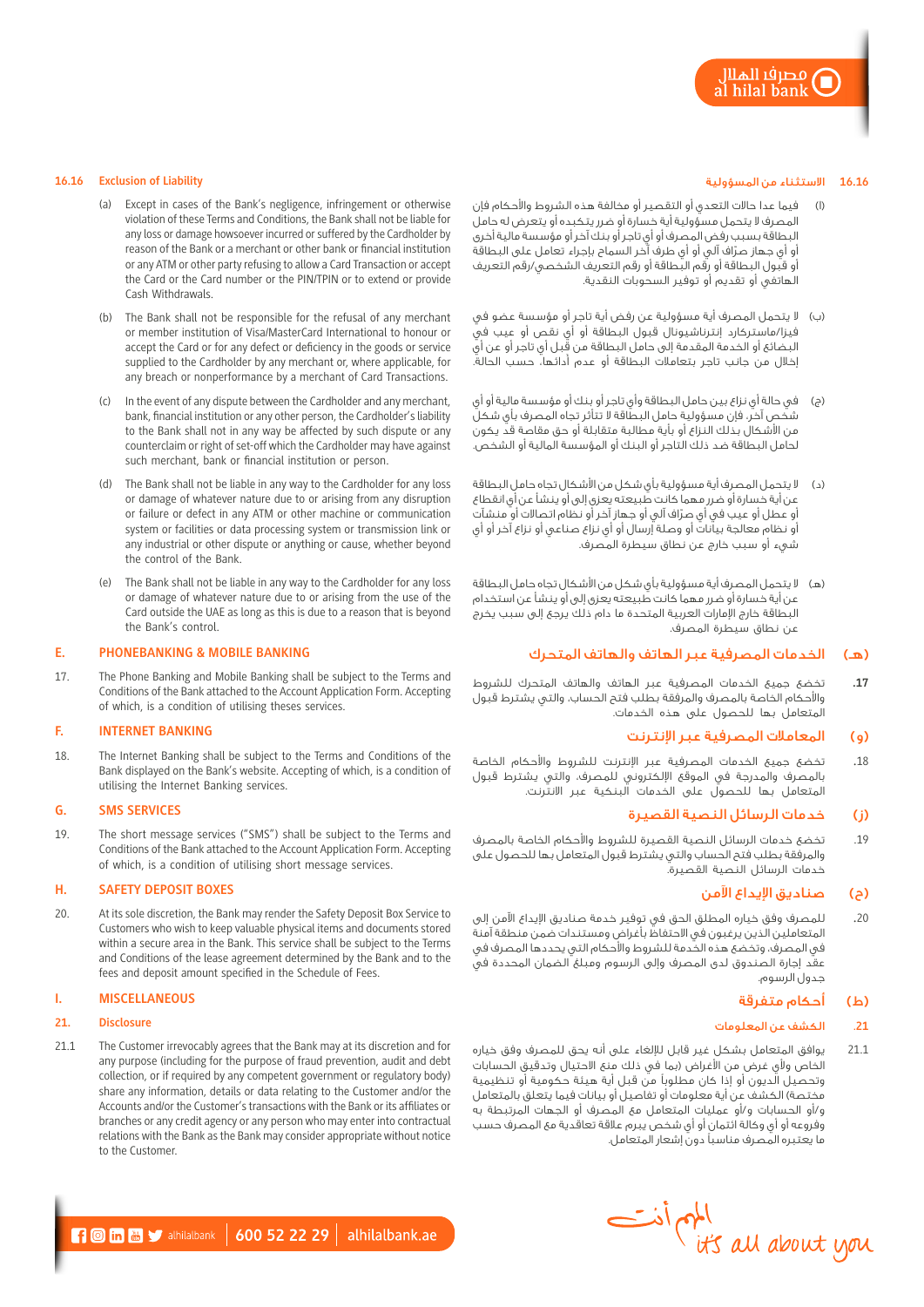### 16.16 Exclusion of Liability

(a) Except in cases of the Bank's negligence, infringement or otherwise violation of these Terms and Conditions, the Bank shall not be liable for any loss or damage howsoever incurred or suffered by the Cardholder by reason of the Bank or a merchant or other bank or financial institution or any ATM or other party refusing to allow a Card Transaction or accept the Card or the Card number or the PIN/TPIN or to extend or provide Cash Withdrawals.

(b) The Bank shall not be responsible for the refusal of any merchant or member institution of Visa/MasterCard International to honour or accept the Card or for any defect or deficiency in the goods or service supplied to the Cardholder by any merchant or, where applicable, for any breach or nonperformance by a merchant of Card Transactions.

(c) In the event of any dispute between the Cardholder and any merchant, bank, financial institution or any other person, the Cardholder's liability to the Bank shall not in any way be affected by such dispute or any counterclaim or right of set-off which the Cardholder may have against such merchant, bank or financial institution or person.

(d) The Bank shall not be liable in any way to the Cardholder for any loss or damage of whatever nature due to or arising from any disruption or failure or defect in any ATM or other machine or communication system or facilities or data processing system or transmission link or any industrial or other dispute or anything or cause, whether beyond the control of the Bank.

(e) The Bank shall not be liable in any way to the Cardholder for any loss or damage of whatever nature due to or arising from the use of the Card outside the UAE as long as this is due to a reason that is beyond the Bank's control.

## E. PHONEBANKING & MOBILE BANKING

17. The Phone Banking and Mobile Banking shall be subject to the Terms and Conditions of the Bank attached to the Account Application Form. Accepting of which, is a condition of utilising these services.

## F. INTERNET BANKING

18. The Internet Banking shall be subject to the Terms and Conditions of the Bank displayed on the Bank's website. Accepting of which, is a condition of utilising the Internet Banking services.

## G. SMS SERVICES

19. The short message services ("SMS") shall be subject to the Terms and Conditions of the Bank attached to the Account Application Form. Accepting of which, is a condition of utilising short message services.

## H. SAFETY DEPOSIT BOXES

20. At its sole discretion, the Bank may render the Safety Deposit Box Service to Customers who wish to keep valuable physical items and documents stored within a secure area in the Bank. This service shall be subject to the Terms and Conditions of the lease agreement determined by the Bank and to the fees and deposit amount specified in the Schedule of Fees.

## I. MISCELLANEOUS

### 21. Disclosure

21.1 The Customer irrevocably agrees that the Bank may at its discretion and for any purpose (including for the purpose of fraud prevention, audit and debt collection, or if required by any competent government or regulatory body) share any information, details or data relating to the Customer and/or the Accounts and/or the Customer's transactions with the Bank or its affiliates or branches or any credit agency or any person who may enter into contractual relations with the Bank as the Bank may consider appropriate without notice to the Customer.

### 16.16 الاستثناء من المسؤولية

(أ) فيما عدا حالات التعدي أو التقصير أو مخالفة هذه الشروط والأحكام فإن المصرف لا يتحمل مسؤولية أية خسارة أو ضرر يتكبده أو يتعرض له حامل البطاقة بسبب رفض المصرف أو أي تاجر أو بنك آخر أو مؤسسة مالية أخرى أو أي جهاز صرّاف آلي أو أي طرف آخر السماح بإجراء تعامل على البطاقة أو قبول البطاقة أو رقم البطاقة أو رقم التعريف الشخصي/رقم التعريف الهاتفي أو تقديم أو توفير السحوبات النقدية.

(ب) لا يتحمل المصرف أية مسؤولية عن رفض أية تاجر أو مؤسسة عضو في فيزا/ماستركارد إنترناشيونال قبول البطاقة أو أي نقص أو عيب في البضائع أو الخدمة المقدمة إلى حامل البطاقة من قِبل أي تاجر أو عن أي إخلال من جانب تاجر بتعاملات البطاقة أو عدم أدائها، حسب الحالة.

(ج) في حالة أي نزاع بين حامل البطاقة وأي تاجر أو بنك أو مؤسسة مالية أو أي شخص آخر، فإن مسؤولية حامل البطاقة تجاه المصرف لا تتأثر بأي شكل من الأشكال بذلك النزاع أو بأية مطالبة متقابلة أو حق مقاصة قد يكون لحامل البطاقة ضد ذلك التاجر أو البنك أو المؤسسة المالية أو الشخص.

(د) لا يتحمل المصرف أية مسؤولية بأي شكل من الأشكال تجاه حامل البطاقة عن أية خسارة أو ضرر مهما كانت طبيعته يعزى إلى أو ينشأ عن انقطاع أو عطل أو عيب في أي صرّاف آلي أو جهاز آخر أو نظام اتصالات أو منشآت أو نظام معالجة بيانات أو وصلة إرسال أو أي نزاع صناعي أو نزاع آخر أو أي شيء أو سبب خارج عن نطاق سيطرة المصرف.

(هـ) لا يتحمل المصرف أية مسؤولية بأي شكل من الأشكال تجاه حامل البطاقة عن أية خسارة أو ضرر مهما كانت طبيعته يعزى إلى أو ينشأ عن استخدام البطاقة خارج الإمارات العربية المتحدة ما دام ذلك يرجع إلى سبب يخرج عن نطاق سيطرة المصرف.

## (هـ) الخدمات المصرفية عبر الهاتف والهاتف المتحرك

.17 تخضع جميع الخدمات المصرفية عبر الهاتف والهاتف المتحرك للشروط والأحكام الخاصة بالمصرف والمرفقة بطلب فتح الحساب، والتي يشترط قبول المتعامل بها للحصول على هذه الخدمات.

## (و) المعاملات المصرفية عبر الإنترنت

.18 تخضع جميع الخدمات المصرفية عبر الإنترنت للشروط والأحكام الخاصة بالمصرف والمدرجة في الموقع الإلكتروني للمصرف، والتي يشترط قبول المتعامل بها للحصول على الخدمات البنكية عبر الانترنت.

## (ز) خدمات الرسائل النصية القصيرة

.19 تخضع خدمات الرسائل النصية القصيرة للشروط والأحكام الخاصة بالمصرف والمرفقة بطلب فتح الحساب والتي يشترط قبول المتعامل بها للحصول على خدمات الرسائل النصية القصيرة.

## (ح) صناديق الإيداع الآمن

.20 للمصرف وفق خياره المطلق الحق في توفير خدمة صناديق الإيداع الآمن إلى المتعاملين الذين يرغبون في الاحتفاظ بأغراض ومستندات ضمن منطقة آمنة في المصرف، وتخضع هذه الخدمة للشروط والأحكام التي يحددها المصرف في عقد إجارة الصندوق لدى المصرف وإلى الرسوم ومبلغ الضمان المحددة في جدول الرسوم.

## (ط) أحكام متفرقة

### .21 الكشف عن المعلومات

21.1 يوافق المتعامل بشكل غير قابل للإلغاء على أنه يحق للمصرف وفق خياره الخاص ولأي غرض من الأغراض (بما في ذلك منع الاحتيال وتدقيق الحسابات وتحصيل الديون أو إذا كان مطلوباً من قبل أية هيئة حكومية أو تنظيمية مختصة) الكشف عن أية معلومات أو تفاصيل أو بيانات فيما يتعلق بالمتعامل و/أو الحسابات و/أو عمليات المتعامل مع المصرف أو الجهات المرتبطة به وفروعه أو أي وكالة ائتمان أو أي شخص يبرم علاقة تعاقدية مع المصرف حسب ما يعتبره المصرف مناسباً دون إشعار المتعامل.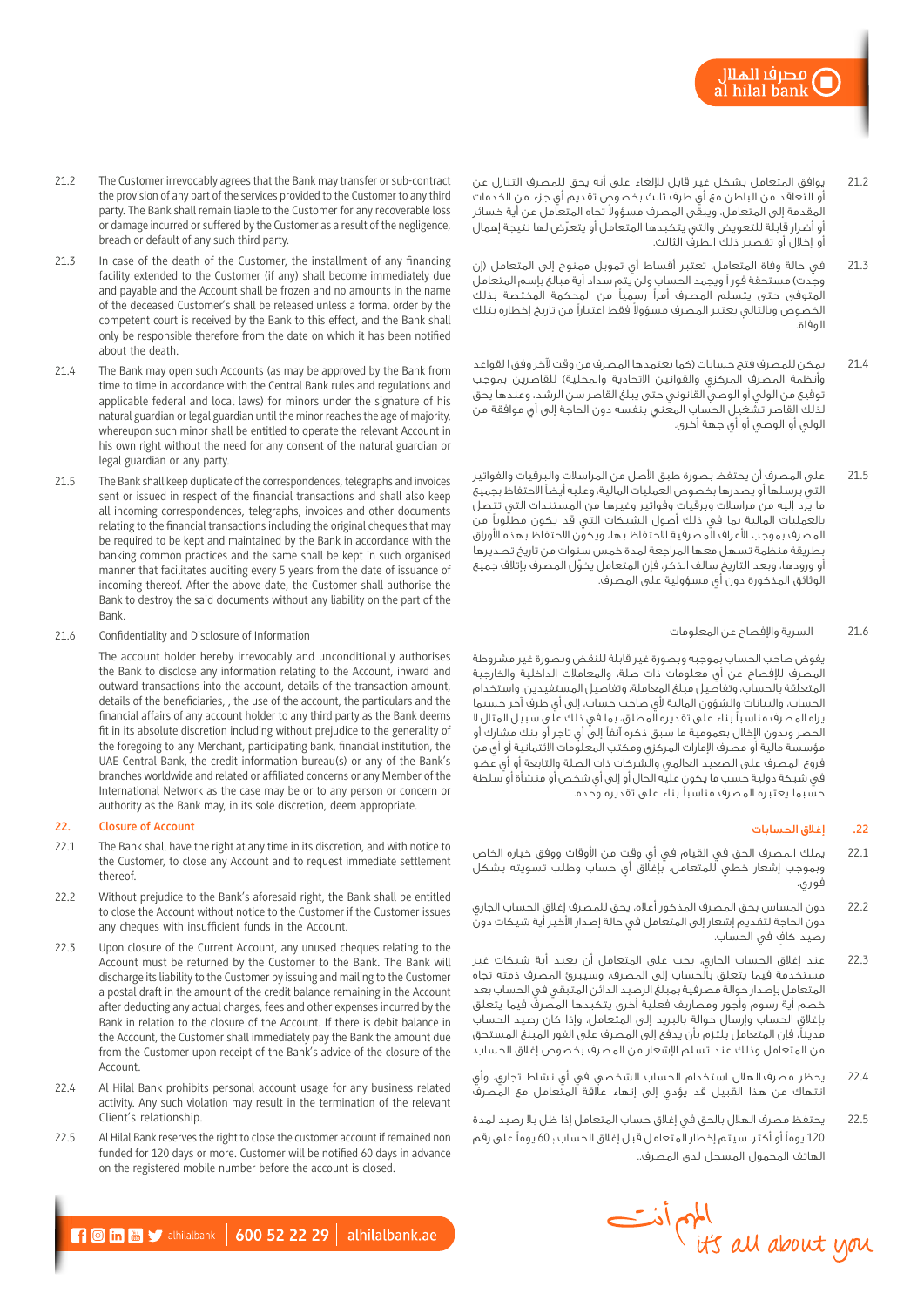21.2 The Customer irrevocably agrees that the Bank may transfer or sub-contract the provision of any part of the services provided to the Customer to any third party. The Bank shall remain liable to the Customer for any recoverable loss or damage incurred or suffered by the Customer as a result of the negligence, breach or default of any such third party.

21.3 In case of the death of the Customer, the installment of any financing facility extended to the Customer (if any) shall become immediately due and payable and the Account shall be frozen and no amounts in the name of the deceased Customer's shall be released unless a formal order by the competent court is received by the Bank to this effect, and the Bank shall only be responsible therefore from the date on which it has been notified about the death.

21.4 The Bank may open such Accounts (as may be approved by the Bank from time to time in accordance with the Central Bank rules and regulations and applicable federal and local laws) for minors under the signature of his natural guardian or legal guardian until the minor reaches the age of majority, whereupon such minor shall be entitled to operate the relevant Account in his own right without the need for any consent of the natural guardian or legal guardian or any party.

21.5 The Bank shall keep duplicate of the correspondences, telegraphs and invoices sent or issued in respect of the financial transactions and shall also keep all incoming correspondences, telegraphs, invoices and other documents relating to the financial transactions including the original cheques that may be required to be kept and maintained by the Bank in accordance with the banking common practices and the same shall be kept in such organised manner that facilitates auditing every 5 years from the date of issuance of incoming thereof. After the above date, the Customer shall authorise the Bank to destroy the said documents without any liability on the part of the Bank.

21.6 Confidentiality and Disclosure of Information

The account holder hereby irrevocably and unconditionally authorises the Bank to disclose any information relating to the Account, inward and outward transactions into the account, details of the transaction amount, details of the beneficiaries, , the use of the account, the particulars and the financial affairs of any account holder to any third party as the Bank deems fit in its absolute discretion including without prejudice to the generality of the foregoing to any Merchant, participating bank, financial institution, the UAE Central Bank, the credit information bureau(s) or any of the Bank's branches worldwide and related or affiliated concerns or any Member of the International Network as the case may be or to any person or concern or authority as the Bank may, in its sole discretion, deem appropriate.

## 22. Closure of Account

22.1 The Bank shall have the right at any time in its discretion, and with notice to the Customer, to close any Account and to request immediate settlement thereof.

22.2 Without prejudice to the Bank's aforesaid right, the Bank shall be entitled to close the Account without notice to the Customer if the Customer issues any cheques with insufficient funds in the Account.

22.3 Upon closure of the Current Account, any unused cheques relating to the Account must be returned by the Customer to the Bank. The Bank will discharge its liability to the Customer by issuing and mailing to the Customer a postal draft in the amount of the credit balance remaining in the Account after deducting any actual charges, fees and other expenses incurred by the Bank in relation to the closure of the Account. If there is debit balance in the Account, the Customer shall immediately pay the Bank the amount due from the Customer upon receipt of the Bank's advice of the closure of the Account.

22.4 Al Hilal Bank prohibits personal account usage for any business related activity. Any such violation may result in the termination of the relevant Client's relationship.

22.5 Al Hilal Bank reserves the right to close the customer account if remained non funded for 120 days or more. Customer will be notified 60 days in advance on the registered mobile number before the account is closed.

21.2 يوافق المتعامل بشكل غير قابل للإلغاء على أنه يحق للمصرف التنازل عن أو التعاقد من الباطن مع أي طرف ثالث بخصوص تقديم أي جزء من الخدمات المقدمة إلى المتعامل. ويبقى المصرف مسؤولاً تجاه المتعامل عن أية خسائر أو أضرار قابلة للتعويض والتي يتكبدها المتعامل أو يتعرّض لها نتيجة إهمال أو إخلال أو تقصير ذلك الطرف الثالث.

21.3 في حالة وفاة المتعامل، تعتبر أقساط أي تمويل ممنوح إلى المتعامل (إن وجدت) مستحقة فوراً ويجمد الحساب ولن يتم سداد أية مبالغ بإسم المتعامل المتوفى حتى يتسلم المصرف أمراً رسمياً من المحكمة المختصة بذلك الخصوص وبالتالي يعتبر المصرف مسؤولاً فقط اعتباراً من تاريخ إخطاره بتلك الوفاة.

21.4 يمكن للمصرف فتح حسابات (كما يعتمدها المصرف من وقت لآخر وفقاً للقواعد وأنظمة المصرف المركزي والقوانين الاتحادية والمحلية) للقاصرين بموجب توقيع من الولي أو الوصي القانوني حتى يبلغ القاصر سن الرشد، وعندها يحق لذلك القاصر تشغيل الحساب المعني بنفسه دون الحاجة إلى أي موافقة من الولي أو الوصي أو أي جهة أخرى.

21.5 على المصرف أن يحتفظ بصورة طبق الأصل من المراسلات والبرقيات والفواتير التي يرسلها أو يصدرها بخصوص العمليات المالية، وعليه أيضاً الاحتفاظ بجميع ما يرد إليه من مراسلات وبرقيات وفواتير وغيرها من المستندات التي تتصل بالعمليات المالية بما في ذلك أصول الشيكات التي قد يكون مطلوباً من المصرف بموجب الأعراف المصرفية الاحتفاظ بها، ويكون الاحتفاظ بهذه الأوراق بطريقة منظمة تسهل معها المراجعة لمدة خمس سنوات من تاريخ تصديرها أو ورودها. وبعد التاريخ سالف الذكر، فإن المتعامل يخوّل المصرف بإتلاف جميع الوثائق المذكورة دون أي مسؤولية على المصرف.

21.6 السرية والإفصاح عن المعلومات

يفوض صاحب الحساب بموجبه وبصورة غير قابلة للنقض وبصورة غير مشروطة المصرف للإفصاح عن أي معلومات ذات صلة، والمعاملات الداخلية والخارجية المتعلقة بالحساب، وتفاصيل مبلغ المعاملة، وتفاصيل المستفيدين، واستخدام الحساب، والبيانات والشؤون المالية لأي صاحب حساب، إلى أي طرف آخر حسبما يراه المصرف مناسباً بناء على تقديره المطلق، بما في ذلك على سبيل المثال لا الحصر وبدون الإخلال بعمومية ما سبق ذكره آنفاً إلى أي تاجر أو بنك مشارك أو مؤسسة مالية أو مصرف الإمارات المركزي ومكتب المعلومات الائتمانية أو أي من فروع المصرف على الصعيد العالمي والشركات ذات الصلة والتابعة أو أي عضو في شبكة دولية حسب ما يكون عليه الحال أو إلى أي شخص أو منشأة أو سلطة حسبما يعتبره المصرف مناسباً بناء على تقديره وحده.

## .22 إغلاق الحسابات

22.1 يملك المصرف الحق في القيام في أي وقت من الأوقات ووفق خياره الخاص وبموجب إشعار خطي للمتعامل، بإغلاق أي حساب وطلب تسويته بشكل فوري.

22.2 دون المساس بحق المصرف المذكور أعلاه، يحق للمصرف إغلاق الحساب الجاري دون الحاجة لتقديم إشعار إلى المتعامل في حالة إصدار الأخير أية شيكات دون رصيد كافٍ في الحساب.

22.3 عند إغلاق الحساب الجاري، يجب على المتعامل أن يعيد أية شيكات غير مستخدمة فيما يتعلق بالحساب إلى المصرف. وسيبرئ المصرف ذمته تجاه المتعامل بإصدار حوالة مصرفية بمبلغ الرصيد الدائن المتبقي في الحساب بعد خصم أية رسوم وأجور ومصاريف فعلية أخرى يتكبدها المصرف فيما يتعلق بإغلاق الحساب وإرسال حوالة بالبريد إلى المتعامل. وإذا كان رصيد الحساب مديناً، فإن المتعامل يلتزم بأن يدفع إلى المصرف على الفور المبلغ المستحق من المتعامل وذلك عند تسلم الإشعار من المصرف بخصوص إغلاق الحساب.

22.4 يحظر مصرف الهلال استخدام الحساب الشخصي في أي نشاط تجاري، وأي انتهاك من هذا القبيل قد يؤدي إلى إنهاء علاقة المتعامل مع المصرف.

22.5 يحتفظ مصرف الهلال بالحق في إغلاق حساب المتعامل إذا ظل بلا رصيد لمدة 120 يوماً أو أكثر. سيتم إخطار المتعامل قبل إغلاق الحساب بـ60 يوماً على رقم الهاتف المحمول المسجل لدى المصرف.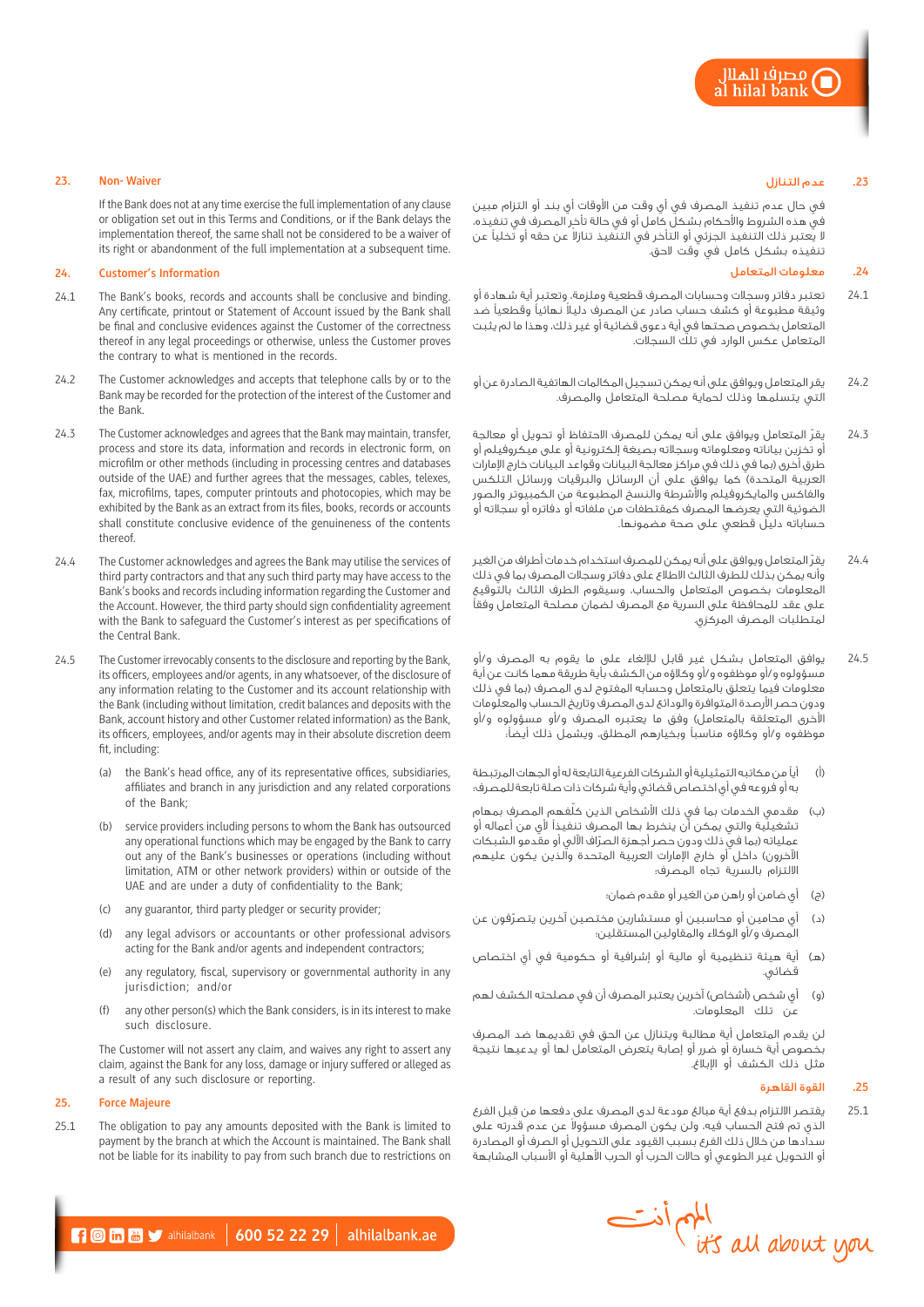## 23. Non- Waiver

If the Bank does not at any time exercise the full implementation of any clause or obligation set out in this Terms and Conditions, or if the Bank delays the implementation thereof, the same shall not be considered to be a waiver of its right or abandonment of the full implementation at a subsequent time.

## 24. Customer's Information

24.1 The Bank's books, records and accounts shall be conclusive and binding. Any certificate, printout or Statement of Account issued by the Bank shall be final and conclusive evidences against the Customer of the correctness thereof in any legal proceedings or otherwise, unless the Customer proves the contrary to what is mentioned in the records.

24.2 The Customer acknowledges and accepts that telephone calls by or to the Bank may be recorded for the protection of the interest of the Customer and the Bank.

24.3 The Customer acknowledges and agrees that the Bank may maintain, transfer, process and store its data, information and records in electronic form, on microfilm or other methods (including in processing centres and databases outside of the UAE) and further agrees that the messages, cables, telexes, fax, microfilms, tapes, computer printouts and photocopies, which may be exhibited by the Bank as an extract from its files, books, records or accounts shall constitute conclusive evidence of the genuineness of the contents thereof.

24.4 The Customer acknowledges and agrees the Bank may utilise the services of third party contractors and that any such third party may have access to the Bank's books and records including information regarding the Customer and the Account. However, the third party should sign confidentiality agreement with the Bank to safeguard the Customer's interest as per specifications of the Central Bank.

24.5 The Customer irrevocably consents to the disclosure and reporting by the Bank, its officers, employees and/or agents, in any whatsoever, of the disclosure of any information relating to the Customer and its account relationship with the Bank (including without limitation, credit balances and deposits with the Bank, account history and other Customer related information) as the Bank, its officers, employees, and/or agents may in their absolute discretion deem fit, including:

(a) the Bank's head office, any of its representative offices, subsidiaries, affiliates and branch in any jurisdiction and any related corporations of the Bank;

(b) service providers including persons to whom the Bank has outsourced any operational functions which may be engaged by the Bank to carry out any of the Bank's businesses or operations (including without limitation, ATM or other network providers) within or outside of the UAE and are under a duty of confidentiality to the Bank;

(c) any guarantor, third party pledger or security provider;

(d) any legal advisors or accountants or other professional advisors acting for the Bank and/or agents and independent contractors;

(e) any regulatory, fiscal, supervisory or governmental authority in any jurisdiction; and/or

(f) any other person(s) which the Bank considers, is in its interest to make such disclosure.

The Customer will not assert any claim, and waives any right to assert any claim, against the Bank for any loss, damage or injury suffered or alleged as a result of any such disclosure or reporting.

## 25. Force Majeure

25.1 The obligation to pay any amounts deposited with the Bank is limited to payment by the branch at which the Account is maintained. The Bank shall not be liable for its inability to pay from such branch due to restrictions on

## .23 عدم التنازل

في حال عدم تنفيذ المصرف في أي وقت من الأوقات أي بند أو التزام مبين في هذه الشروط والأحكام بشكل كامل أو في حالة تأخر المصرف في تنفيذه، لا يعتبر ذلك التنفيذ الجزئي أو التأخر في التنفيذ تنازلا عن حقه أو تخلياً عن تنفيذه بشكل كامل في وقت لاحق.

## .24 معلومات المتعامل

24.1 تعتبر دفاتر وسجلات وحسابات المصرف قطعية وملزمة، وتعتبر أية شهادة أو وثيقة مطبوعة أو كشف حساب صادر عن المصرف دليلاً نهائياً وقطعياً ضد المتعامل بخصوص صحتها في أية دعوى قضائية أو غير ذلك، وهذا ما لم يثبت المتعامل عكس الوارد في تلك السجلات.

24.2 يقر المتعامل ويوافق على أنه يمكن تسجيل المكالمات الهاتفية الصادرة عن أو التي يتسلمها وذلك لحماية مصلحة المتعامل والمصرف.

24.3 يقرّ المتعامل ويوافق على أنه يمكن للمصرف الاحتفاظ أو تحويل أو معالجة أو تخزين بياناته ومعلوماته وسجلاته بصيغة إلكترونية أو على ميكروفيلم أو طرق أخرى (بما في ذلك في مراكز معالجة البيانات وقواعد البيانات خارج الإمارات العربية المتحدة) كما يوافق على أن الرسائل والبرقيات ورسائل التلكس والفاكس والمايكروفيلم والأشرطة والنسخ المطبوعة من الكمبيوتر والصور الضوئية التي يعرضها المصرف كمقتطفات من ملفاته أو دفاتره أو سجلاته أو حساباته دليل قطعي على صحة مضمونها.

24.4 يقرّ المتعامل ويوافق على أنه يمكن للمصرف استخدام خدمات أطراف من الغير وأنه يمكن بذلك للطرف الثالث الاطلاع على دفاتر وسجلات المصرف بما في ذلك المعلومات بخصوص المتعامل والحساب، وسيقوم الطرف الثالث بالتوقيع على عقد للمحافظة على السرية مع المصرف لضمان مصلحة المتعامل وفقاً لمتطلبات المصرف المركزي.

24.5 يوافق المتعامل بشكل غير قابل للإلغاء على ما يقوم به المصرف و/أو مسؤولوه و/أو موظفوه و/أو وكلاؤه من الكشف بأية طريقة مهما كانت عن أية معلومات فيما يتعلق بالمتعامل وحسابه المفتوح لدى المصرف (بما في ذلك ودون حصر الأرصدة المتوافرة والودائع لدى المصرف وتاريخ الحساب والمعلومات الأخرى المتعلقة بالمتعامل) وفق ما يعتبره المصرف و/أو مسؤولوه و/أو موظفوه و/أو وكلاؤه مناسباً وبخيارهم المطلق، ويشمل ذلك أيضاً:

(أ) أياً من مكاتبه التمثيلية أو الشركات الفرعية التابعة له أو الجهات المرتبطة به أو فروعه في أي اختصاص قضائي وأية شركات ذات صلة تابعة للمصرف؛

(ب) مقدمي الخدمات بما في ذلك الأشخاص الذين كلّفهم المصرف بمهام تشغيلية والتي يمكن أن ينخرط بها المصرف تنفيذاً لأي من أعماله أو عملياته (بما في ذلك ودون حصر أجهزة الصرّاف الآلي أو مقدمو الشبكات الأخرى) داخل أو خارج الإمارات العربية المتحدة والذين يكون عليهم الالتزام بالسرية تجاه المصرف؛

(ج) أي ضامن أو راهن من الغير أو مقدم ضمان؛

(د) أي محامين أو محاسبين أو مستشارين مختصين آخرين يتصرّفون عن المصرف و/أو الوكلاء والمقاولين المستقلين؛

(هـ) أية هيئة تنظيمية أو مالية أو إشرافية أو حكومية في أي اختصاص قضائي.

(و) أي شخص (أشخاص) آخرين يعتبر المصرف أن في مصلحته الكشف لهم عن تلك المعلومات.

لن يقدم المتعامل أية مطالبة ويتنازل عن الحق في تقديمها ضد المصرف بخصوص أية خسارة أو ضرر أو إصابة يتعرض المتعامل لها أو يدعيها نتيجة مثل ذلك الكشف أو الإبلاغ.

## .25 القوة القاهرة

25.1 يقتصر الالتزام بدفع أية مبالغ مودعة لدى المصرف على دفعها من قبل الفرع الذي تم فتح الحساب فيه، ولن يكون المصرف مسؤولاً عن عدم قدرته على سدادها من خلال ذلك الفرع بسبب القيود على التحويل أو الصرف أو المصادرة أو التحويل غير الطوعي أو حالات الحرب أو الحرب الأهلية أو الأسباب المشابهة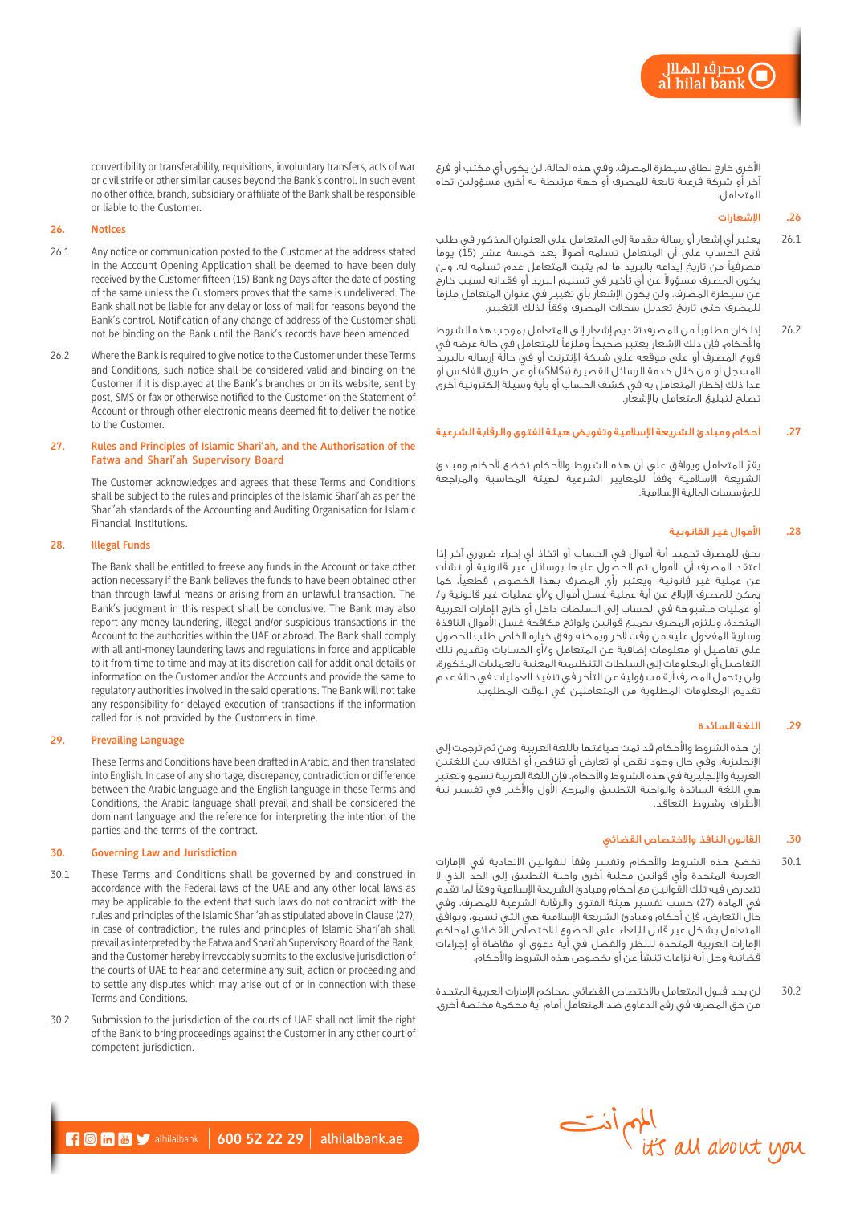convertibility or transferability, requisitions, involuntary transfers, acts of war or civil strife or other similar causes beyond the Bank's control. In such event no other office, branch, subsidiary or affiliate of the Bank shall be responsible or liable to the Customer.

## 26. Notices

26.1 Any notice or communication posted to the Customer at the address stated in the Account Opening Application shall be deemed to have been duly received by the Customer fifteen (15) Banking Days after the date of posting of the same unless the Customers proves that the same is undelivered. The Bank shall not be liable for any delay or loss of mail for reasons beyond the Bank's control. Notification of any change of address of the Customer shall not be binding on the Bank until the Bank's records have been amended.

26.2 Where the Bank is required to give notice to the Customer under these Terms and Conditions, such notice shall be considered valid and binding on the Customer if it is displayed at the Bank's branches or on its website, sent by post, SMS or fax or otherwise notified to the Customer on the Statement of Account or through other electronic means deemed fit to deliver the notice to the Customer.

## 27. Rules and Principles of Islamic Shari'ah, and the Authorisation of the Fatwa and Shari'ah Supervisory Board

The Customer acknowledges and agrees that these Terms and Conditions shall be subject to the rules and principles of the Islamic Shari'ah as per the Shari'ah standards of the Accounting and Auditing Organisation for Islamic Financial Institutions.

## 28. Illegal Funds

The Bank shall be entitled to freese any funds in the Account or take other action necessary if the Bank believes the funds to have been obtained other than through lawful means or arising from an unlawful transaction. The Bank's judgment in this respect shall be conclusive. The Bank may also report any money laundering, illegal and/or suspicious transactions in the Account to the authorities within the UAE or abroad. The Bank shall comply with all anti-money laundering laws and regulations in force and applicable to it from time to time and may at its discretion call for additional details or information on the Customer and/or the Accounts and provide the same to regulatory authorities involved in the said operations. The Bank will not take any responsibility for delayed execution of transactions if the information called for is not provided by the Customers in time.

## 29. Prevailing Language

These Terms and Conditions have been drafted in Arabic, and then translated into English. In case of any shortage, discrepancy, contradiction or difference between the Arabic language and the English language in these Terms and Conditions, the Arabic language shall prevail and shall be considered the dominant language and the reference for interpreting the intention of the parties and the terms of the contract.

## 30. Governing Law and Jurisdiction

30.1 These Terms and Conditions shall be governed by and construed in accordance with the Federal laws of the UAE and any other local laws as may be applicable to the extent that such laws do not contradict with the rules and principles of the Islamic Shari'ah as stipulated above in Clause (27), in case of contradiction, the rules and principles of Islamic Shari'ah shall prevail as interpreted by the Fatwa and Shari'ah Supervisory Board of the Bank, and the Customer hereby irrevocably submits to the exclusive jurisdiction of the courts of UAE to hear and determine any suit, action or proceeding and to settle any disputes which may arise out of or in connection with these Terms and Conditions.

30.2 Submission to the jurisdiction of the courts of UAE shall not limit the right of the Bank to bring proceedings against the Customer in any other court of competent jurisdiction.

الأخرى خارج نطاق سيطرة المصرف، وفي هذه الحالة، لن يكون أي مكتب أو فرع آخر أو شركة فرعية تابعة للمصرف أو جهة مرتبطة به أخرى مسؤولين تجاه المتعامل.

## .26 الإشعارات

26.1 يعتبر أي إشعار أو رسالة مقدمة إلى المتعامل على العنوان المذكور في طلب فتح الحساب على أن المتعامل تسلمه أصولاً بعد خمسة عشر (15) يوماً مصرفياً من تاريخ إيداعه بالبريد ما لم يثبت المتعامل عدم تسلمه له، ولن يكون المصرف مسؤولاً عن أي تأخير في تسليم البريد أو فقدانه لسبب خارج عن سيطرة المصرف، ولن يكون الإشعار بأي تغيير في عنوان المتعامل ملزماً للمصرف حتى تاريخ تعديل سجلات المصرف وفقاً لذلك التغيير.

26.2 إذا كان مطلوباً من المصرف تقديم إشعار إلى المتعامل بموجب هذه الشروط والأحكام، فإن ذلك الإشعار يعتبر صحيحاً وملزماً للمتعامل في حالة عرضه في فروع المصرف أو على موقعه على شبكة الإنترنت أو في حالة إرساله بالبريد المسجل أو من خلال خدمة الرسائل القصيرة («SMS») أو عن طريق الفاكس أو عدا ذلك إخطار المتعامل به في كشف الحساب أو بأية وسيلة إلكترونية أخرى تصلح لتبليغ المتعامل بالإشعار.

## .27 أحكام ومبادئ الشريعة الإسلامية وتفويض هيئة الفتوى والرقابة الشرعية

يقرّ المتعامل ويوافق على أن هذه الشروط والأحكام تخضع لأحكام ومبادئ الشريعة الإسلامية وفقاً للمعايير الشرعية لهيئة المحاسبة والمراجعة للمؤسسات المالية الإسلامية.

## .28 الأموال غير القانونية

يحق للمصرف تجميد أية أموال في الحساب أو اتخاذ أي إجراء ضروري آخر إذا اعتقد المصرف أن أموال تم الحصول عليها بوسائل غير قانونية أو نشأت عن عملية غير قانونية. ويعتبر رأي المصرف بهذا الخصوص قطعياً. كما يمكن للمصرف الإبلاغ عن أية عملية غسل أموال و/أو عمليات غير قانونية و/أو عمليات مشبوهة في الحساب إلى السلطات داخل أو خارج الإمارات العربية المتحدة. ويلتزم المصرف بجميع قوانين ولوائح مكافحة غسل الأموال النافذة وسارية المفعول عليه من وقت لآخر ويمكنه وفق خياره الخاص طلب الحصول على تفاصيل أو معلومات إضافية عن المتعامل و/أو الحسابات وتقديم تلك التفاصيل أو المعلومات إلى السلطات التنظيمية المعنية بالعمليات المذكورة، ولن يتحمل المصرف أية مسؤولية عن التأخر في تنفيذ العمليات في حالة عدم تقديم المعلومات المطلوبة من المتعاملين في الوقت المطلوب.

## .29 اللغة السائدة

إن هذه الشروط والأحكام قد تمت صياغتها باللغة العربية، ومن ثم ترجمت إلى الإنجليزية، وفي حال وجود نقص أو تعارض أو تناقض أو اختلاف بين اللغتين العربية والإنجليزية في هذه الشروط والأحكام، فإن اللغة العربية تسمو وتعتبر هي اللغة السائدة والواجبة التطبيق والمرجع الأول والأخير في تفسير نية الأطراف وشروط التعاقد.

## .30 القانون النافذ والاختصاص القضائي

30.1 تخضع هذه الشروط والأحكام وتفسر وفقاً للقوانين الاتحادية في الإمارات العربية المتحدة وأي قوانين محلية أخرى واجبة التطبيق إلى الحد الذي لا تتعارض فيه تلك القوانين مع أحكام ومبادئ الشريعة الإسلامية وفقاً لما تقدم في المادة (27) حسب تفسير هيئة الفتوى والرقابة الشرعية للمصرف، وفي حال التعارض، فإن أحكام ومبادئ الشريعة الإسلامية هي التي تسمو، ويوافق المتعامل بشكل غير قابل للإلغاء على الخضوع للاختصاص القضائي لمحاكم الإمارات العربية المتحدة للنظر والفصل في أية دعوى أو مقاضاة أو إجراءات قضائية وحل أية نزاعات تنشأ عن أو بخصوص هذه الشروط والأحكام.

30.2 لن يحد قبول المتعامل بالاختصاص القضائي لمحاكم الإمارات العربية المتحدة من حق المصرف في رفع الدعاوى ضد المتعامل أمام أية محكمة مختصة أخرى.